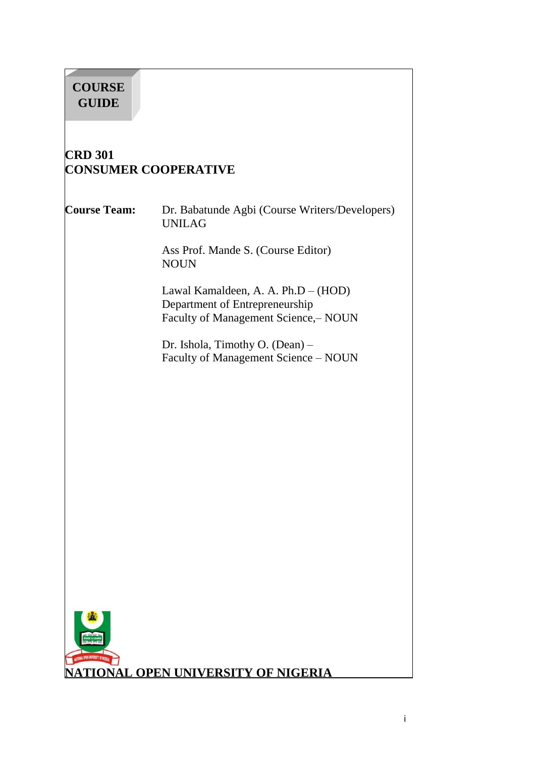**COURSE GUIDE**

# CRD 301
# CONSUMER COOPERATIVE

**Course Team:**

Dr. Babatunde Agbi (Course Writers/Developers)
UNILAG

Ass Prof. Mande S. (Course Editor)
NOUN

Lawal Kamaldeen, A. A. Ph.D – (HOD)
Department of Entrepreneurship
Faculty of Management Science,– NOUN

Dr. Ishola, Timothy O. (Dean) –
Faculty of Management Science – NOUN

**NATIONAL OPEN UNIVERSITY OF NIGERIA**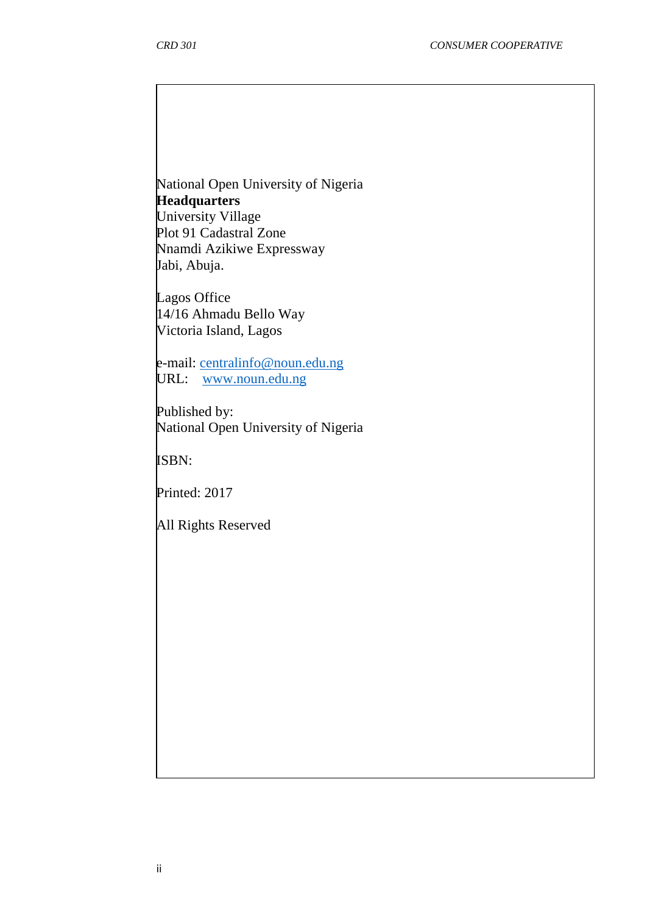National Open University of Nigeria
**Headquarters**
University Village
Plot 91 Cadastral Zone
Nnamdi Azikiwe Expressway
Jabi, Abuja.

Lagos Office
14/16 Ahmadu Bello Way
Victoria Island, Lagos

e-mail: centralinfo@noun.edu.ng
URL: www.noun.edu.ng

Published by:
National Open University of Nigeria

ISBN:

Printed: 2017

All Rights Reserved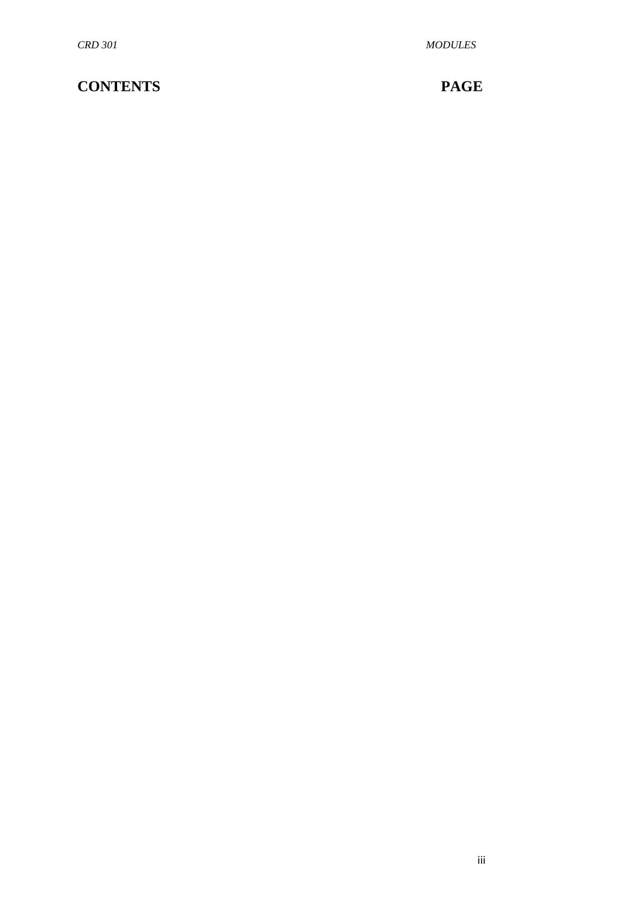# CONTENTS PAGE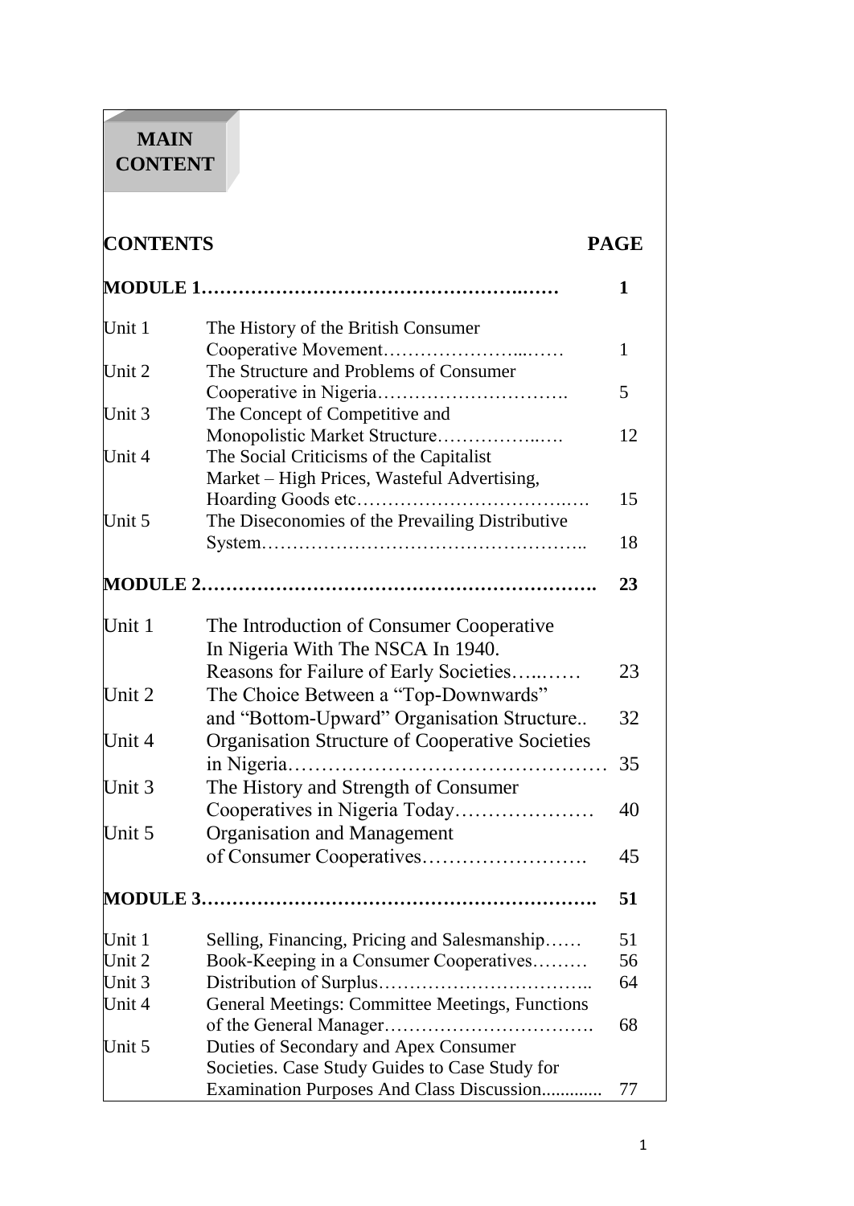## MAIN CONTENT

| CONTENTS | | PAGE |
|---|---|---|
| **MODULE 1** | | **1** |
| Unit 1 | The History of the British Consumer Cooperative Movement | 1 |
| Unit 2 | The Structure and Problems of Consumer Cooperative in Nigeria | 5 |
| Unit 3 | The Concept of Competitive and Monopolistic Market Structure | 12 |
| Unit 4 | The Social Criticisms of the Capitalist Market – High Prices, Wasteful Advertising, Hoarding Goods etc | 15 |
| Unit 5 | The Diseconomies of the Prevailing Distributive System | 18 |
| **MODULE 2** | | **23** |
| Unit 1 | The Introduction of Consumer Cooperative In Nigeria With The NSCA In 1940. Reasons for Failure of Early Societies | 23 |
| Unit 2 | The Choice Between a "Top-Downwards" and "Bottom-Upward" Organisation Structure | 32 |
| Unit 4 | Organisation Structure of Cooperative Societies in Nigeria | 35 |
| Unit 3 | The History and Strength of Consumer Cooperatives in Nigeria Today | 40 |
| Unit 5 | Organisation and Management of Consumer Cooperatives | 45 |
| **MODULE 3** | | **51** |
| Unit 1 | Selling, Financing, Pricing and Salesmanship | 51 |
| Unit 2 | Book-Keeping in a Consumer Cooperatives | 56 |
| Unit 3 | Distribution of Surplus | 64 |
| Unit 4 | General Meetings: Committee Meetings, Functions of the General Manager | 68 |
| Unit 5 | Duties of Secondary and Apex Consumer Societies. Case Study Guides to Case Study for Examination Purposes And Class Discussion | 77 |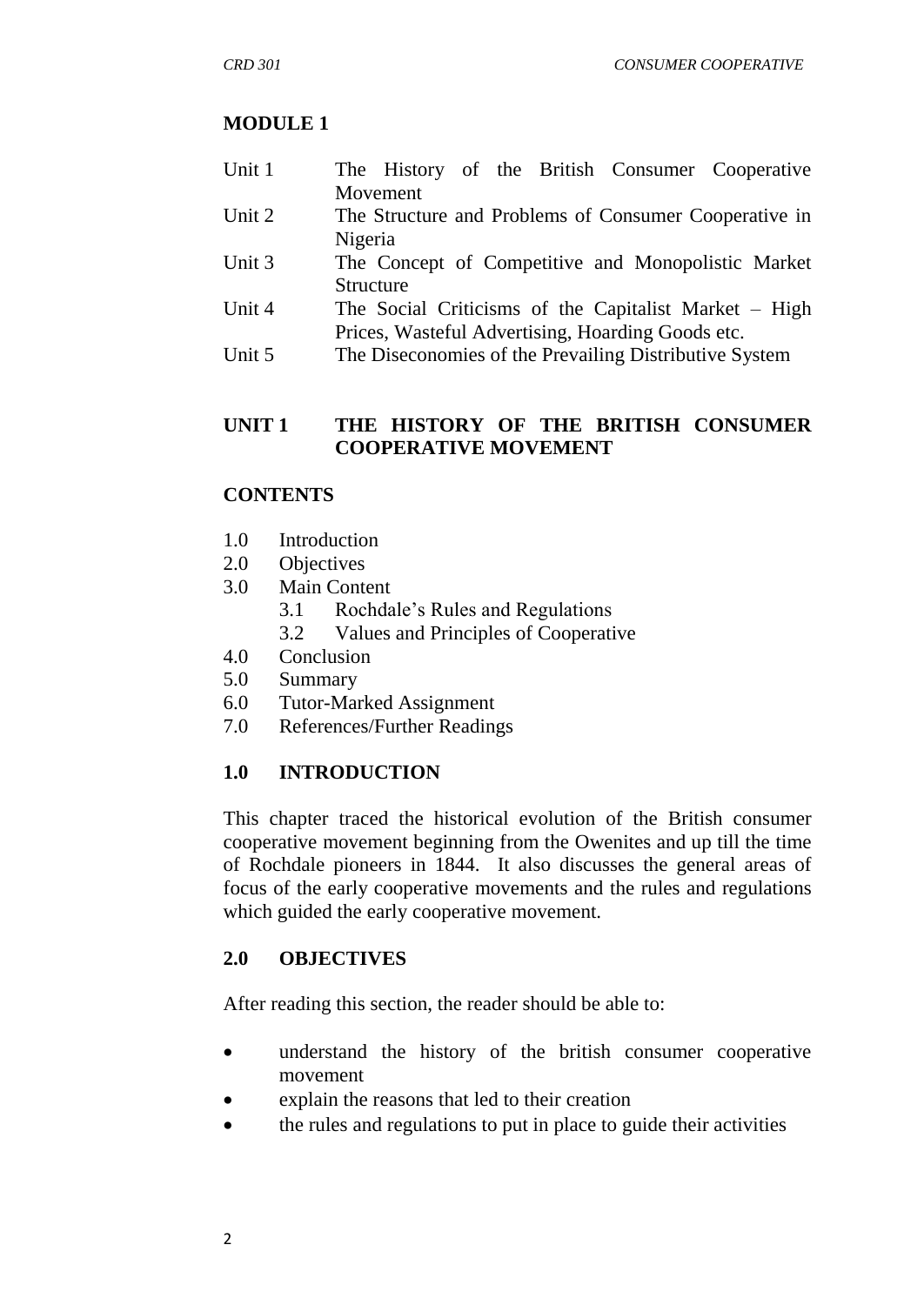## MODULE 1

| | |
|---|---|
| Unit 1 | The History of the British Consumer Cooperative Movement |
| Unit 2 | The Structure and Problems of Consumer Cooperative in Nigeria |
| Unit 3 | The Concept of Competitive and Monopolistic Market Structure |
| Unit 4 | The Social Criticisms of the Capitalist Market – High Prices, Wasteful Advertising, Hoarding Goods etc. |
| Unit 5 | The Diseconomies of the Prevailing Distributive System |

## UNIT 1 THE HISTORY OF THE BRITISH CONSUMER COOPERATIVE MOVEMENT

### CONTENTS

1.0 Introduction
2.0 Objectives
3.0 Main Content
  3.1 Rochdale's Rules and Regulations
  3.2 Values and Principles of Cooperative
4.0 Conclusion
5.0 Summary
6.0 Tutor-Marked Assignment
7.0 References/Further Readings

### 1.0 INTRODUCTION

This chapter traced the historical evolution of the British consumer cooperative movement beginning from the Owenites and up till the time of Rochdale pioneers in 1844. It also discusses the general areas of focus of the early cooperative movements and the rules and regulations which guided the early cooperative movement.

### 2.0 OBJECTIVES

After reading this section, the reader should be able to:

- understand the history of the british consumer cooperative movement
- explain the reasons that led to their creation
- the rules and regulations to put in place to guide their activities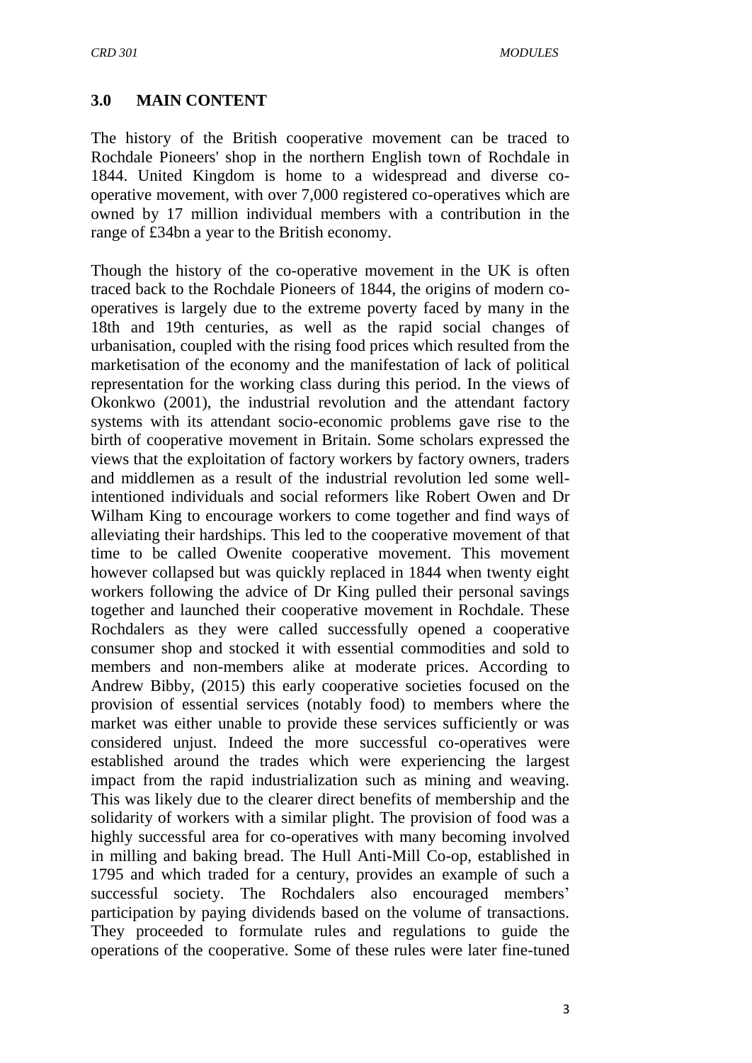## 3.0 MAIN CONTENT

The history of the British cooperative movement can be traced to Rochdale Pioneers' shop in the northern English town of Rochdale in 1844. United Kingdom is home to a widespread and diverse co-operative movement, with over 7,000 registered co-operatives which are owned by 17 million individual members with a contribution in the range of £34bn a year to the British economy.

Though the history of the co-operative movement in the UK is often traced back to the Rochdale Pioneers of 1844, the origins of modern co-operatives is largely due to the extreme poverty faced by many in the 18th and 19th centuries, as well as the rapid social changes of urbanisation, coupled with the rising food prices which resulted from the marketisation of the economy and the manifestation of lack of political representation for the working class during this period. In the views of Okonkwo (2001), the industrial revolution and the attendant factory systems with its attendant socio-economic problems gave rise to the birth of cooperative movement in Britain. Some scholars expressed the views that the exploitation of factory workers by factory owners, traders and middlemen as a result of the industrial revolution led some well-intentioned individuals and social reformers like Robert Owen and Dr Wilham King to encourage workers to come together and find ways of alleviating their hardships. This led to the cooperative movement of that time to be called Owenite cooperative movement. This movement however collapsed but was quickly replaced in 1844 when twenty eight workers following the advice of Dr King pulled their personal savings together and launched their cooperative movement in Rochdale. These Rochdalers as they were called successfully opened a cooperative consumer shop and stocked it with essential commodities and sold to members and non-members alike at moderate prices. According to Andrew Bibby, (2015) this early cooperative societies focused on the provision of essential services (notably food) to members where the market was either unable to provide these services sufficiently or was considered unjust. Indeed the more successful co-operatives were established around the trades which were experiencing the largest impact from the rapid industrialization such as mining and weaving. This was likely due to the clearer direct benefits of membership and the solidarity of workers with a similar plight. The provision of food was a highly successful area for co-operatives with many becoming involved in milling and baking bread. The Hull Anti-Mill Co-op, established in 1795 and which traded for a century, provides an example of such a successful society. The Rochdalers also encouraged members' participation by paying dividends based on the volume of transactions. They proceeded to formulate rules and regulations to guide the operations of the cooperative. Some of these rules were later fine-tuned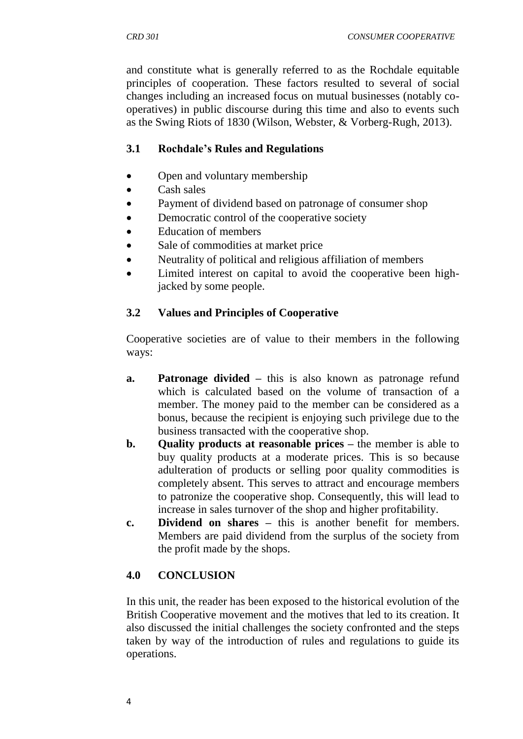and constitute what is generally referred to as the Rochdale equitable principles of cooperation. These factors resulted to several of social changes including an increased focus on mutual businesses (notably co-operatives) in public discourse during this time and also to events such as the Swing Riots of 1830 (Wilson, Webster, & Vorberg-Rugh, 2013).

## 3.1 Rochdale's Rules and Regulations

- Open and voluntary membership
- Cash sales
- Payment of dividend based on patronage of consumer shop
- Democratic control of the cooperative society
- Education of members
- Sale of commodities at market price
- Neutrality of political and religious affiliation of members
- Limited interest on capital to avoid the cooperative been high-jacked by some people.

## 3.2 Values and Principles of Cooperative

Cooperative societies are of value to their members in the following ways:

a. **Patronage divided –** this is also known as patronage refund which is calculated based on the volume of transaction of a member. The money paid to the member can be considered as a bonus, because the recipient is enjoying such privilege due to the business transacted with the cooperative shop.

b. **Quality products at reasonable prices –** the member is able to buy quality products at a moderate prices. This is so because adulteration of products or selling poor quality commodities is completely absent. This serves to attract and encourage members to patronize the cooperative shop. Consequently, this will lead to increase in sales turnover of the shop and higher profitability.

c. **Dividend on shares –** this is another benefit for members. Members are paid dividend from the surplus of the society from the profit made by the shops.

## 4.0 CONCLUSION

In this unit, the reader has been exposed to the historical evolution of the British Cooperative movement and the motives that led to its creation. It also discussed the initial challenges the society confronted and the steps taken by way of the introduction of rules and regulations to guide its operations.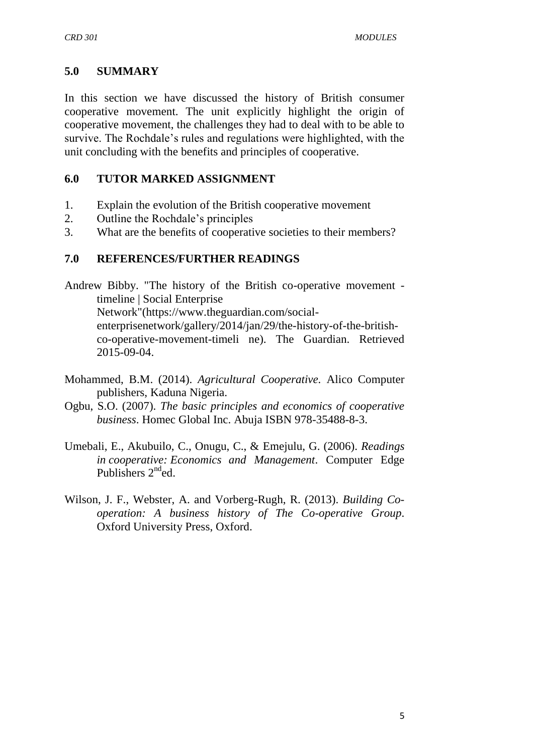## 5.0 SUMMARY

In this section we have discussed the history of British consumer cooperative movement. The unit explicitly highlight the origin of cooperative movement, the challenges they had to deal with to be able to survive. The Rochdale's rules and regulations were highlighted, with the unit concluding with the benefits and principles of cooperative.

## 6.0 TUTOR MARKED ASSIGNMENT

1. Explain the evolution of the British cooperative movement
2. Outline the Rochdale's principles
3. What are the benefits of cooperative societies to their members?

## 7.0 REFERENCES/FURTHER READINGS

Andrew Bibby. "The history of the British co-operative movement - timeline | Social Enterprise Network"(https://www.theguardian.com/social-enterprisenetwork/gallery/2014/jan/29/the-history-of-the-british-co-operative-movement-timeli ne). The Guardian. Retrieved 2015-09-04.

Mohammed, B.M. (2014). *Agricultural Cooperative*. Alico Computer publishers, Kaduna Nigeria.

Ogbu, S.O. (2007). *The basic principles and economics of cooperative business*. Homec Global Inc. Abuja ISBN 978-35488-8-3.

Umebali, E., Akubuilo, C., Onugu, C., & Emejulu, G. (2006). *Readings in cooperative: Economics and Management*. Computer Edge Publishers 2nd ed.

Wilson, J. F., Webster, A. and Vorberg-Rugh, R. (2013). *Building Co-operation: A business history of The Co-operative Group*. Oxford University Press, Oxford.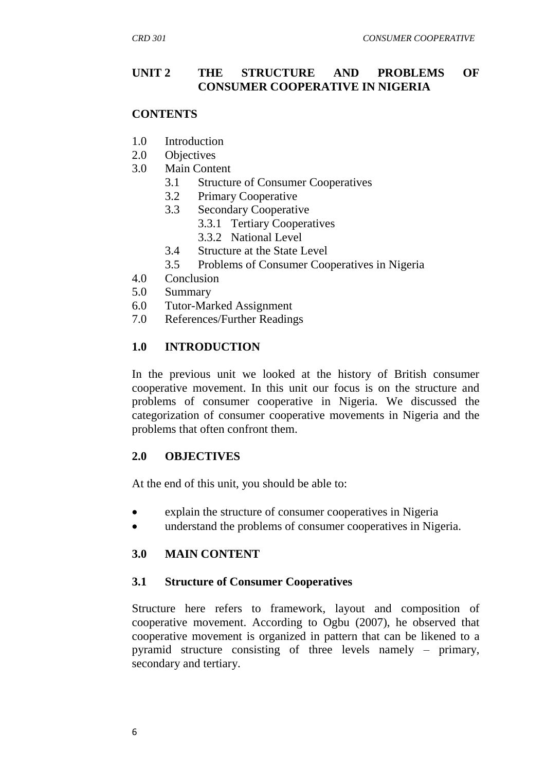## UNIT 2 THE STRUCTURE AND PROBLEMS OF CONSUMER COOPERATIVE IN NIGERIA

### CONTENTS

1.0 Introduction
2.0 Objectives
3.0 Main Content
  3.1 Structure of Consumer Cooperatives
  3.2 Primary Cooperative
  3.3 Secondary Cooperative
    3.3.1 Tertiary Cooperatives
    3.3.2 National Level
  3.4 Structure at the State Level
  3.5 Problems of Consumer Cooperatives in Nigeria
4.0 Conclusion
5.0 Summary
6.0 Tutor-Marked Assignment
7.0 References/Further Readings

### 1.0 INTRODUCTION

In the previous unit we looked at the history of British consumer cooperative movement. In this unit our focus is on the structure and problems of consumer cooperative in Nigeria. We discussed the categorization of consumer cooperative movements in Nigeria and the problems that often confront them.

### 2.0 OBJECTIVES

At the end of this unit, you should be able to:

- explain the structure of consumer cooperatives in Nigeria
- understand the problems of consumer cooperatives in Nigeria.

### 3.0 MAIN CONTENT

#### 3.1 Structure of Consumer Cooperatives

Structure here refers to framework, layout and composition of cooperative movement. According to Ogbu (2007), he observed that cooperative movement is organized in pattern that can be likened to a pyramid structure consisting of three levels namely – primary, secondary and tertiary.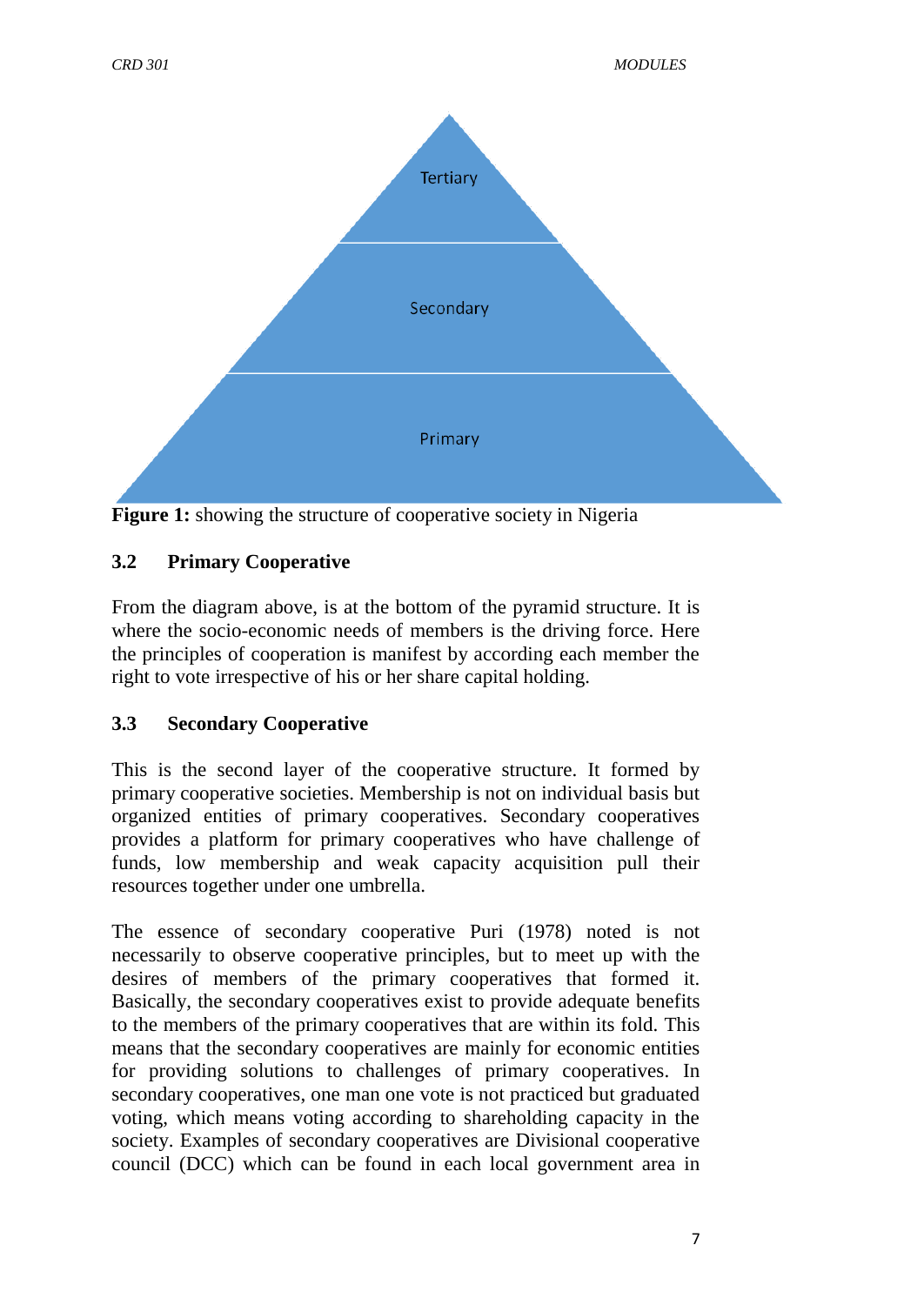Tertiary

Secondary

Primary

**Figure 1:** showing the structure of cooperative society in Nigeria

### 3.2 Primary Cooperative

From the diagram above, is at the bottom of the pyramid structure. It is where the socio-economic needs of members is the driving force. Here the principles of cooperation is manifest by according each member the right to vote irrespective of his or her share capital holding.

### 3.3 Secondary Cooperative

This is the second layer of the cooperative structure. It formed by primary cooperative societies. Membership is not on individual basis but organized entities of primary cooperatives. Secondary cooperatives provides a platform for primary cooperatives who have challenge of funds, low membership and weak capacity acquisition pull their resources together under one umbrella.

The essence of secondary cooperative Puri (1978) noted is not necessarily to observe cooperative principles, but to meet up with the desires of members of the primary cooperatives that formed it. Basically, the secondary cooperatives exist to provide adequate benefits to the members of the primary cooperatives that are within its fold. This means that the secondary cooperatives are mainly for economic entities for providing solutions to challenges of primary cooperatives. In secondary cooperatives, one man one vote is not practiced but graduated voting, which means voting according to shareholding capacity in the society. Examples of secondary cooperatives are Divisional cooperative council (DCC) which can be found in each local government area in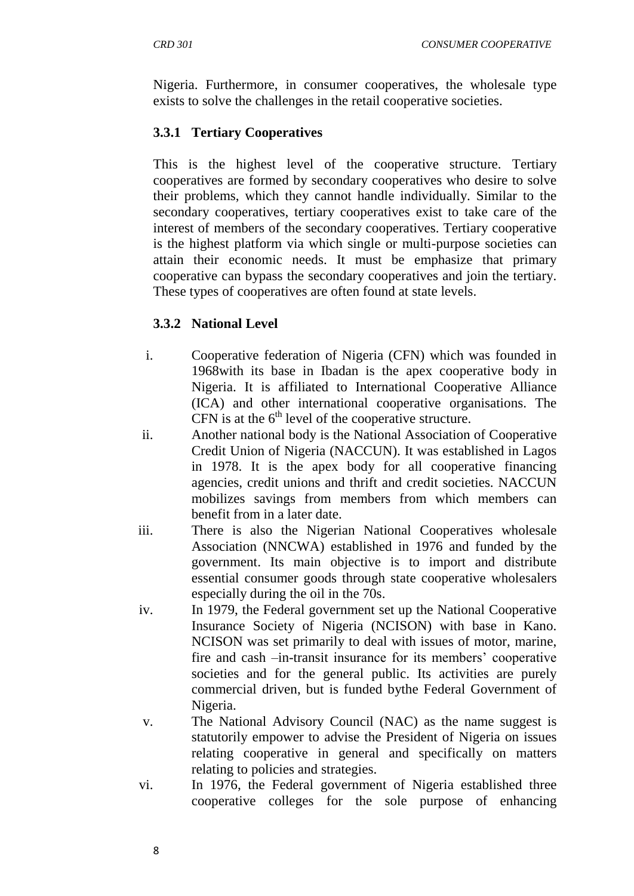Nigeria. Furthermore, in consumer cooperatives, the wholesale type exists to solve the challenges in the retail cooperative societies.

### 3.3.1 Tertiary Cooperatives

This is the highest level of the cooperative structure. Tertiary cooperatives are formed by secondary cooperatives who desire to solve their problems, which they cannot handle individually. Similar to the secondary cooperatives, tertiary cooperatives exist to take care of the interest of members of the secondary cooperatives. Tertiary cooperative is the highest platform via which single or multi-purpose societies can attain their economic needs. It must be emphasize that primary cooperative can bypass the secondary cooperatives and join the tertiary. These types of cooperatives are often found at state levels.

### 3.3.2 National Level

i. Cooperative federation of Nigeria (CFN) which was founded in 1968with its base in Ibadan is the apex cooperative body in Nigeria. It is affiliated to International Cooperative Alliance (ICA) and other international cooperative organisations. The CFN is at the 6th level of the cooperative structure.
ii. Another national body is the National Association of Cooperative Credit Union of Nigeria (NACCUN). It was established in Lagos in 1978. It is the apex body for all cooperative financing agencies, credit unions and thrift and credit societies. NACCUN mobilizes savings from members from which members can benefit from in a later date.
iii. There is also the Nigerian National Cooperatives wholesale Association (NNCWA) established in 1976 and funded by the government. Its main objective is to import and distribute essential consumer goods through state cooperative wholesalers especially during the oil in the 70s.
iv. In 1979, the Federal government set up the National Cooperative Insurance Society of Nigeria (NCISON) with base in Kano. NCISON was set primarily to deal with issues of motor, marine, fire and cash –in-transit insurance for its members' cooperative societies and for the general public. Its activities are purely commercial driven, but is funded bythe Federal Government of Nigeria.
v. The National Advisory Council (NAC) as the name suggest is statutorily empower to advise the President of Nigeria on issues relating cooperative in general and specifically on matters relating to policies and strategies.
vi. In 1976, the Federal government of Nigeria established three cooperative colleges for the sole purpose of enhancing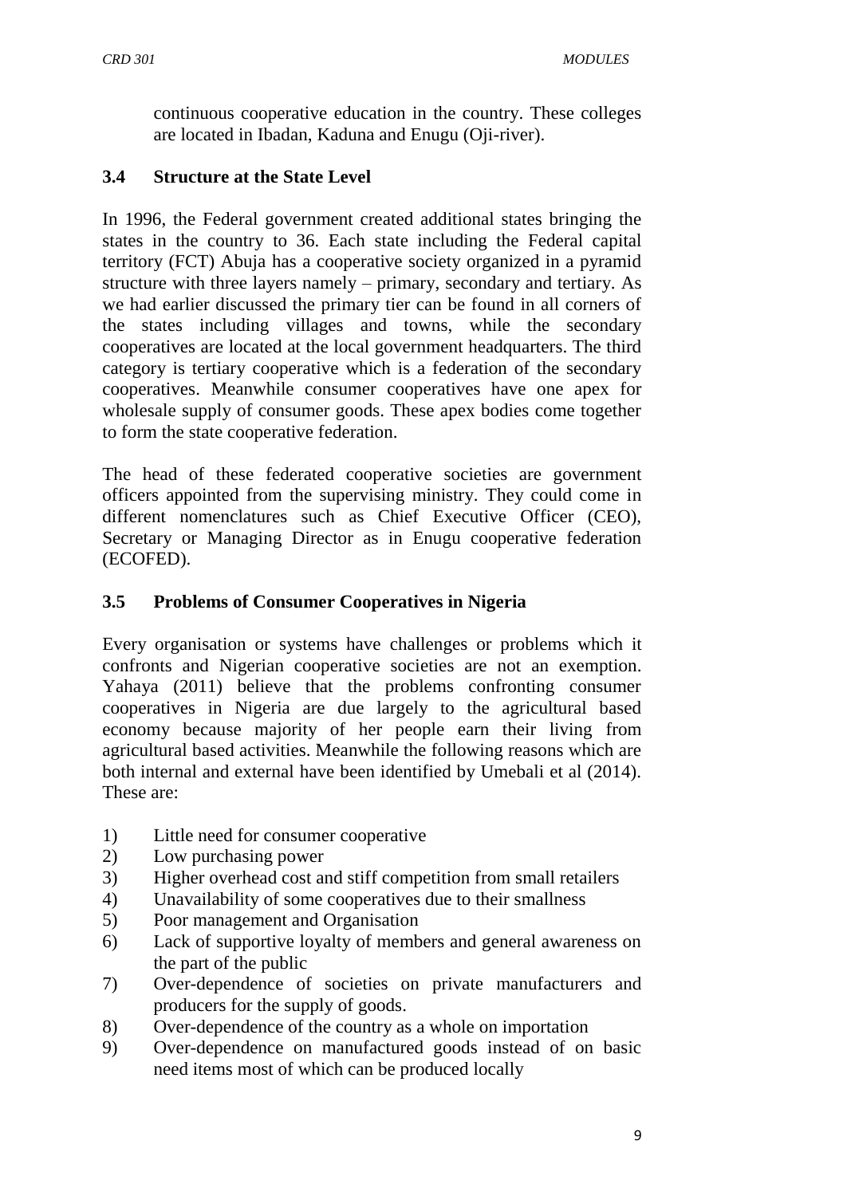continuous cooperative education in the country. These colleges are located in Ibadan, Kaduna and Enugu (Oji-river).

### 3.4 Structure at the State Level

In 1996, the Federal government created additional states bringing the states in the country to 36. Each state including the Federal capital territory (FCT) Abuja has a cooperative society organized in a pyramid structure with three layers namely – primary, secondary and tertiary. As we had earlier discussed the primary tier can be found in all corners of the states including villages and towns, while the secondary cooperatives are located at the local government headquarters. The third category is tertiary cooperative which is a federation of the secondary cooperatives. Meanwhile consumer cooperatives have one apex for wholesale supply of consumer goods. These apex bodies come together to form the state cooperative federation.

The head of these federated cooperative societies are government officers appointed from the supervising ministry. They could come in different nomenclatures such as Chief Executive Officer (CEO), Secretary or Managing Director as in Enugu cooperative federation (ECOFED).

### 3.5 Problems of Consumer Cooperatives in Nigeria

Every organisation or systems have challenges or problems which it confronts and Nigerian cooperative societies are not an exemption. Yahaya (2011) believe that the problems confronting consumer cooperatives in Nigeria are due largely to the agricultural based economy because majority of her people earn their living from agricultural based activities. Meanwhile the following reasons which are both internal and external have been identified by Umebali et al (2014). These are:

1) Little need for consumer cooperative
2) Low purchasing power
3) Higher overhead cost and stiff competition from small retailers
4) Unavailability of some cooperatives due to their smallness
5) Poor management and Organisation
6) Lack of supportive loyalty of members and general awareness on the part of the public
7) Over-dependence of societies on private manufacturers and producers for the supply of goods.
8) Over-dependence of the country as a whole on importation
9) Over-dependence on manufactured goods instead of on basic need items most of which can be produced locally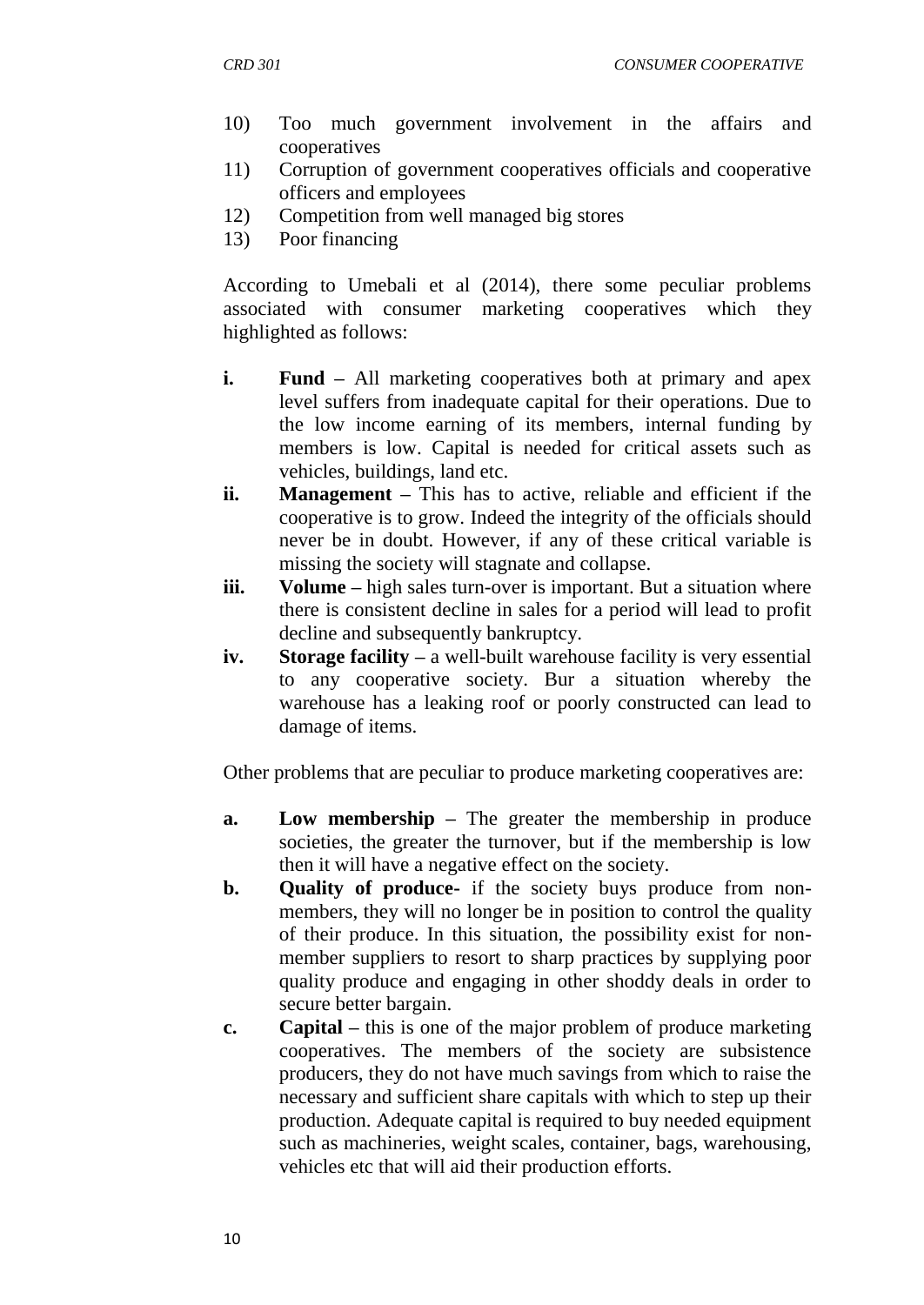10) Too much government involvement in the affairs and cooperatives
11) Corruption of government cooperatives officials and cooperative officers and employees
12) Competition from well managed big stores
13) Poor financing

According to Umebali et al (2014), there some peculiar problems associated with consumer marketing cooperatives which they highlighted as follows:

i. **Fund –** All marketing cooperatives both at primary and apex level suffers from inadequate capital for their operations. Due to the low income earning of its members, internal funding by members is low. Capital is needed for critical assets such as vehicles, buildings, land etc.
ii. **Management –** This has to active, reliable and efficient if the cooperative is to grow. Indeed the integrity of the officials should never be in doubt. However, if any of these critical variable is missing the society will stagnate and collapse.
iii. **Volume –** high sales turn-over is important. But a situation where there is consistent decline in sales for a period will lead to profit decline and subsequently bankruptcy.
iv. **Storage facility –** a well-built warehouse facility is very essential to any cooperative society. Bur a situation whereby the warehouse has a leaking roof or poorly constructed can lead to damage of items.

Other problems that are peculiar to produce marketing cooperatives are:

a. **Low membership –** The greater the membership in produce societies, the greater the turnover, but if the membership is low then it will have a negative effect on the society.
b. **Quality of produce-** if the society buys produce from non-members, they will no longer be in position to control the quality of their produce. In this situation, the possibility exist for non-member suppliers to resort to sharp practices by supplying poor quality produce and engaging in other shoddy deals in order to secure better bargain.
c. **Capital –** this is one of the major problem of produce marketing cooperatives. The members of the society are subsistence producers, they do not have much savings from which to raise the necessary and sufficient share capitals with which to step up their production. Adequate capital is required to buy needed equipment such as machineries, weight scales, container, bags, warehousing, vehicles etc that will aid their production efforts.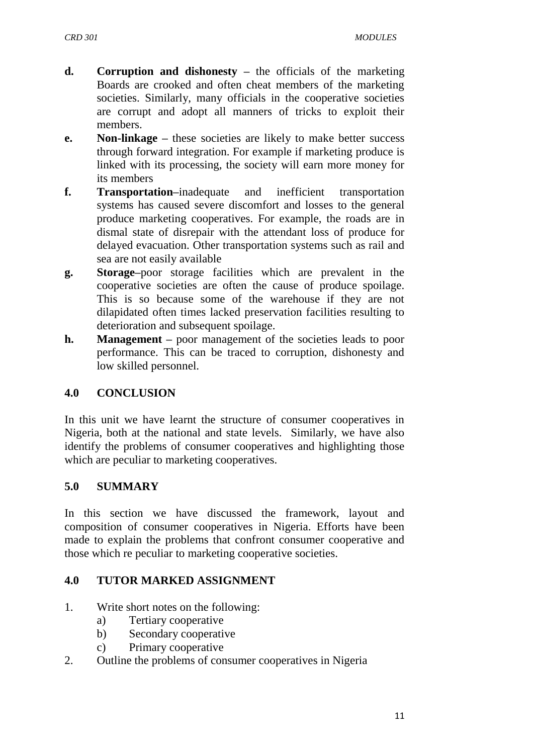d. **Corruption and dishonesty** – the officials of the marketing Boards are crooked and often cheat members of the marketing societies. Similarly, many officials in the cooperative societies are corrupt and adopt all manners of tricks to exploit their members.

e. **Non-linkage** – these societies are likely to make better success through forward integration. For example if marketing produce is linked with its processing, the society will earn more money for its members

f. **Transportation**–inadequate and inefficient transportation systems has caused severe discomfort and losses to the general produce marketing cooperatives. For example, the roads are in dismal state of disrepair with the attendant loss of produce for delayed evacuation. Other transportation systems such as rail and sea are not easily available

g. **Storage**–poor storage facilities which are prevalent in the cooperative societies are often the cause of produce spoilage. This is so because some of the warehouse if they are not dilapidated often times lacked preservation facilities resulting to deterioration and subsequent spoilage.

h. **Management** – poor management of the societies leads to poor performance. This can be traced to corruption, dishonesty and low skilled personnel.

## 4.0 CONCLUSION

In this unit we have learnt the structure of consumer cooperatives in Nigeria, both at the national and state levels. Similarly, we have also identify the problems of consumer cooperatives and highlighting those which are peculiar to marketing cooperatives.

## 5.0 SUMMARY

In this section we have discussed the framework, layout and composition of consumer cooperatives in Nigeria. Efforts have been made to explain the problems that confront consumer cooperative and those which re peculiar to marketing cooperative societies.

## 4.0 TUTOR MARKED ASSIGNMENT

1. Write short notes on the following:
    a) Tertiary cooperative
    b) Secondary cooperative
    c) Primary cooperative
2. Outline the problems of consumer cooperatives in Nigeria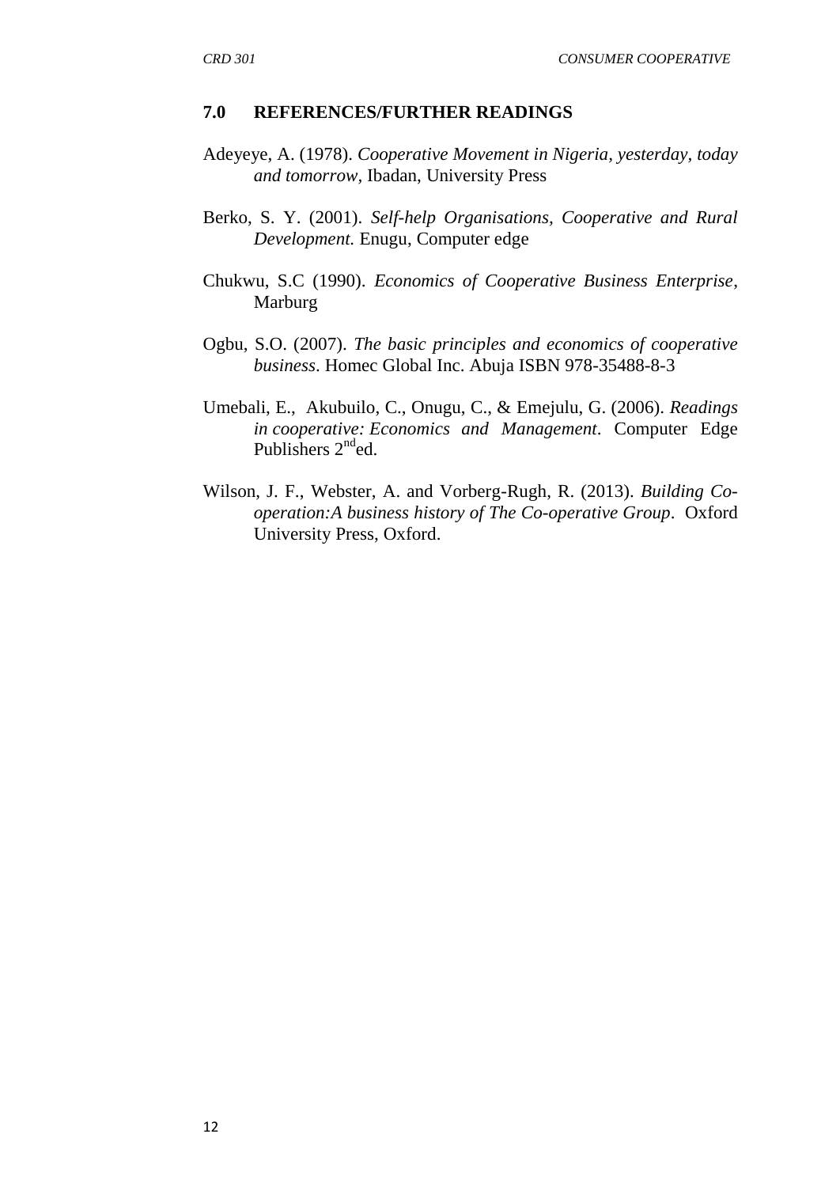## 7.0 REFERENCES/FURTHER READINGS

Adeyeye, A. (1978). *Cooperative Movement in Nigeria, yesterday, today and tomorrow,* Ibadan, University Press

Berko, S. Y. (2001). *Self-help Organisations, Cooperative and Rural Development.* Enugu, Computer edge

Chukwu, S.C (1990). *Economics of Cooperative Business Enterprise*, Marburg

Ogbu, S.O. (2007). *The basic principles and economics of cooperative business*. Homec Global Inc. Abuja ISBN 978-35488-8-3

Umebali, E., Akubuilo, C., Onugu, C., & Emejulu, G. (2006). *Readings in cooperative: Economics and Management*. Computer Edge Publishers 2nd ed.

Wilson, J. F., Webster, A. and Vorberg-Rugh, R. (2013). *Building Co-operation:A business history of The Co-operative Group*. Oxford University Press, Oxford.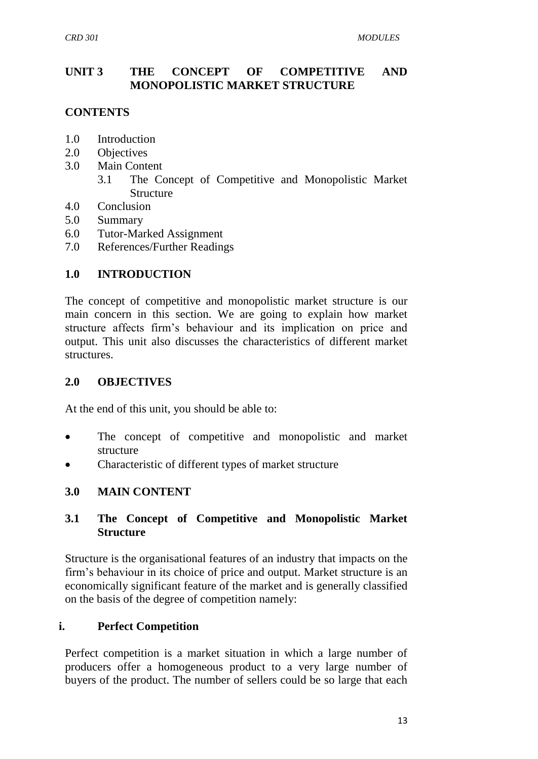# UNIT 3 THE CONCEPT OF COMPETITIVE AND MONOPOLISTIC MARKET STRUCTURE

## CONTENTS

1.0 Introduction
2.0 Objectives
3.0 Main Content
   3.1 The Concept of Competitive and Monopolistic Market Structure
4.0 Conclusion
5.0 Summary
6.0 Tutor-Marked Assignment
7.0 References/Further Readings

## 1.0 INTRODUCTION

The concept of competitive and monopolistic market structure is our main concern in this section. We are going to explain how market structure affects firm's behaviour and its implication on price and output. This unit also discusses the characteristics of different market structures.

## 2.0 OBJECTIVES

At the end of this unit, you should be able to:

- The concept of competitive and monopolistic and market structure
- Characteristic of different types of market structure

## 3.0 MAIN CONTENT

### 3.1 The Concept of Competitive and Monopolistic Market Structure

Structure is the organisational features of an industry that impacts on the firm's behaviour in its choice of price and output. Market structure is an economically significant feature of the market and is generally classified on the basis of the degree of competition namely:

#### i. Perfect Competition

Perfect competition is a market situation in which a large number of producers offer a homogeneous product to a very large number of buyers of the product. The number of sellers could be so large that each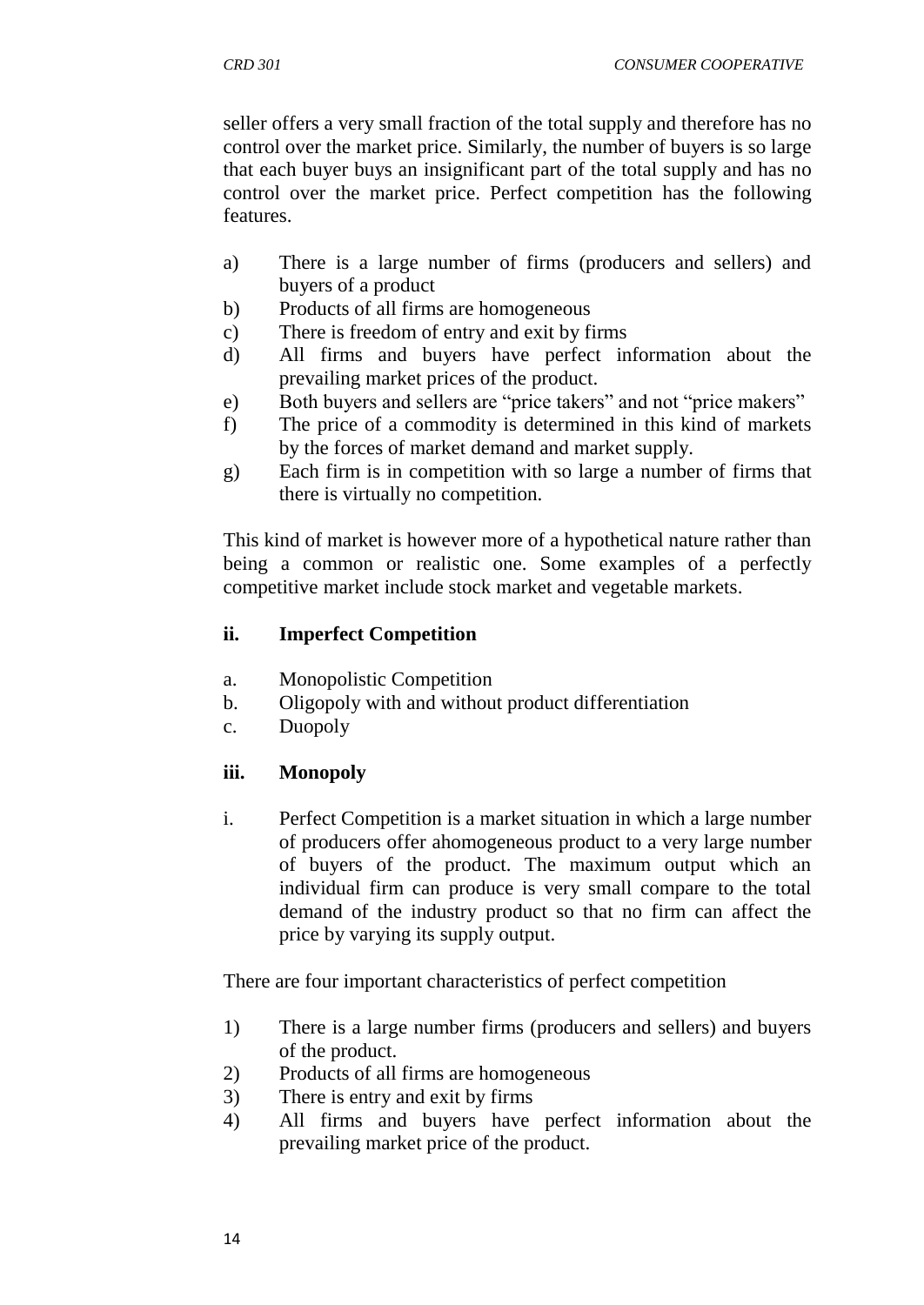seller offers a very small fraction of the total supply and therefore has no control over the market price. Similarly, the number of buyers is so large that each buyer buys an insignificant part of the total supply and has no control over the market price. Perfect competition has the following features.

a) There is a large number of firms (producers and sellers) and buyers of a product
b) Products of all firms are homogeneous
c) There is freedom of entry and exit by firms
d) All firms and buyers have perfect information about the prevailing market prices of the product.
e) Both buyers and sellers are "price takers" and not "price makers"
f) The price of a commodity is determined in this kind of markets by the forces of market demand and market supply.
g) Each firm is in competition with so large a number of firms that there is virtually no competition.

This kind of market is however more of a hypothetical nature rather than being a common or realistic one. Some examples of a perfectly competitive market include stock market and vegetable markets.

**ii. Imperfect Competition**

a. Monopolistic Competition
b. Oligopoly with and without product differentiation
c. Duopoly

**iii. Monopoly**

i. Perfect Competition is a market situation in which a large number of producers offer ahomogeneous product to a very large number of buyers of the product. The maximum output which an individual firm can produce is very small compare to the total demand of the industry product so that no firm can affect the price by varying its supply output.

There are four important characteristics of perfect competition

1) There is a large number firms (producers and sellers) and buyers of the product.
2) Products of all firms are homogeneous
3) There is entry and exit by firms
4) All firms and buyers have perfect information about the prevailing market price of the product.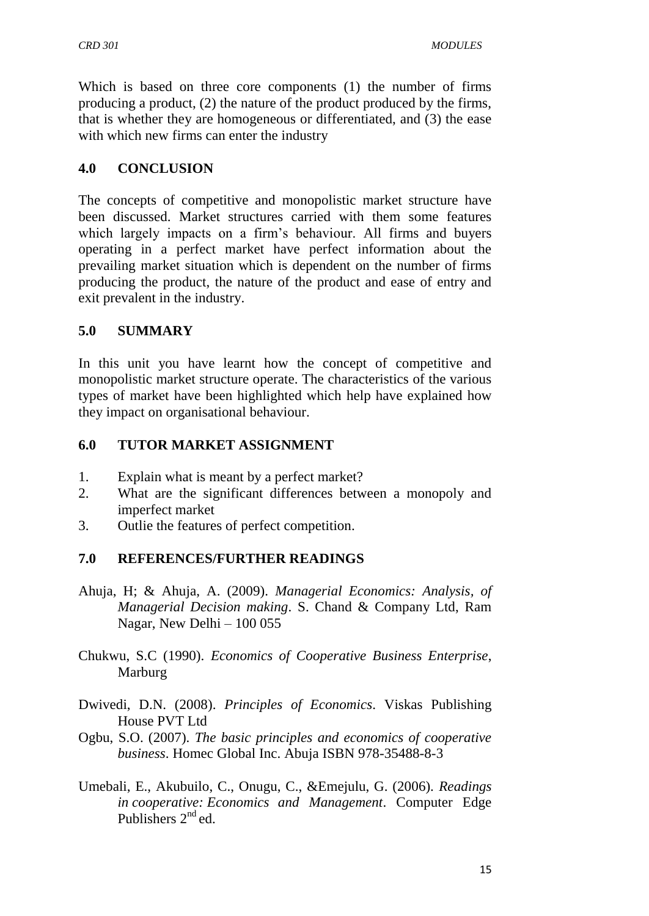Which is based on three core components (1) the number of firms producing a product, (2) the nature of the product produced by the firms, that is whether they are homogeneous or differentiated, and (3) the ease with which new firms can enter the industry

## 4.0 CONCLUSION

The concepts of competitive and monopolistic market structure have been discussed. Market structures carried with them some features which largely impacts on a firm's behaviour. All firms and buyers operating in a perfect market have perfect information about the prevailing market situation which is dependent on the number of firms producing the product, the nature of the product and ease of entry and exit prevalent in the industry.

## 5.0 SUMMARY

In this unit you have learnt how the concept of competitive and monopolistic market structure operate. The characteristics of the various types of market have been highlighted which help have explained how they impact on organisational behaviour.

## 6.0 TUTOR MARKET ASSIGNMENT

1. Explain what is meant by a perfect market?
2. What are the significant differences between a monopoly and imperfect market
3. Outlie the features of perfect competition.

## 7.0 REFERENCES/FURTHER READINGS

Ahuja, H; & Ahuja, A. (2009). *Managerial Economics: Analysis, of Managerial Decision making*. S. Chand & Company Ltd, Ram Nagar, New Delhi – 100 055

Chukwu, S.C (1990). *Economics of Cooperative Business Enterprise*, Marburg

Dwivedi, D.N. (2008). *Principles of Economics*. Viskas Publishing House PVT Ltd

Ogbu, S.O. (2007). *The basic principles and economics of cooperative business*. Homec Global Inc. Abuja ISBN 978-35488-8-3

Umebali, E., Akubuilo, C., Onugu, C., &Emejulu, G. (2006). *Readings in cooperative: Economics and Management*. Computer Edge Publishers 2nd ed.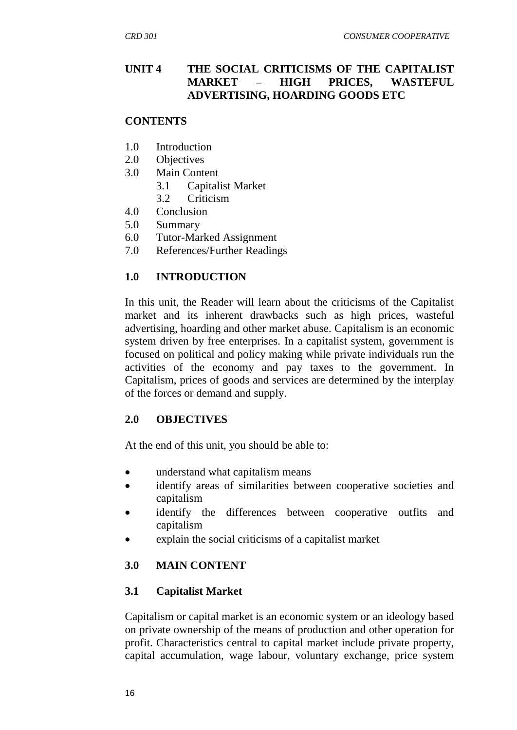## UNIT 4 THE SOCIAL CRITICISMS OF THE CAPITALIST MARKET – HIGH PRICES, WASTEFUL ADVERTISING, HOARDING GOODS ETC

**CONTENTS**

1.0 Introduction
2.0 Objectives
3.0 Main Content
    3.1 Capitalist Market
    3.2 Criticism
4.0 Conclusion
5.0 Summary
6.0 Tutor-Marked Assignment
7.0 References/Further Readings

### 1.0 INTRODUCTION

In this unit, the Reader will learn about the criticisms of the Capitalist market and its inherent drawbacks such as high prices, wasteful advertising, hoarding and other market abuse. Capitalism is an economic system driven by free enterprises. In a capitalist system, government is focused on political and policy making while private individuals run the activities of the economy and pay taxes to the government. In Capitalism, prices of goods and services are determined by the interplay of the forces or demand and supply.

### 2.0 OBJECTIVES

At the end of this unit, you should be able to:

- understand what capitalism means
- identify areas of similarities between cooperative societies and capitalism
- identify the differences between cooperative outfits and capitalism
- explain the social criticisms of a capitalist market

### 3.0 MAIN CONTENT

#### 3.1 Capitalist Market

Capitalism or capital market is an economic system or an ideology based on private ownership of the means of production and other operation for profit. Characteristics central to capital market include private property, capital accumulation, wage labour, voluntary exchange, price system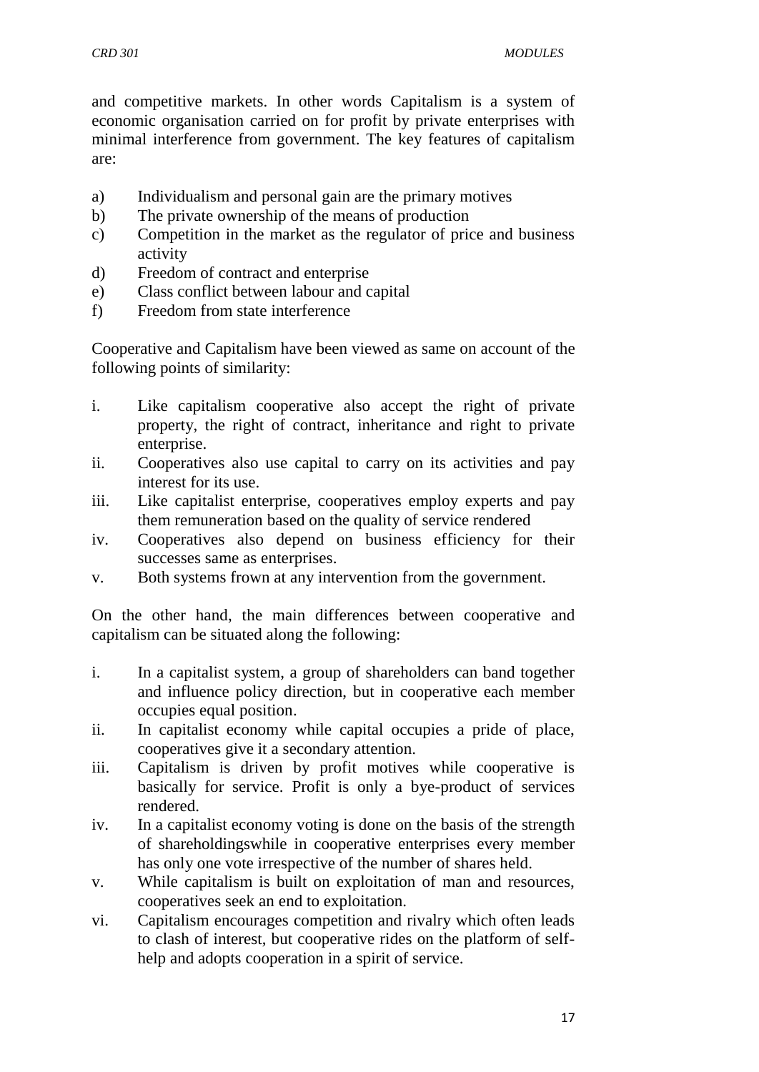and competitive markets. In other words Capitalism is a system of economic organisation carried on for profit by private enterprises with minimal interference from government. The key features of capitalism are:

a) Individualism and personal gain are the primary motives
b) The private ownership of the means of production
c) Competition in the market as the regulator of price and business activity
d) Freedom of contract and enterprise
e) Class conflict between labour and capital
f) Freedom from state interference

Cooperative and Capitalism have been viewed as same on account of the following points of similarity:

i. Like capitalism cooperative also accept the right of private property, the right of contract, inheritance and right to private enterprise.
ii. Cooperatives also use capital to carry on its activities and pay interest for its use.
iii. Like capitalist enterprise, cooperatives employ experts and pay them remuneration based on the quality of service rendered
iv. Cooperatives also depend on business efficiency for their successes same as enterprises.
v. Both systems frown at any intervention from the government.

On the other hand, the main differences between cooperative and capitalism can be situated along the following:

i. In a capitalist system, a group of shareholders can band together and influence policy direction, but in cooperative each member occupies equal position.
ii. In capitalist economy while capital occupies a pride of place, cooperatives give it a secondary attention.
iii. Capitalism is driven by profit motives while cooperative is basically for service. Profit is only a bye-product of services rendered.
iv. In a capitalist economy voting is done on the basis of the strength of shareholdingswhile in cooperative enterprises every member has only one vote irrespective of the number of shares held.
v. While capitalism is built on exploitation of man and resources, cooperatives seek an end to exploitation.
vi. Capitalism encourages competition and rivalry which often leads to clash of interest, but cooperative rides on the platform of self-help and adopts cooperation in a spirit of service.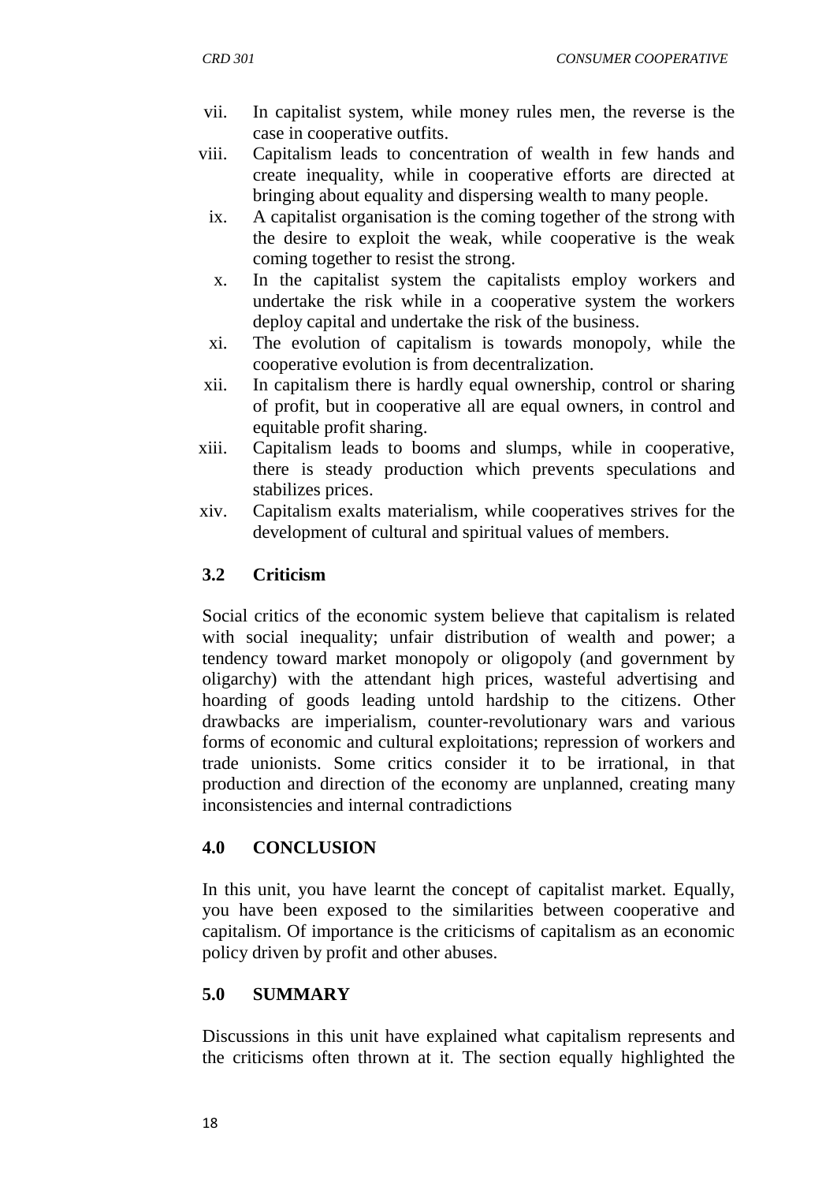vii. In capitalist system, while money rules men, the reverse is the case in cooperative outfits.
viii. Capitalism leads to concentration of wealth in few hands and create inequality, while in cooperative efforts are directed at bringing about equality and dispersing wealth to many people.
ix. A capitalist organisation is the coming together of the strong with the desire to exploit the weak, while cooperative is the weak coming together to resist the strong.
x. In the capitalist system the capitalists employ workers and undertake the risk while in a cooperative system the workers deploy capital and undertake the risk of the business.
xi. The evolution of capitalism is towards monopoly, while the cooperative evolution is from decentralization.
xii. In capitalism there is hardly equal ownership, control or sharing of profit, but in cooperative all are equal owners, in control and equitable profit sharing.
xiii. Capitalism leads to booms and slumps, while in cooperative, there is steady production which prevents speculations and stabilizes prices.
xiv. Capitalism exalts materialism, while cooperatives strives for the development of cultural and spiritual values of members.

### 3.2 Criticism

Social critics of the economic system believe that capitalism is related with social inequality; unfair distribution of wealth and power; a tendency toward market monopoly or oligopoly (and government by oligarchy) with the attendant high prices, wasteful advertising and hoarding of goods leading untold hardship to the citizens. Other drawbacks are imperialism, counter-revolutionary wars and various forms of economic and cultural exploitations; repression of workers and trade unionists. Some critics consider it to be irrational, in that production and direction of the economy are unplanned, creating many inconsistencies and internal contradictions

## 4.0 CONCLUSION

In this unit, you have learnt the concept of capitalist market. Equally, you have been exposed to the similarities between cooperative and capitalism. Of importance is the criticisms of capitalism as an economic policy driven by profit and other abuses.

## 5.0 SUMMARY

Discussions in this unit have explained what capitalism represents and the criticisms often thrown at it. The section equally highlighted the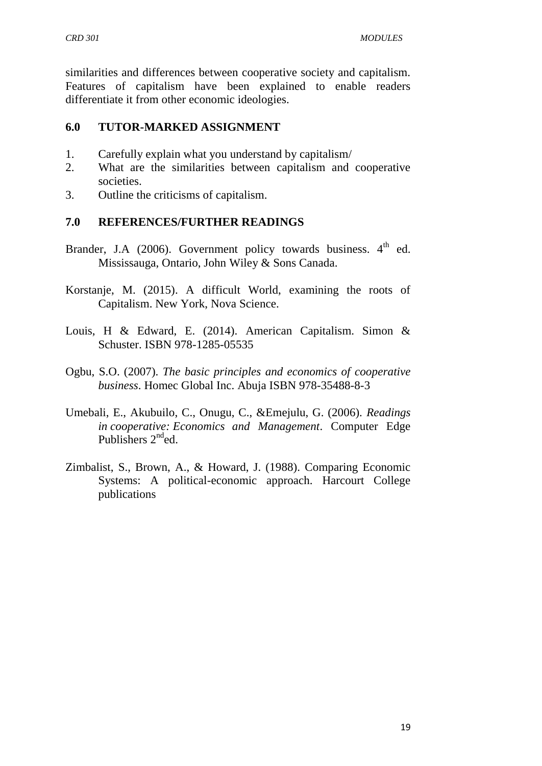similarities and differences between cooperative society and capitalism. Features of capitalism have been explained to enable readers differentiate it from other economic ideologies.

## 6.0 TUTOR-MARKED ASSIGNMENT

1. Carefully explain what you understand by capitalism/
2. What are the similarities between capitalism and cooperative societies.
3. Outline the criticisms of capitalism.

## 7.0 REFERENCES/FURTHER READINGS

Brander, J.A (2006). Government policy towards business. 4th ed. Mississauga, Ontario, John Wiley & Sons Canada.

Korstanje, M. (2015). A difficult World, examining the roots of Capitalism. New York, Nova Science.

Louis, H & Edward, E. (2014). American Capitalism. Simon & Schuster. ISBN 978-1285-05535

Ogbu, S.O. (2007). *The basic principles and economics of cooperative business*. Homec Global Inc. Abuja ISBN 978-35488-8-3

Umebali, E., Akubuilo, C., Onugu, C., &Emejulu, G. (2006). *Readings in cooperative: Economics and Management*. Computer Edge Publishers 2nded.

Zimbalist, S., Brown, A., & Howard, J. (1988). Comparing Economic Systems: A political-economic approach. Harcourt College publications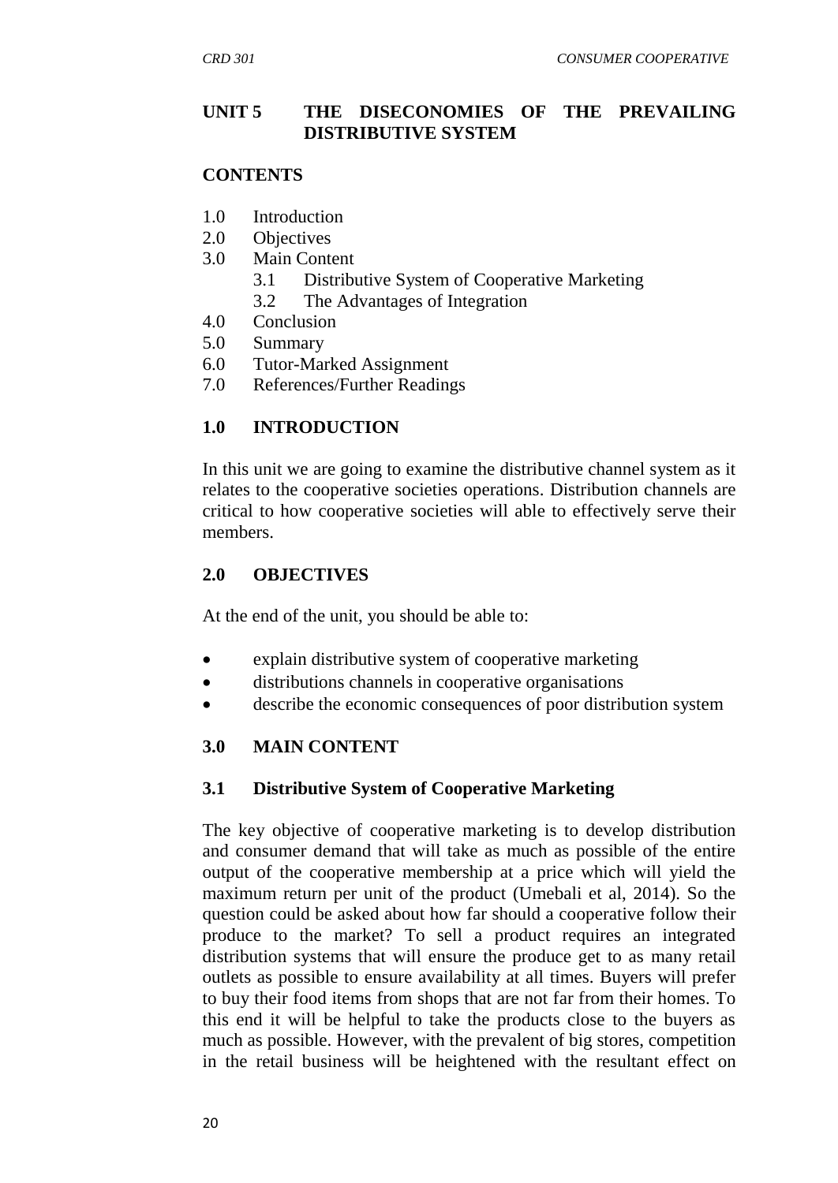## UNIT 5 THE DISECONOMIES OF THE PREVAILING DISTRIBUTIVE SYSTEM

**CONTENTS**

1.0 Introduction
2.0 Objectives
3.0 Main Content
   3.1 Distributive System of Cooperative Marketing
   3.2 The Advantages of Integration
4.0 Conclusion
5.0 Summary
6.0 Tutor-Marked Assignment
7.0 References/Further Readings

## 1.0 INTRODUCTION

In this unit we are going to examine the distributive channel system as it relates to the cooperative societies operations. Distribution channels are critical to how cooperative societies will able to effectively serve their members.

## 2.0 OBJECTIVES

At the end of the unit, you should be able to:

- explain distributive system of cooperative marketing
- distributions channels in cooperative organisations
- describe the economic consequences of poor distribution system

## 3.0 MAIN CONTENT

### 3.1 Distributive System of Cooperative Marketing

The key objective of cooperative marketing is to develop distribution and consumer demand that will take as much as possible of the entire output of the cooperative membership at a price which will yield the maximum return per unit of the product (Umebali et al, 2014). So the question could be asked about how far should a cooperative follow their produce to the market? To sell a product requires an integrated distribution systems that will ensure the produce get to as many retail outlets as possible to ensure availability at all times. Buyers will prefer to buy their food items from shops that are not far from their homes. To this end it will be helpful to take the products close to the buyers as much as possible. However, with the prevalent of big stores, competition in the retail business will be heightened with the resultant effect on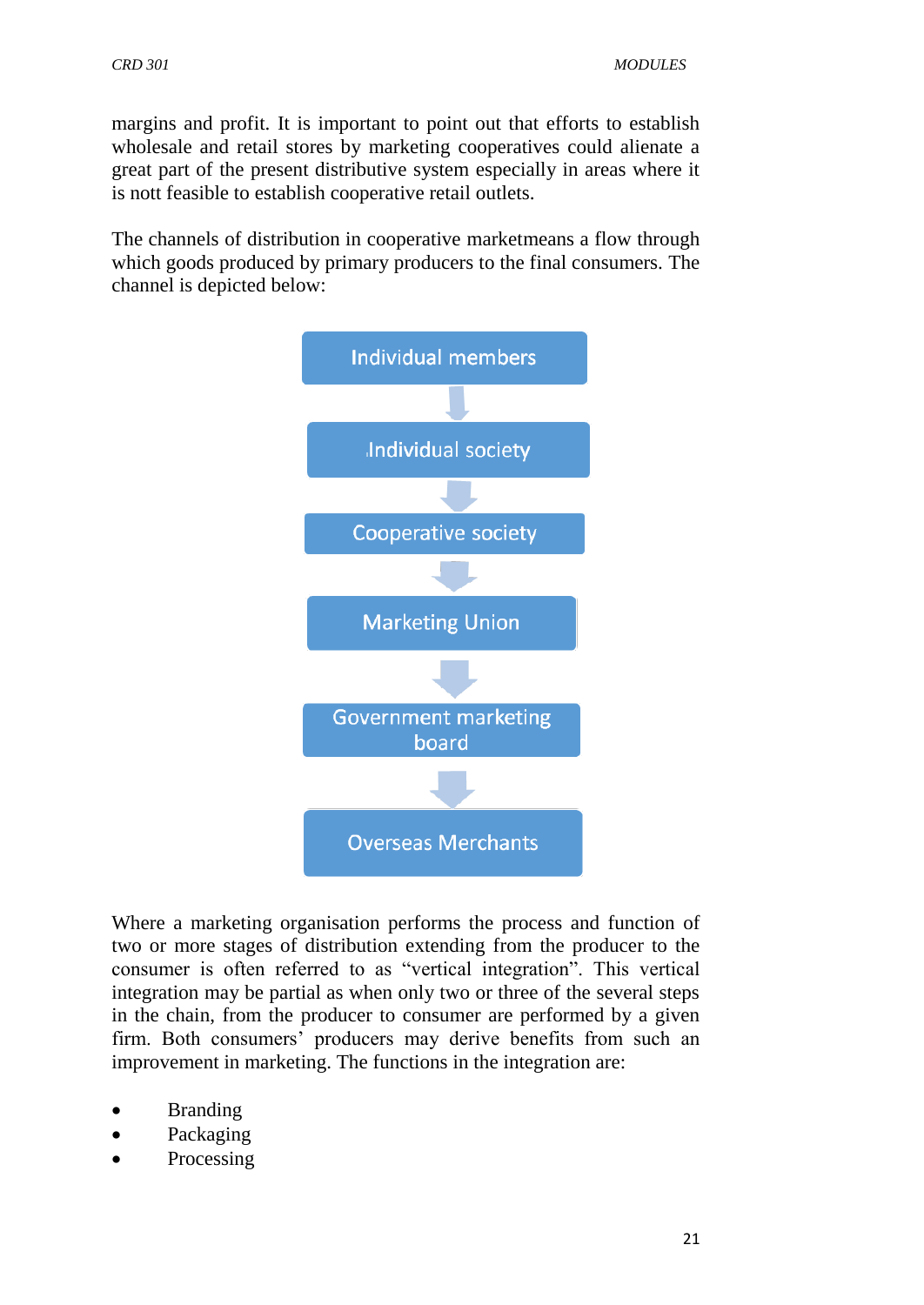margins and profit. It is important to point out that efforts to establish wholesale and retail stores by marketing cooperatives could alienate a great part of the present distributive system especially in areas where it is nott feasible to establish cooperative retail outlets.

The channels of distribution in cooperative marketmeans a flow through which goods produced by primary producers to the final consumers. The channel is depicted below:

Individual members

↓

Individual society

↓

Cooperative society

↓

Marketing Union

↓

Government marketing board

↓

Overseas Merchants

Where a marketing organisation performs the process and function of two or more stages of distribution extending from the producer to the consumer is often referred to as "vertical integration". This vertical integration may be partial as when only two or three of the several steps in the chain, from the producer to consumer are performed by a given firm. Both consumers' producers may derive benefits from such an improvement in marketing. The functions in the integration are:

- Branding
- Packaging
- Processing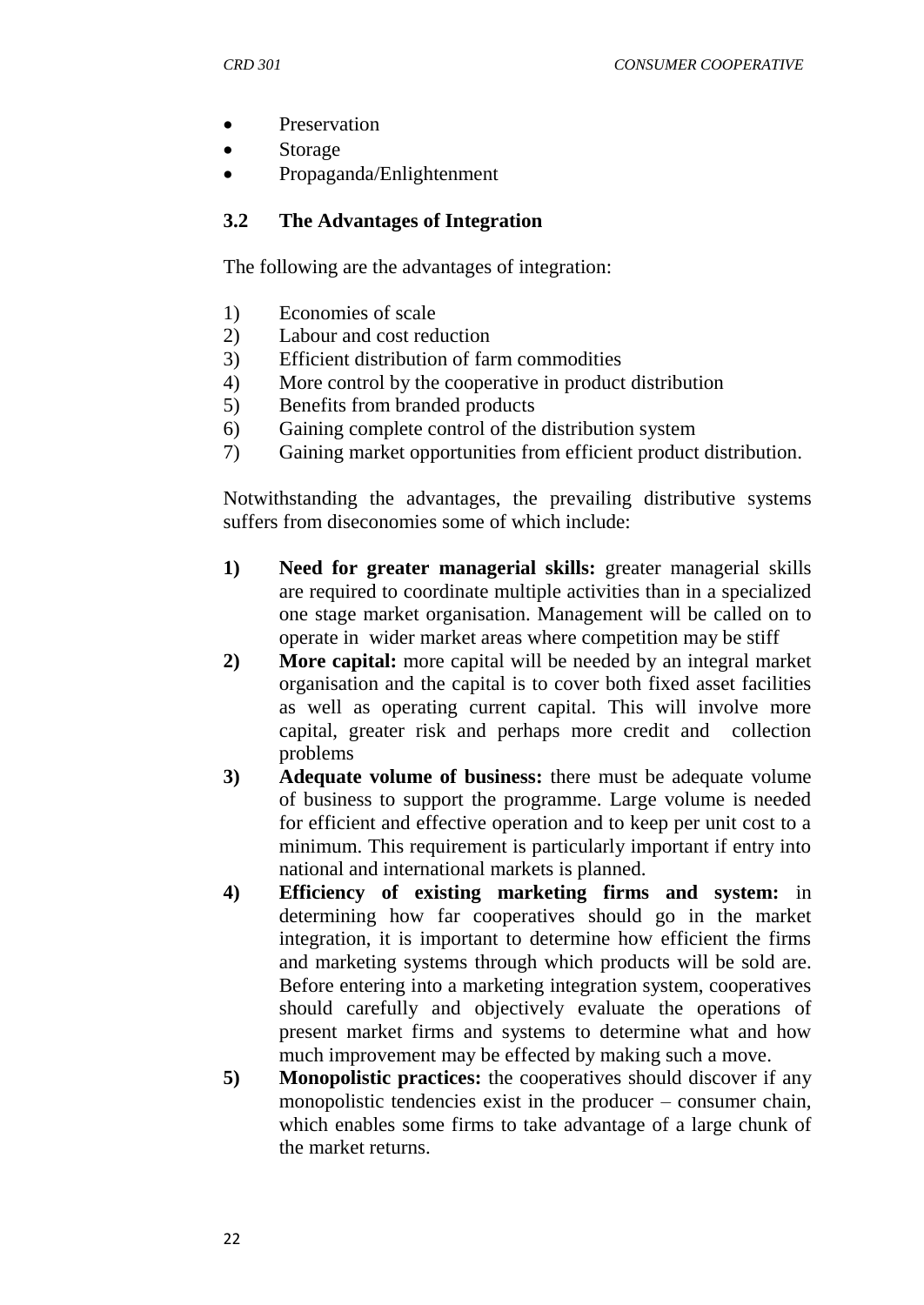- Preservation
- Storage
- Propaganda/Enlightenment

### 3.2 The Advantages of Integration

The following are the advantages of integration:

1) Economies of scale
2) Labour and cost reduction
3) Efficient distribution of farm commodities
4) More control by the cooperative in product distribution
5) Benefits from branded products
6) Gaining complete control of the distribution system
7) Gaining market opportunities from efficient product distribution.

Notwithstanding the advantages, the prevailing distributive systems suffers from diseconomies some of which include:

1) **Need for greater managerial skills:** greater managerial skills are required to coordinate multiple activities than in a specialized one stage market organisation. Management will be called on to operate in wider market areas where competition may be stiff
2) **More capital:** more capital will be needed by an integral market organisation and the capital is to cover both fixed asset facilities as well as operating current capital. This will involve more capital, greater risk and perhaps more credit and collection problems
3) **Adequate volume of business:** there must be adequate volume of business to support the programme. Large volume is needed for efficient and effective operation and to keep per unit cost to a minimum. This requirement is particularly important if entry into national and international markets is planned.
4) **Efficiency of existing marketing firms and system:** in determining how far cooperatives should go in the market integration, it is important to determine how efficient the firms and marketing systems through which products will be sold are. Before entering into a marketing integration system, cooperatives should carefully and objectively evaluate the operations of present market firms and systems to determine what and how much improvement may be effected by making such a move.
5) **Monopolistic practices:** the cooperatives should discover if any monopolistic tendencies exist in the producer – consumer chain, which enables some firms to take advantage of a large chunk of the market returns.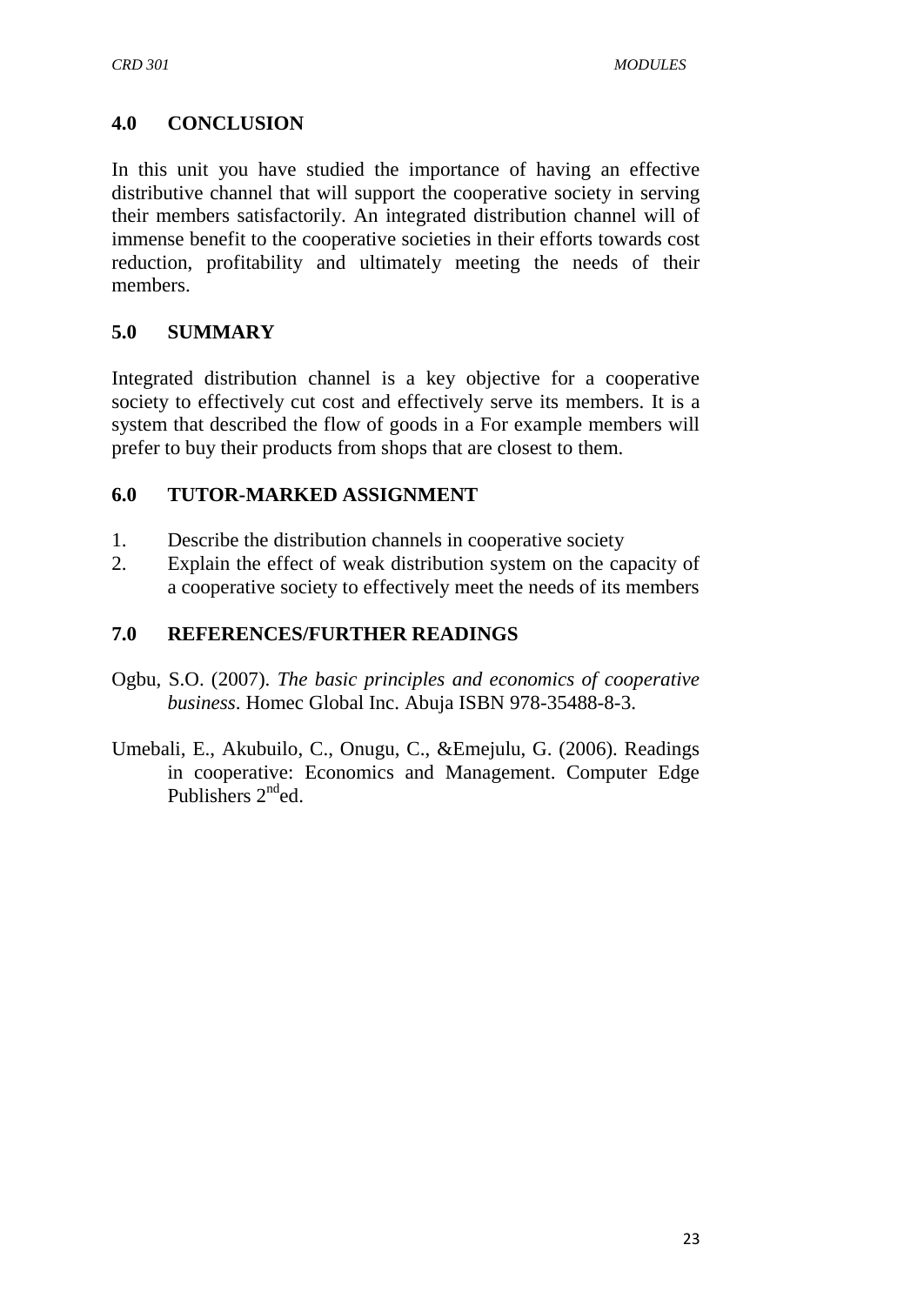## 4.0 CONCLUSION

In this unit you have studied the importance of having an effective distributive channel that will support the cooperative society in serving their members satisfactorily. An integrated distribution channel will of immense benefit to the cooperative societies in their efforts towards cost reduction, profitability and ultimately meeting the needs of their members.

## 5.0 SUMMARY

Integrated distribution channel is a key objective for a cooperative society to effectively cut cost and effectively serve its members. It is a system that described the flow of goods in a For example members will prefer to buy their products from shops that are closest to them.

## 6.0 TUTOR-MARKED ASSIGNMENT

1. Describe the distribution channels in cooperative society
2. Explain the effect of weak distribution system on the capacity of a cooperative society to effectively meet the needs of its members

## 7.0 REFERENCES/FURTHER READINGS

Ogbu, S.O. (2007). *The basic principles and economics of cooperative business*. Homec Global Inc. Abuja ISBN 978-35488-8-3.

Umebali, E., Akubuilo, C., Onugu, C., &Emejulu, G. (2006). Readings in cooperative: Economics and Management. Computer Edge Publishers 2nd ed.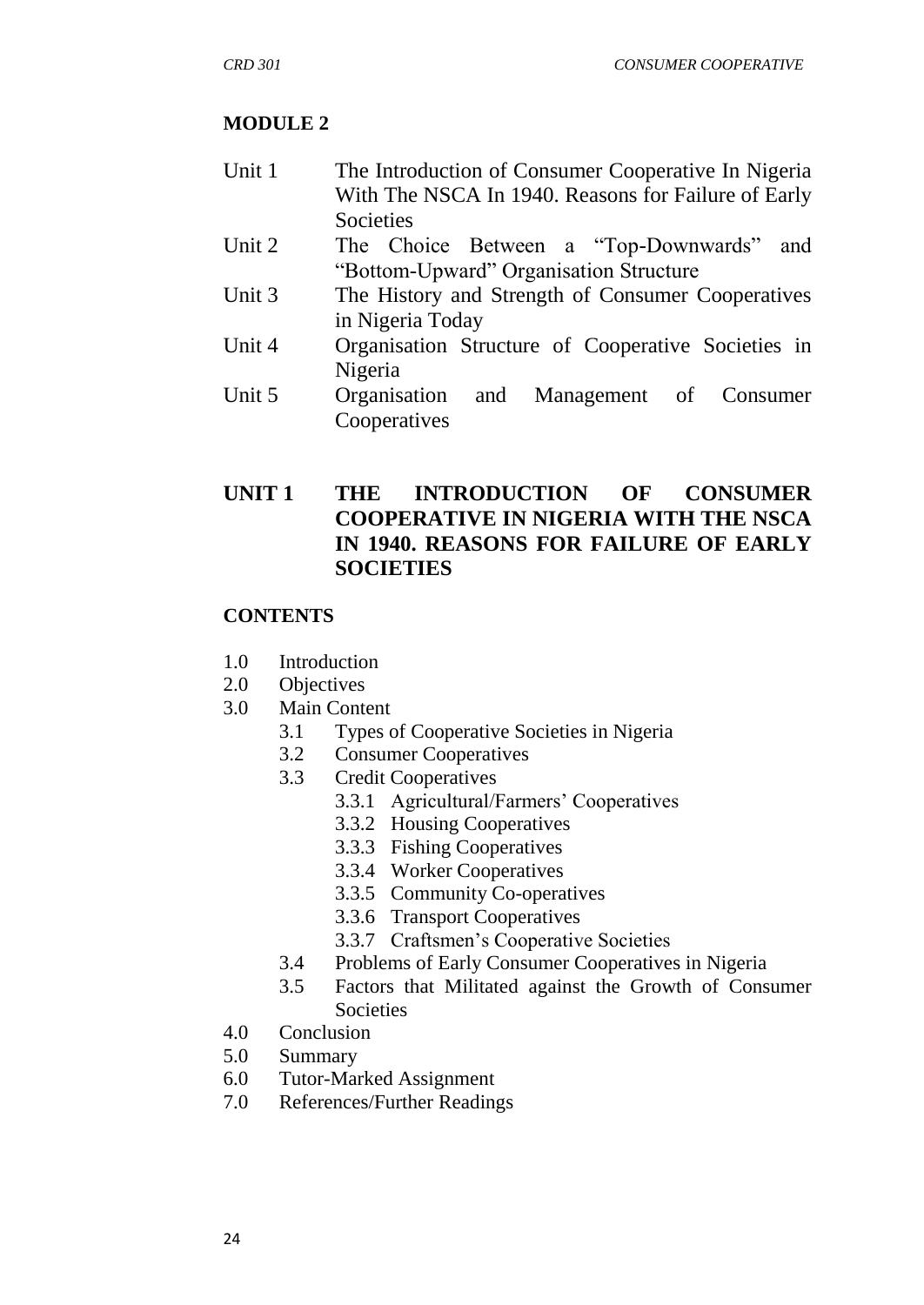## MODULE 2

| | |
|---|---|
| Unit 1 | The Introduction of Consumer Cooperative In Nigeria With The NSCA In 1940. Reasons for Failure of Early Societies |
| Unit 2 | The Choice Between a "Top-Downwards" and "Bottom-Upward" Organisation Structure |
| Unit 3 | The History and Strength of Consumer Cooperatives in Nigeria Today |
| Unit 4 | Organisation Structure of Cooperative Societies in Nigeria |
| Unit 5 | Organisation and Management of Consumer Cooperatives |

## UNIT 1 THE INTRODUCTION OF CONSUMER COOPERATIVE IN NIGERIA WITH THE NSCA IN 1940. REASONS FOR FAILURE OF EARLY SOCIETIES

### CONTENTS

- 1.0 Introduction
- 2.0 Objectives
- 3.0 Main Content
  - 3.1 Types of Cooperative Societies in Nigeria
  - 3.2 Consumer Cooperatives
  - 3.3 Credit Cooperatives
    - 3.3.1 Agricultural/Farmers' Cooperatives
    - 3.3.2 Housing Cooperatives
    - 3.3.3 Fishing Cooperatives
    - 3.3.4 Worker Cooperatives
    - 3.3.5 Community Co-operatives
    - 3.3.6 Transport Cooperatives
    - 3.3.7 Craftsmen's Cooperative Societies
  - 3.4 Problems of Early Consumer Cooperatives in Nigeria
  - 3.5 Factors that Militated against the Growth of Consumer Societies
- 4.0 Conclusion
- 5.0 Summary
- 6.0 Tutor-Marked Assignment
- 7.0 References/Further Readings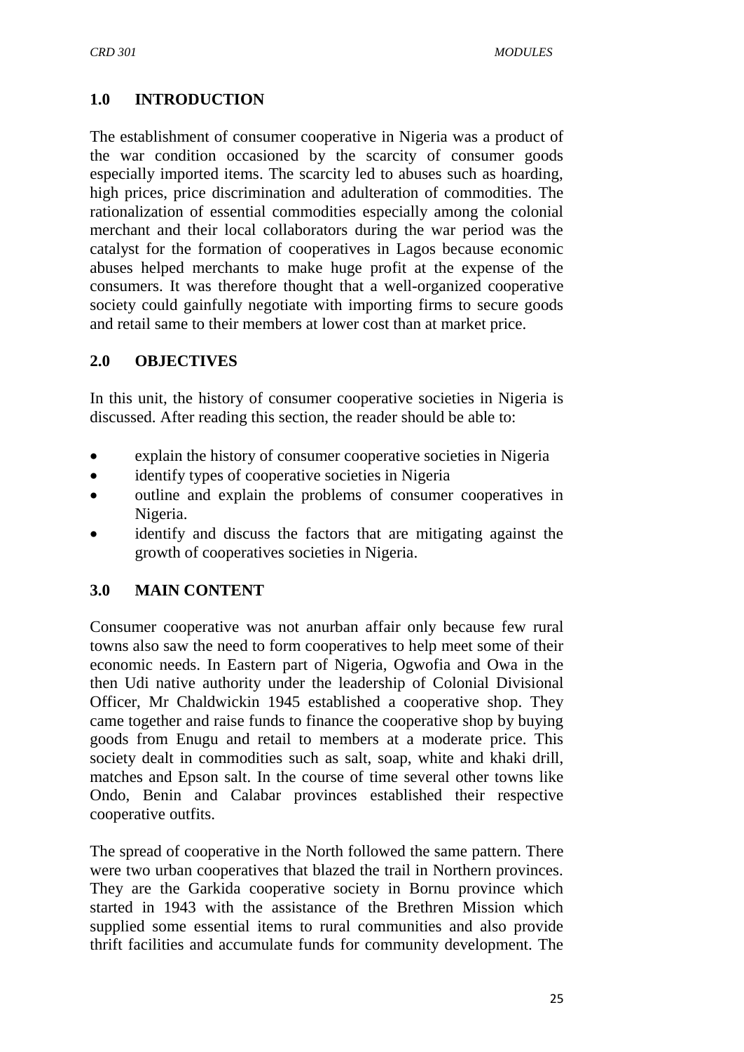## 1.0 INTRODUCTION

The establishment of consumer cooperative in Nigeria was a product of the war condition occasioned by the scarcity of consumer goods especially imported items. The scarcity led to abuses such as hoarding, high prices, price discrimination and adulteration of commodities. The rationalization of essential commodities especially among the colonial merchant and their local collaborators during the war period was the catalyst for the formation of cooperatives in Lagos because economic abuses helped merchants to make huge profit at the expense of the consumers. It was therefore thought that a well-organized cooperative society could gainfully negotiate with importing firms to secure goods and retail same to their members at lower cost than at market price.

## 2.0 OBJECTIVES

In this unit, the history of consumer cooperative societies in Nigeria is discussed. After reading this section, the reader should be able to:

- explain the history of consumer cooperative societies in Nigeria
- identify types of cooperative societies in Nigeria
- outline and explain the problems of consumer cooperatives in Nigeria.
- identify and discuss the factors that are mitigating against the growth of cooperatives societies in Nigeria.

## 3.0 MAIN CONTENT

Consumer cooperative was not anurban affair only because few rural towns also saw the need to form cooperatives to help meet some of their economic needs. In Eastern part of Nigeria, Ogwofia and Owa in the then Udi native authority under the leadership of Colonial Divisional Officer, Mr Chaldwickin 1945 established a cooperative shop. They came together and raise funds to finance the cooperative shop by buying goods from Enugu and retail to members at a moderate price. This society dealt in commodities such as salt, soap, white and khaki drill, matches and Epson salt. In the course of time several other towns like Ondo, Benin and Calabar provinces established their respective cooperative outfits.

The spread of cooperative in the North followed the same pattern. There were two urban cooperatives that blazed the trail in Northern provinces. They are the Garkida cooperative society in Bornu province which started in 1943 with the assistance of the Brethren Mission which supplied some essential items to rural communities and also provide thrift facilities and accumulate funds for community development. The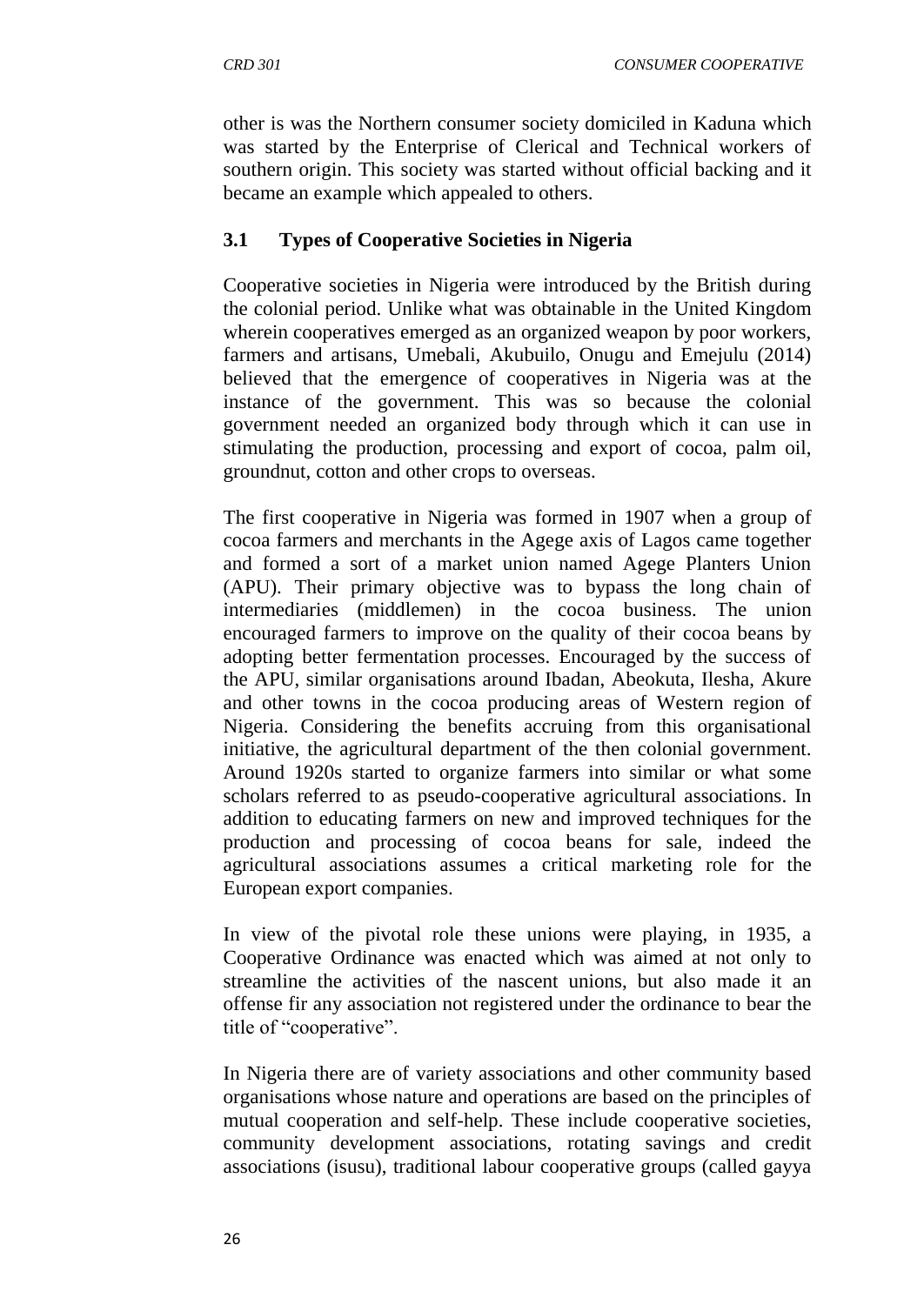other is was the Northern consumer society domiciled in Kaduna which was started by the Enterprise of Clerical and Technical workers of southern origin. This society was started without official backing and it became an example which appealed to others.

### 3.1 Types of Cooperative Societies in Nigeria

Cooperative societies in Nigeria were introduced by the British during the colonial period. Unlike what was obtainable in the United Kingdom wherein cooperatives emerged as an organized weapon by poor workers, farmers and artisans, Umebali, Akubuilo, Onugu and Emejulu (2014) believed that the emergence of cooperatives in Nigeria was at the instance of the government. This was so because the colonial government needed an organized body through which it can use in stimulating the production, processing and export of cocoa, palm oil, groundnut, cotton and other crops to overseas.

The first cooperative in Nigeria was formed in 1907 when a group of cocoa farmers and merchants in the Agege axis of Lagos came together and formed a sort of a market union named Agege Planters Union (APU). Their primary objective was to bypass the long chain of intermediaries (middlemen) in the cocoa business. The union encouraged farmers to improve on the quality of their cocoa beans by adopting better fermentation processes. Encouraged by the success of the APU, similar organisations around Ibadan, Abeokuta, Ilesha, Akure and other towns in the cocoa producing areas of Western region of Nigeria. Considering the benefits accruing from this organisational initiative, the agricultural department of the then colonial government. Around 1920s started to organize farmers into similar or what some scholars referred to as pseudo-cooperative agricultural associations. In addition to educating farmers on new and improved techniques for the production and processing of cocoa beans for sale, indeed the agricultural associations assumes a critical marketing role for the European export companies.

In view of the pivotal role these unions were playing, in 1935, a Cooperative Ordinance was enacted which was aimed at not only to streamline the activities of the nascent unions, but also made it an offense fir any association not registered under the ordinance to bear the title of "cooperative".

In Nigeria there are of variety associations and other community based organisations whose nature and operations are based on the principles of mutual cooperation and self-help. These include cooperative societies, community development associations, rotating savings and credit associations (isusu), traditional labour cooperative groups (called gayya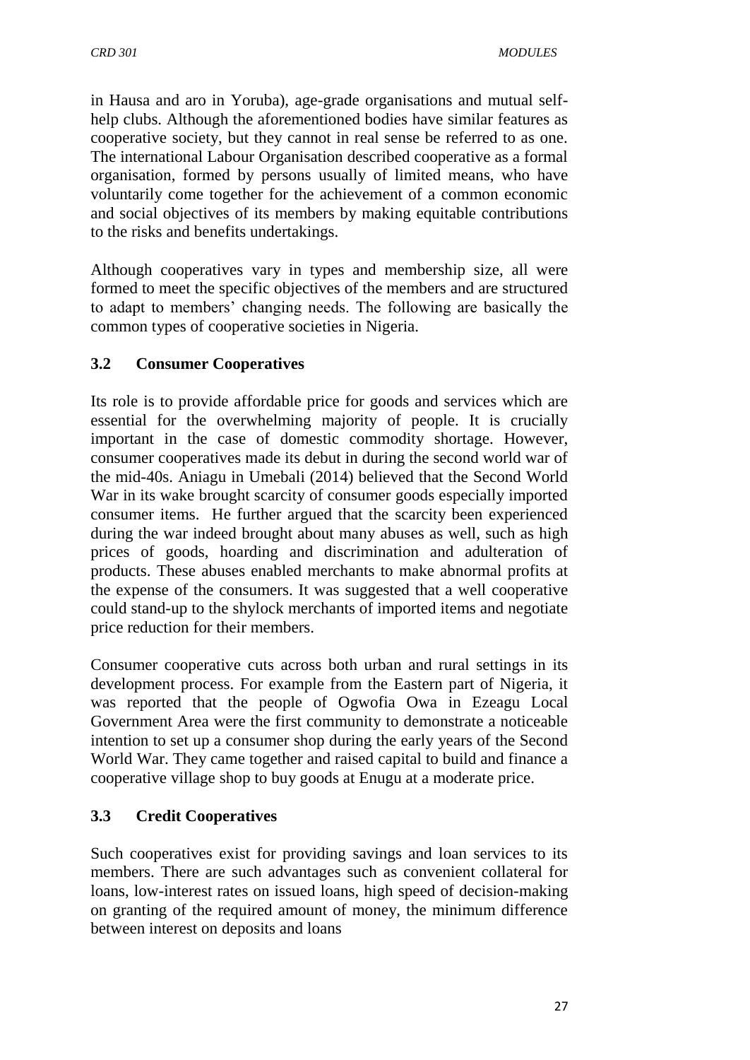in Hausa and aro in Yoruba), age-grade organisations and mutual self-help clubs. Although the aforementioned bodies have similar features as cooperative society, but they cannot in real sense be referred to as one. The international Labour Organisation described cooperative as a formal organisation, formed by persons usually of limited means, who have voluntarily come together for the achievement of a common economic and social objectives of its members by making equitable contributions to the risks and benefits undertakings.

Although cooperatives vary in types and membership size, all were formed to meet the specific objectives of the members and are structured to adapt to members' changing needs. The following are basically the common types of cooperative societies in Nigeria.

### 3.2 Consumer Cooperatives

Its role is to provide affordable price for goods and services which are essential for the overwhelming majority of people. It is crucially important in the case of domestic commodity shortage. However, consumer cooperatives made its debut in during the second world war of the mid-40s. Aniagu in Umebali (2014) believed that the Second World War in its wake brought scarcity of consumer goods especially imported consumer items. He further argued that the scarcity been experienced during the war indeed brought about many abuses as well, such as high prices of goods, hoarding and discrimination and adulteration of products. These abuses enabled merchants to make abnormal profits at the expense of the consumers. It was suggested that a well cooperative could stand-up to the shylock merchants of imported items and negotiate price reduction for their members.

Consumer cooperative cuts across both urban and rural settings in its development process. For example from the Eastern part of Nigeria, it was reported that the people of Ogwofia Owa in Ezeagu Local Government Area were the first community to demonstrate a noticeable intention to set up a consumer shop during the early years of the Second World War. They came together and raised capital to build and finance a cooperative village shop to buy goods at Enugu at a moderate price.

### 3.3 Credit Cooperatives

Such cooperatives exist for providing savings and loan services to its members. There are such advantages such as convenient collateral for loans, low-interest rates on issued loans, high speed of decision-making on granting of the required amount of money, the minimum difference between interest on deposits and loans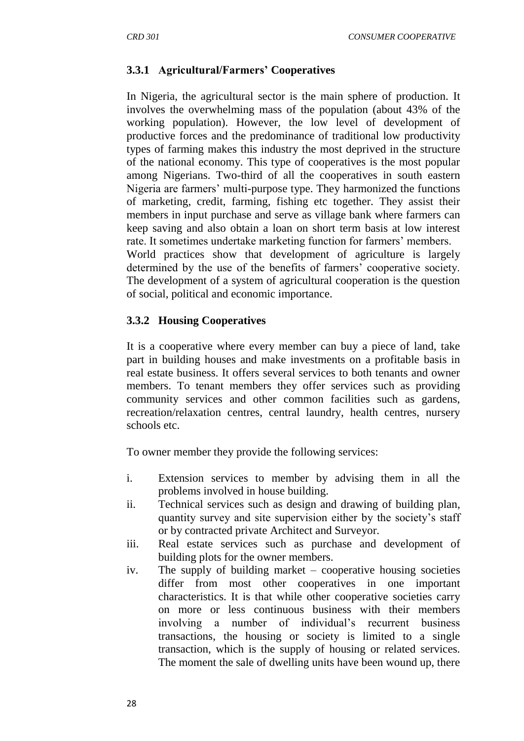### 3.3.1 Agricultural/Farmers' Cooperatives

In Nigeria, the agricultural sector is the main sphere of production. It involves the overwhelming mass of the population (about 43% of the working population). However, the low level of development of productive forces and the predominance of traditional low productivity types of farming makes this industry the most deprived in the structure of the national economy. This type of cooperatives is the most popular among Nigerians. Two-third of all the cooperatives in south eastern Nigeria are farmers' multi-purpose type. They harmonized the functions of marketing, credit, farming, fishing etc together. They assist their members in input purchase and serve as village bank where farmers can keep saving and also obtain a loan on short term basis at low interest rate. It sometimes undertake marketing function for farmers' members.
World practices show that development of agriculture is largely determined by the use of the benefits of farmers' cooperative society. The development of a system of agricultural cooperation is the question of social, political and economic importance.

### 3.3.2 Housing Cooperatives

It is a cooperative where every member can buy a piece of land, take part in building houses and make investments on a profitable basis in real estate business. It offers several services to both tenants and owner members. To tenant members they offer services such as providing community services and other common facilities such as gardens, recreation/relaxation centres, central laundry, health centres, nursery schools etc.

To owner member they provide the following services:

i. Extension services to member by advising them in all the problems involved in house building.
ii. Technical services such as design and drawing of building plan, quantity survey and site supervision either by the society's staff or by contracted private Architect and Surveyor.
iii. Real estate services such as purchase and development of building plots for the owner members.
iv. The supply of building market – cooperative housing societies differ from most other cooperatives in one important characteristics. It is that while other cooperative societies carry on more or less continuous business with their members involving a number of individual's recurrent business transactions, the housing or society is limited to a single transaction, which is the supply of housing or related services. The moment the sale of dwelling units have been wound up, there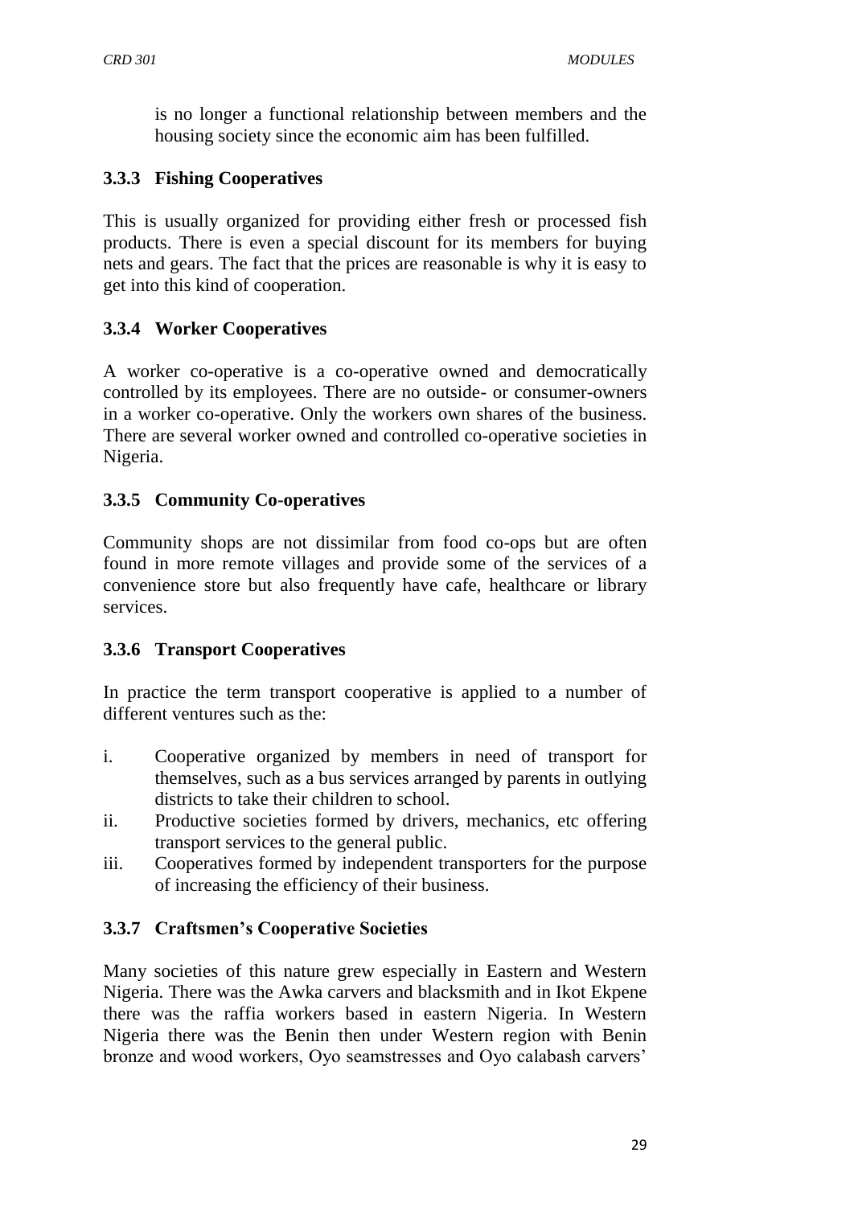is no longer a functional relationship between members and the housing society since the economic aim has been fulfilled.

### 3.3.3 Fishing Cooperatives

This is usually organized for providing either fresh or processed fish products. There is even a special discount for its members for buying nets and gears. The fact that the prices are reasonable is why it is easy to get into this kind of cooperation.

### 3.3.4 Worker Cooperatives

A worker co-operative is a co-operative owned and democratically controlled by its employees. There are no outside- or consumer-owners in a worker co-operative. Only the workers own shares of the business. There are several worker owned and controlled co-operative societies in Nigeria.

### 3.3.5 Community Co-operatives

Community shops are not dissimilar from food co-ops but are often found in more remote villages and provide some of the services of a convenience store but also frequently have cafe, healthcare or library services.

### 3.3.6 Transport Cooperatives

In practice the term transport cooperative is applied to a number of different ventures such as the:

i. Cooperative organized by members in need of transport for themselves, such as a bus services arranged by parents in outlying districts to take their children to school.
ii. Productive societies formed by drivers, mechanics, etc offering transport services to the general public.
iii. Cooperatives formed by independent transporters for the purpose of increasing the efficiency of their business.

### 3.3.7 Craftsmen's Cooperative Societies

Many societies of this nature grew especially in Eastern and Western Nigeria. There was the Awka carvers and blacksmith and in Ikot Ekpene there was the raffia workers based in eastern Nigeria. In Western Nigeria there was the Benin then under Western region with Benin bronze and wood workers, Oyo seamstresses and Oyo calabash carvers'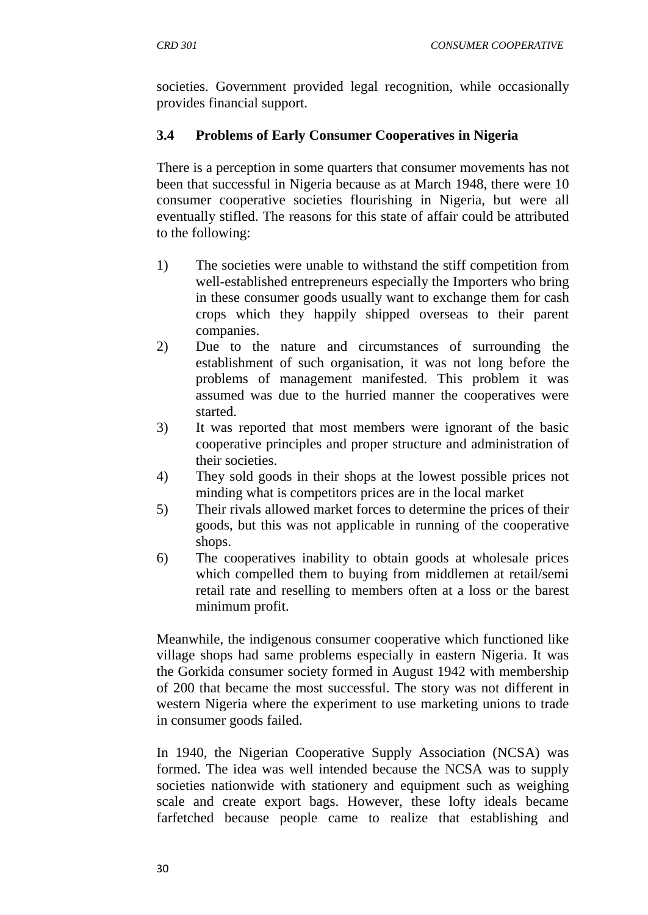societies. Government provided legal recognition, while occasionally provides financial support.

### 3.4 Problems of Early Consumer Cooperatives in Nigeria

There is a perception in some quarters that consumer movements has not been that successful in Nigeria because as at March 1948, there were 10 consumer cooperative societies flourishing in Nigeria, but were all eventually stifled. The reasons for this state of affair could be attributed to the following:

1) The societies were unable to withstand the stiff competition from well-established entrepreneurs especially the Importers who bring in these consumer goods usually want to exchange them for cash crops which they happily shipped overseas to their parent companies.
2) Due to the nature and circumstances of surrounding the establishment of such organisation, it was not long before the problems of management manifested. This problem it was assumed was due to the hurried manner the cooperatives were started.
3) It was reported that most members were ignorant of the basic cooperative principles and proper structure and administration of their societies.
4) They sold goods in their shops at the lowest possible prices not minding what is competitors prices are in the local market
5) Their rivals allowed market forces to determine the prices of their goods, but this was not applicable in running of the cooperative shops.
6) The cooperatives inability to obtain goods at wholesale prices which compelled them to buying from middlemen at retail/semi retail rate and reselling to members often at a loss or the barest minimum profit.

Meanwhile, the indigenous consumer cooperative which functioned like village shops had same problems especially in eastern Nigeria. It was the Gorkida consumer society formed in August 1942 with membership of 200 that became the most successful. The story was not different in western Nigeria where the experiment to use marketing unions to trade in consumer goods failed.

In 1940, the Nigerian Cooperative Supply Association (NCSA) was formed. The idea was well intended because the NCSA was to supply societies nationwide with stationery and equipment such as weighing scale and create export bags. However, these lofty ideals became farfetched because people came to realize that establishing and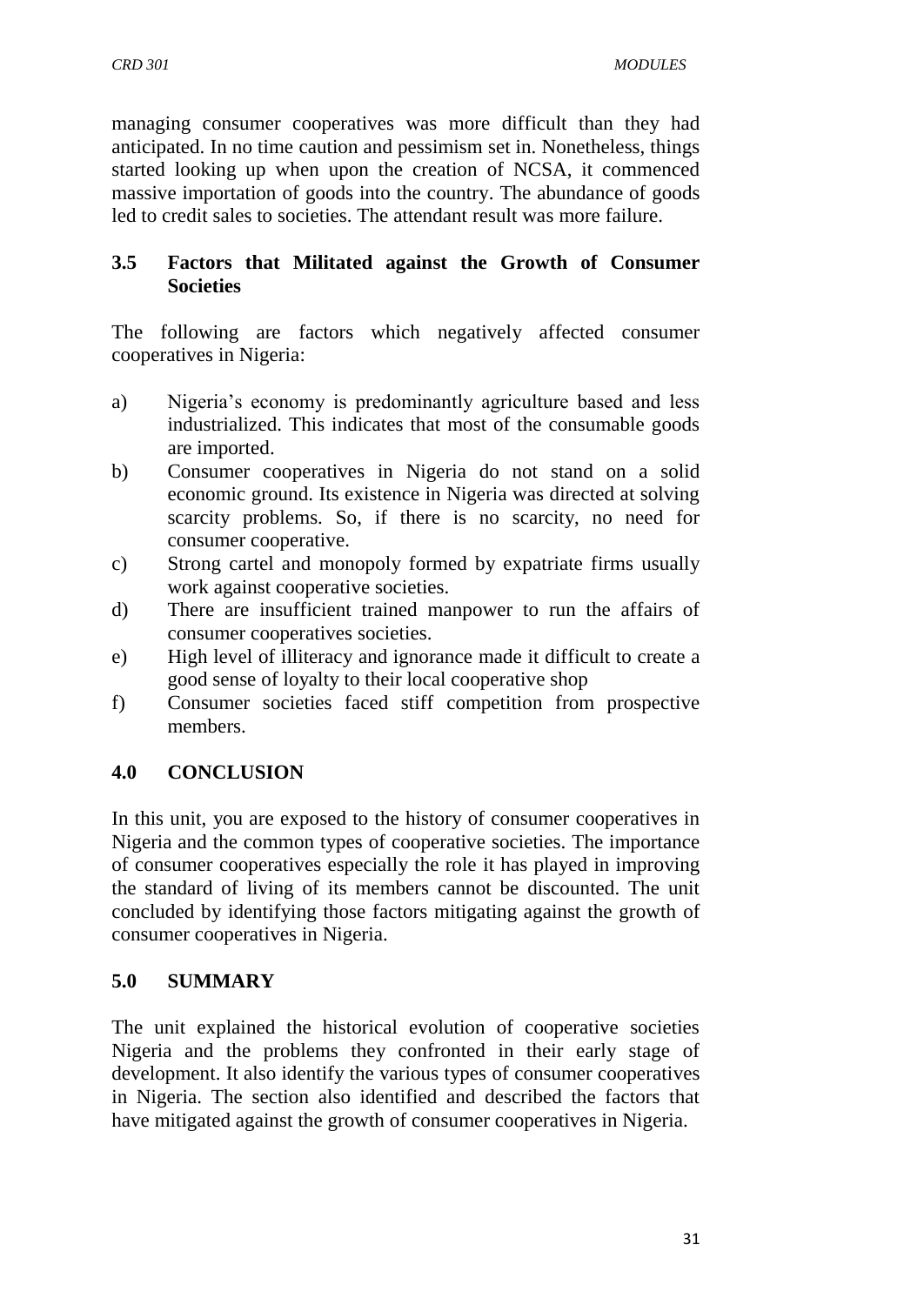managing consumer cooperatives was more difficult than they had anticipated. In no time caution and pessimism set in. Nonetheless, things started looking up when upon the creation of NCSA, it commenced massive importation of goods into the country. The abundance of goods led to credit sales to societies. The attendant result was more failure.

### 3.5 Factors that Militated against the Growth of Consumer Societies

The following are factors which negatively affected consumer cooperatives in Nigeria:

a) Nigeria's economy is predominantly agriculture based and less industrialized. This indicates that most of the consumable goods are imported.

b) Consumer cooperatives in Nigeria do not stand on a solid economic ground. Its existence in Nigeria was directed at solving scarcity problems. So, if there is no scarcity, no need for consumer cooperative.

c) Strong cartel and monopoly formed by expatriate firms usually work against cooperative societies.

d) There are insufficient trained manpower to run the affairs of consumer cooperatives societies.

e) High level of illiteracy and ignorance made it difficult to create a good sense of loyalty to their local cooperative shop

f) Consumer societies faced stiff competition from prospective members.

## 4.0 CONCLUSION

In this unit, you are exposed to the history of consumer cooperatives in Nigeria and the common types of cooperative societies. The importance of consumer cooperatives especially the role it has played in improving the standard of living of its members cannot be discounted. The unit concluded by identifying those factors mitigating against the growth of consumer cooperatives in Nigeria.

## 5.0 SUMMARY

The unit explained the historical evolution of cooperative societies Nigeria and the problems they confronted in their early stage of development. It also identify the various types of consumer cooperatives in Nigeria. The section also identified and described the factors that have mitigated against the growth of consumer cooperatives in Nigeria.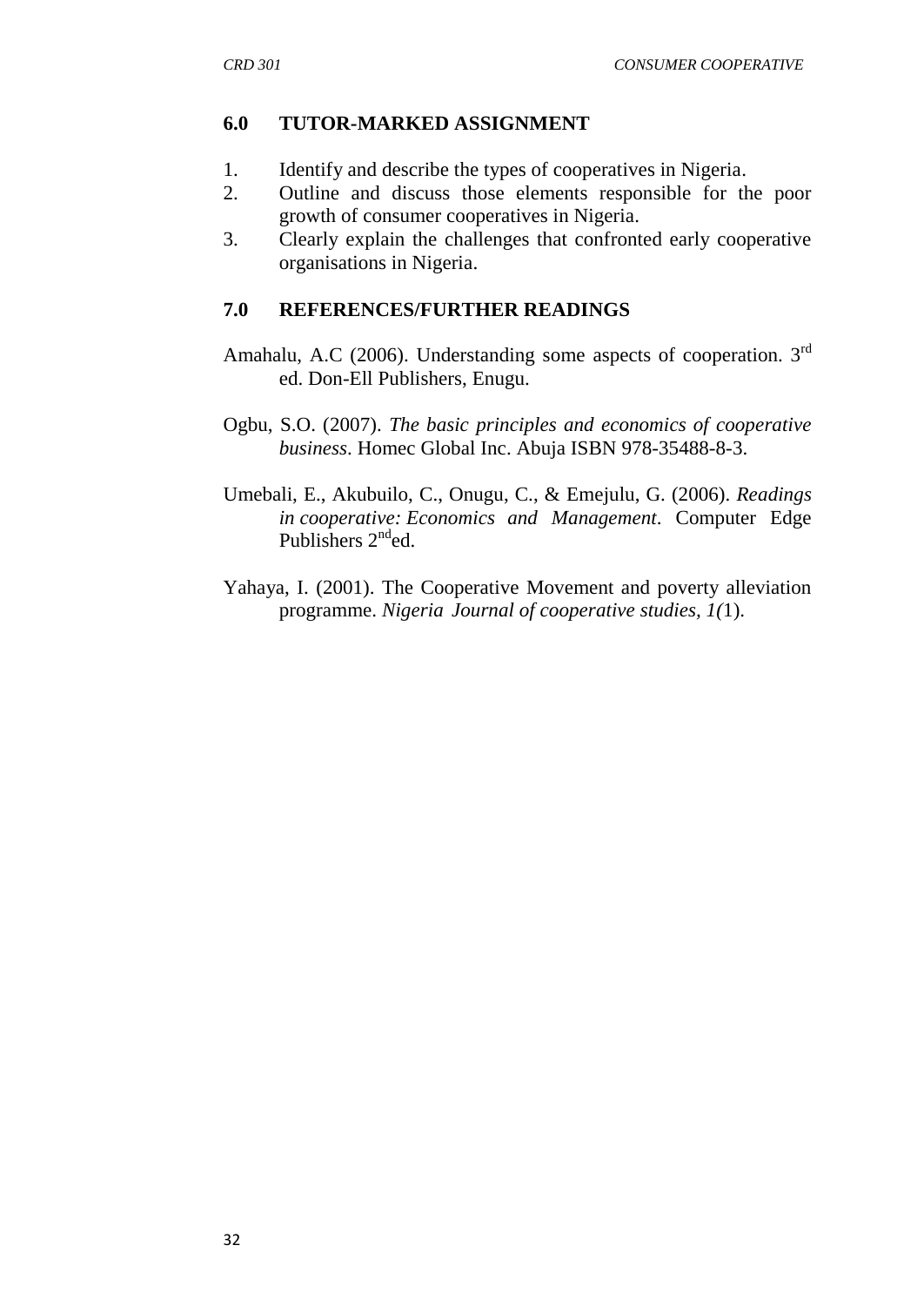## 6.0 TUTOR-MARKED ASSIGNMENT

1. Identify and describe the types of cooperatives in Nigeria.
2. Outline and discuss those elements responsible for the poor growth of consumer cooperatives in Nigeria.
3. Clearly explain the challenges that confronted early cooperative organisations in Nigeria.

## 7.0 REFERENCES/FURTHER READINGS

Amahalu, A.C (2006). Understanding some aspects of cooperation. 3rd ed. Don-Ell Publishers, Enugu.

Ogbu, S.O. (2007). *The basic principles and economics of cooperative business*. Homec Global Inc. Abuja ISBN 978-35488-8-3.

Umebali, E., Akubuilo, C., Onugu, C., & Emejulu, G. (2006). *Readings in cooperative: Economics and Management*. Computer Edge Publishers 2nd ed.

Yahaya, I. (2001). The Cooperative Movement and poverty alleviation programme. *Nigeria Journal of cooperative studies, 1(*1).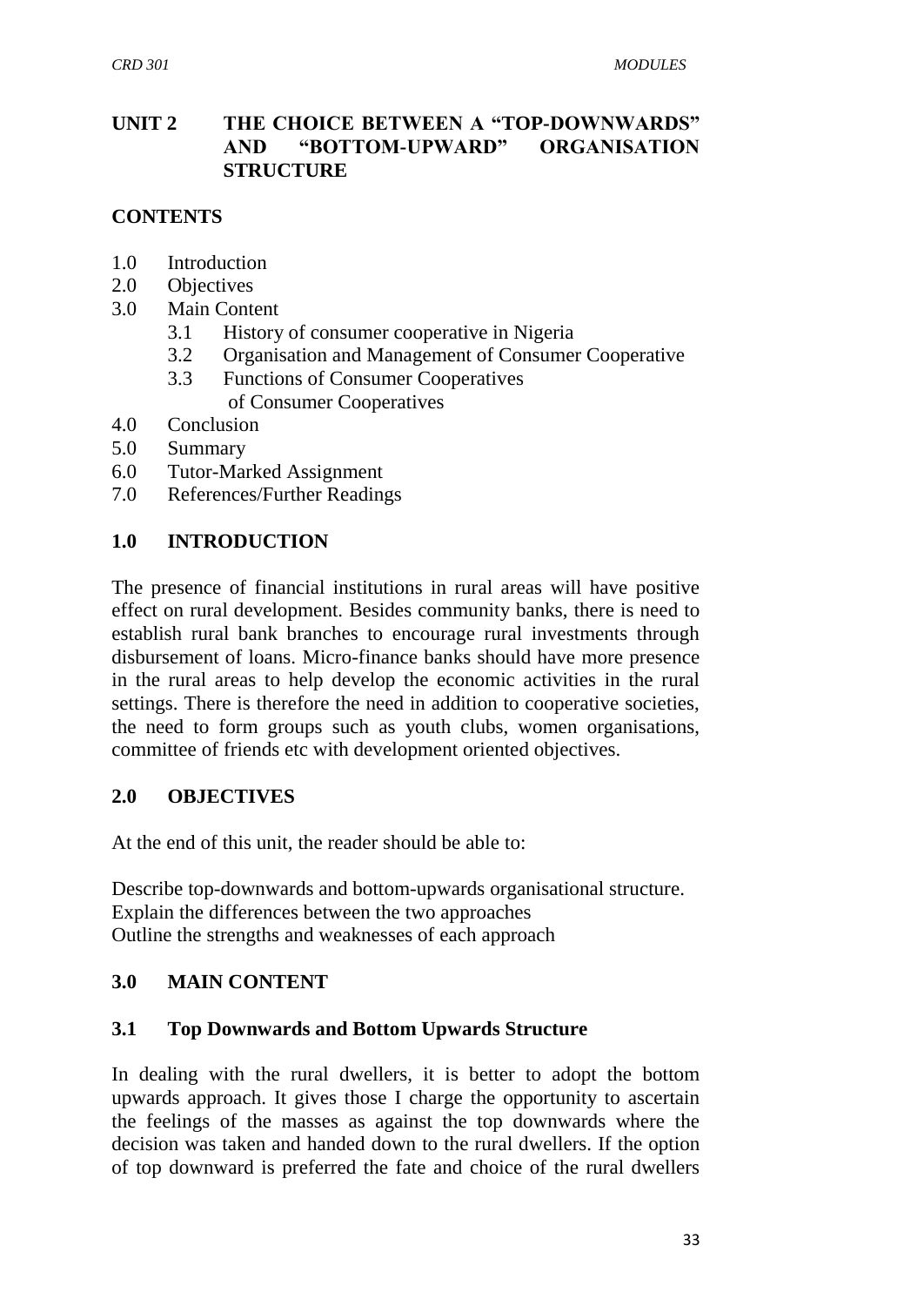## UNIT 2 THE CHOICE BETWEEN A "TOP-DOWNWARDS" AND "BOTTOM-UPWARD" ORGANISATION STRUCTURE

### CONTENTS

1.0 Introduction
2.0 Objectives
3.0 Main Content
    3.1 History of consumer cooperative in Nigeria
    3.2 Organisation and Management of Consumer Cooperative
    3.3 Functions of Consumer Cooperatives
        of Consumer Cooperatives
4.0 Conclusion
5.0 Summary
6.0 Tutor-Marked Assignment
7.0 References/Further Readings

### 1.0 INTRODUCTION

The presence of financial institutions in rural areas will have positive effect on rural development. Besides community banks, there is need to establish rural bank branches to encourage rural investments through disbursement of loans. Micro-finance banks should have more presence in the rural areas to help develop the economic activities in the rural settings. There is therefore the need in addition to cooperative societies, the need to form groups such as youth clubs, women organisations, committee of friends etc with development oriented objectives.

### 2.0 OBJECTIVES

At the end of this unit, the reader should be able to:

Describe top-downwards and bottom-upwards organisational structure.
Explain the differences between the two approaches
Outline the strengths and weaknesses of each approach

### 3.0 MAIN CONTENT

#### 3.1 Top Downwards and Bottom Upwards Structure

In dealing with the rural dwellers, it is better to adopt the bottom upwards approach. It gives those I charge the opportunity to ascertain the feelings of the masses as against the top downwards where the decision was taken and handed down to the rural dwellers. If the option of top downward is preferred the fate and choice of the rural dwellers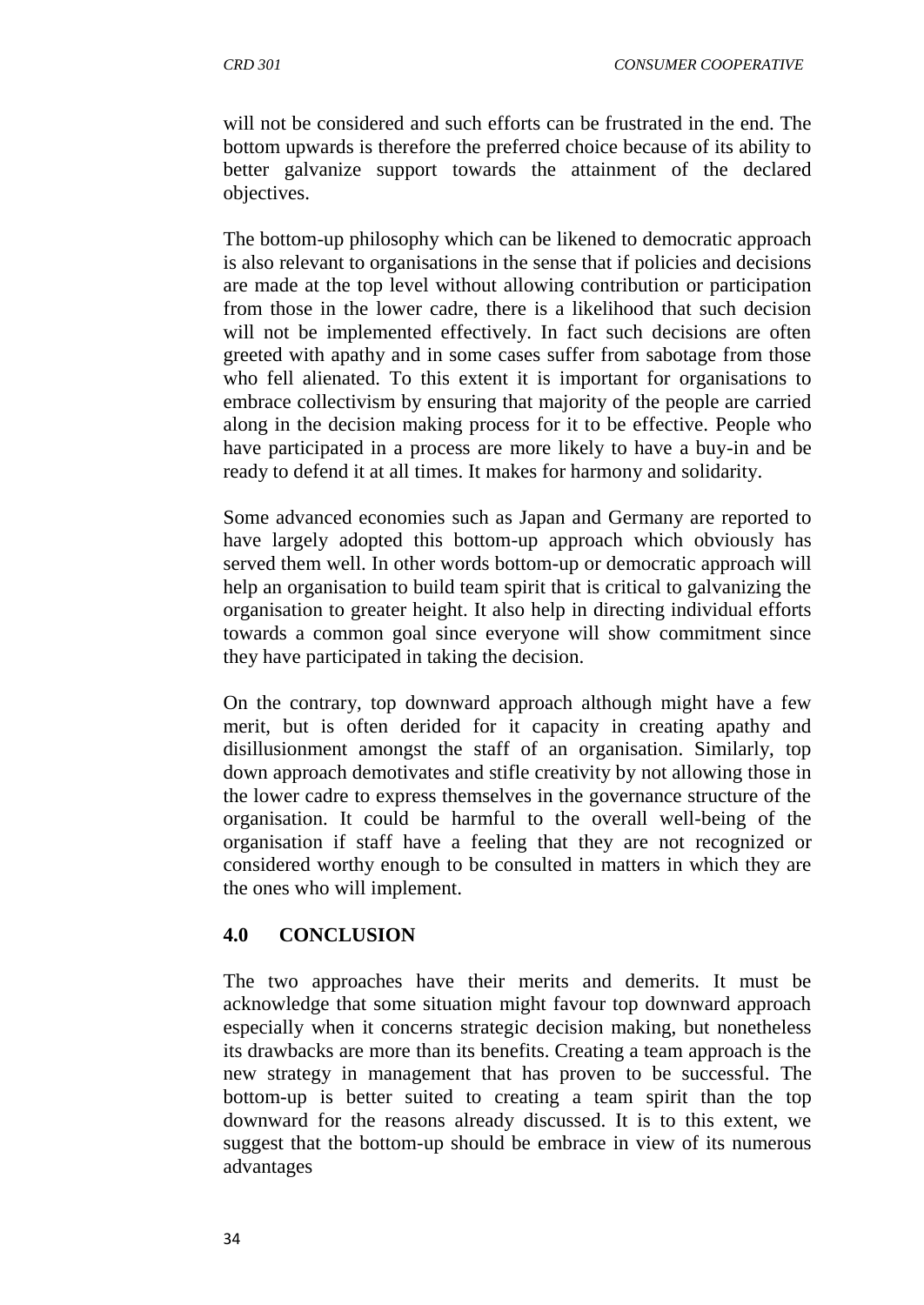will not be considered and such efforts can be frustrated in the end. The bottom upwards is therefore the preferred choice because of its ability to better galvanize support towards the attainment of the declared objectives.

The bottom-up philosophy which can be likened to democratic approach is also relevant to organisations in the sense that if policies and decisions are made at the top level without allowing contribution or participation from those in the lower cadre, there is a likelihood that such decision will not be implemented effectively. In fact such decisions are often greeted with apathy and in some cases suffer from sabotage from those who fell alienated. To this extent it is important for organisations to embrace collectivism by ensuring that majority of the people are carried along in the decision making process for it to be effective. People who have participated in a process are more likely to have a buy-in and be ready to defend it at all times. It makes for harmony and solidarity.

Some advanced economies such as Japan and Germany are reported to have largely adopted this bottom-up approach which obviously has served them well. In other words bottom-up or democratic approach will help an organisation to build team spirit that is critical to galvanizing the organisation to greater height. It also help in directing individual efforts towards a common goal since everyone will show commitment since they have participated in taking the decision.

On the contrary, top downward approach although might have a few merit, but is often derided for it capacity in creating apathy and disillusionment amongst the staff of an organisation. Similarly, top down approach demotivates and stifle creativity by not allowing those in the lower cadre to express themselves in the governance structure of the organisation. It could be harmful to the overall well-being of the organisation if staff have a feeling that they are not recognized or considered worthy enough to be consulted in matters in which they are the ones who will implement.

## 4.0 CONCLUSION

The two approaches have their merits and demerits. It must be acknowledge that some situation might favour top downward approach especially when it concerns strategic decision making, but nonetheless its drawbacks are more than its benefits. Creating a team approach is the new strategy in management that has proven to be successful. The bottom-up is better suited to creating a team spirit than the top downward for the reasons already discussed. It is to this extent, we suggest that the bottom-up should be embrace in view of its numerous advantages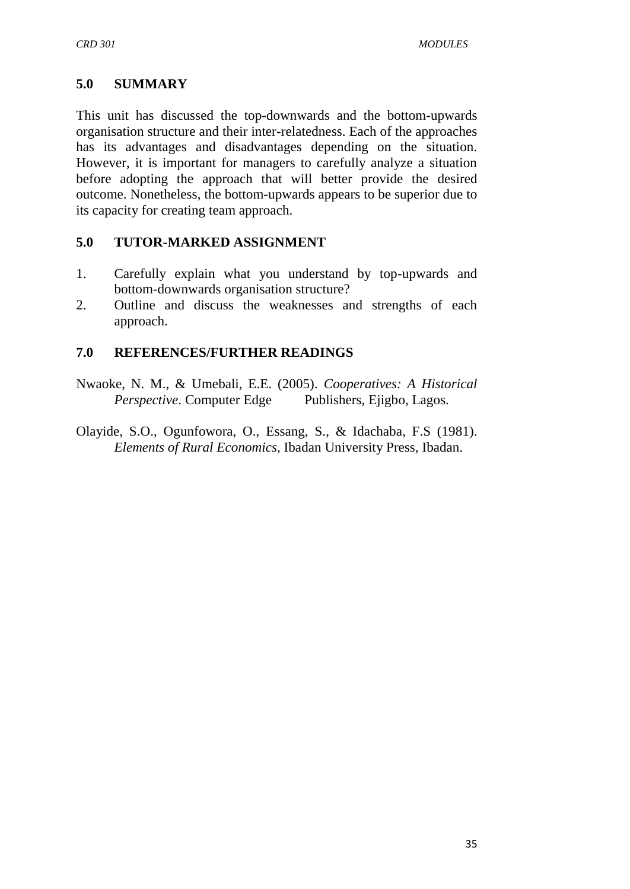## 5.0 SUMMARY

This unit has discussed the top-downwards and the bottom-upwards organisation structure and their inter-relatedness. Each of the approaches has its advantages and disadvantages depending on the situation. However, it is important for managers to carefully analyze a situation before adopting the approach that will better provide the desired outcome. Nonetheless, the bottom-upwards appears to be superior due to its capacity for creating team approach.

## 5.0 TUTOR-MARKED ASSIGNMENT

1. Carefully explain what you understand by top-upwards and bottom-downwards organisation structure?
2. Outline and discuss the weaknesses and strengths of each approach.

## 7.0 REFERENCES/FURTHER READINGS

Nwaoke, N. M., & Umebali, E.E. (2005). *Cooperatives: A Historical Perspective*. Computer Edge Publishers, Ejigbo, Lagos.

Olayide, S.O., Ogunfowora, O., Essang, S., & Idachaba, F.S (1981). *Elements of Rural Economics*, Ibadan University Press, Ibadan.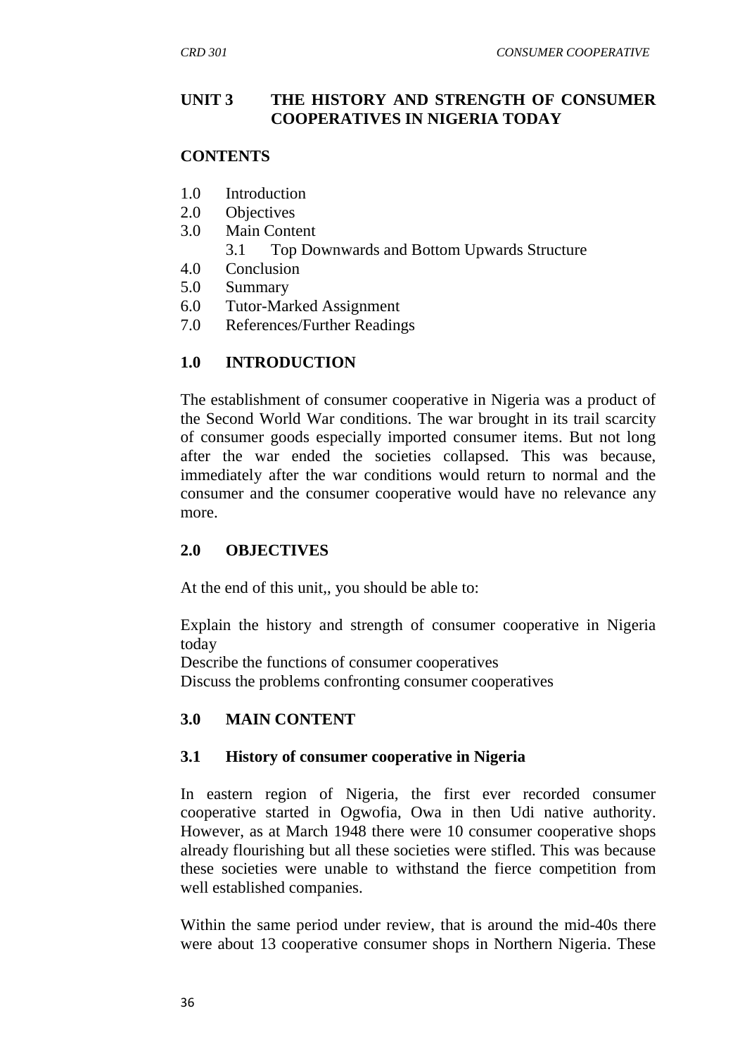## UNIT 3 THE HISTORY AND STRENGTH OF CONSUMER COOPERATIVES IN NIGERIA TODAY

**CONTENTS**

1.0 Introduction
2.0 Objectives
3.0 Main Content
    3.1 Top Downwards and Bottom Upwards Structure
4.0 Conclusion
5.0 Summary
6.0 Tutor-Marked Assignment
7.0 References/Further Readings

### 1.0 INTRODUCTION

The establishment of consumer cooperative in Nigeria was a product of the Second World War conditions. The war brought in its trail scarcity of consumer goods especially imported consumer items. But not long after the war ended the societies collapsed. This was because, immediately after the war conditions would return to normal and the consumer and the consumer cooperative would have no relevance any more.

### 2.0 OBJECTIVES

At the end of this unit,, you should be able to:

Explain the history and strength of consumer cooperative in Nigeria today
Describe the functions of consumer cooperatives
Discuss the problems confronting consumer cooperatives

### 3.0 MAIN CONTENT

#### 3.1 History of consumer cooperative in Nigeria

In eastern region of Nigeria, the first ever recorded consumer cooperative started in Ogwofia, Owa in then Udi native authority. However, as at March 1948 there were 10 consumer cooperative shops already flourishing but all these societies were stifled. This was because these societies were unable to withstand the fierce competition from well established companies.

Within the same period under review, that is around the mid-40s there were about 13 cooperative consumer shops in Northern Nigeria. These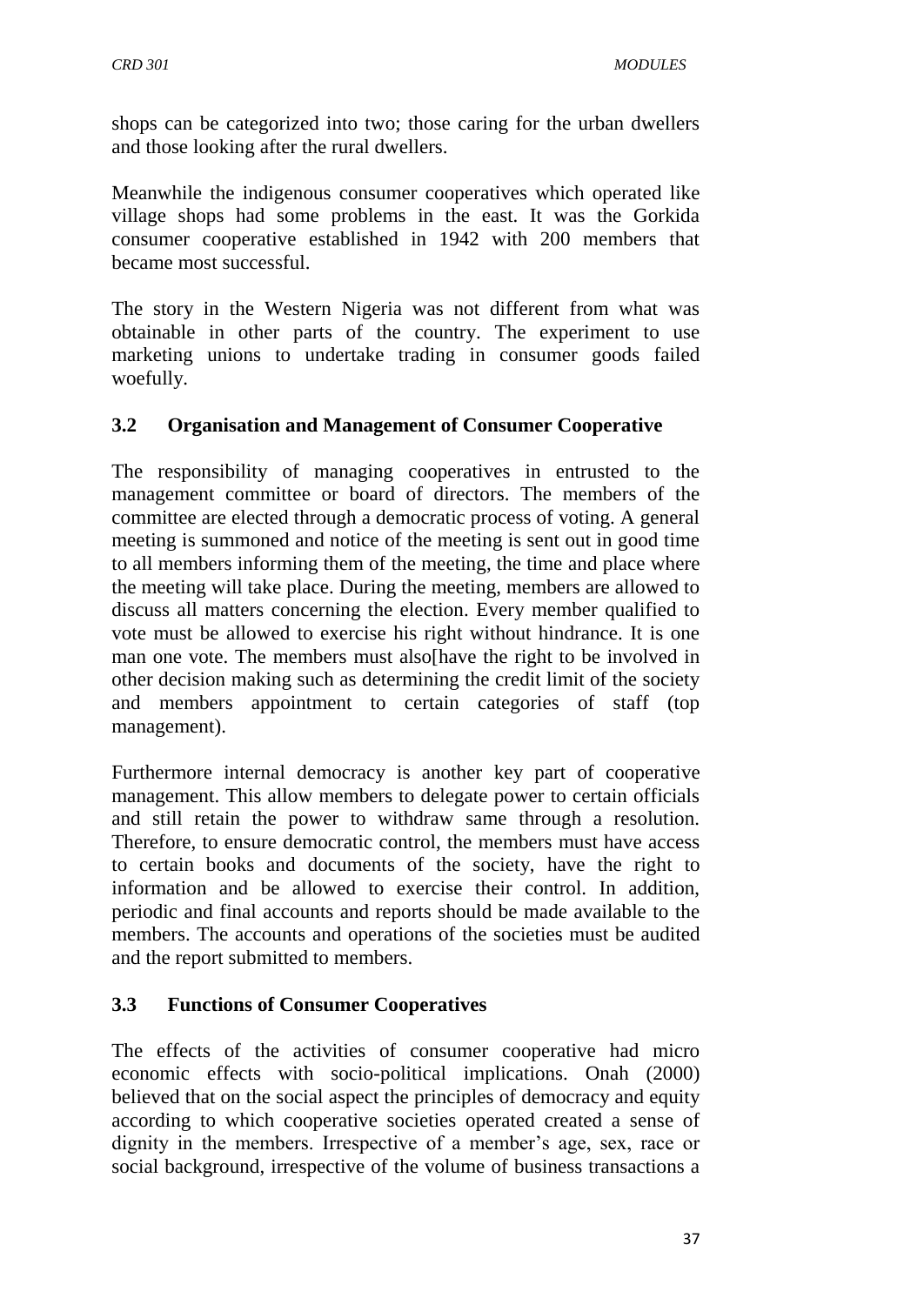shops can be categorized into two; those caring for the urban dwellers and those looking after the rural dwellers.

Meanwhile the indigenous consumer cooperatives which operated like village shops had some problems in the east. It was the Gorkida consumer cooperative established in 1942 with 200 members that became most successful.

The story in the Western Nigeria was not different from what was obtainable in other parts of the country. The experiment to use marketing unions to undertake trading in consumer goods failed woefully.

### 3.2 Organisation and Management of Consumer Cooperative

The responsibility of managing cooperatives in entrusted to the management committee or board of directors. The members of the committee are elected through a democratic process of voting. A general meeting is summoned and notice of the meeting is sent out in good time to all members informing them of the meeting, the time and place where the meeting will take place. During the meeting, members are allowed to discuss all matters concerning the election. Every member qualified to vote must be allowed to exercise his right without hindrance. It is one man one vote. The members must also[have the right to be involved in other decision making such as determining the credit limit of the society and members appointment to certain categories of staff (top management).

Furthermore internal democracy is another key part of cooperative management. This allow members to delegate power to certain officials and still retain the power to withdraw same through a resolution. Therefore, to ensure democratic control, the members must have access to certain books and documents of the society, have the right to information and be allowed to exercise their control. In addition, periodic and final accounts and reports should be made available to the members. The accounts and operations of the societies must be audited and the report submitted to members.

### 3.3 Functions of Consumer Cooperatives

The effects of the activities of consumer cooperative had micro economic effects with socio-political implications. Onah (2000) believed that on the social aspect the principles of democracy and equity according to which cooperative societies operated created a sense of dignity in the members. Irrespective of a member's age, sex, race or social background, irrespective of the volume of business transactions a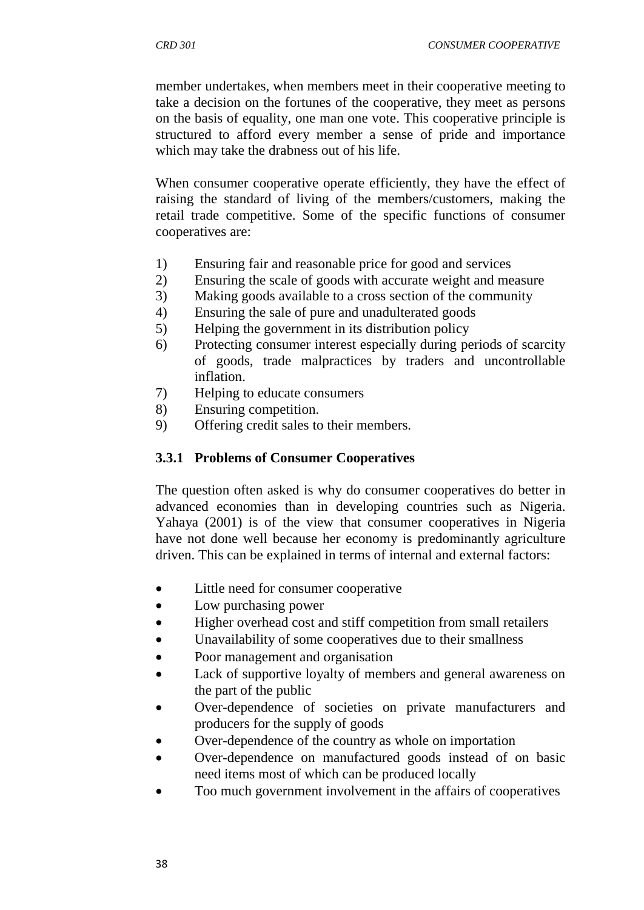member undertakes, when members meet in their cooperative meeting to take a decision on the fortunes of the cooperative, they meet as persons on the basis of equality, one man one vote. This cooperative principle is structured to afford every member a sense of pride and importance which may take the drabness out of his life.

When consumer cooperative operate efficiently, they have the effect of raising the standard of living of the members/customers, making the retail trade competitive. Some of the specific functions of consumer cooperatives are:

1) Ensuring fair and reasonable price for good and services
2) Ensuring the scale of goods with accurate weight and measure
3) Making goods available to a cross section of the community
4) Ensuring the sale of pure and unadulterated goods
5) Helping the government in its distribution policy
6) Protecting consumer interest especially during periods of scarcity of goods, trade malpractices by traders and uncontrollable inflation.
7) Helping to educate consumers
8) Ensuring competition.
9) Offering credit sales to their members.

### 3.3.1 Problems of Consumer Cooperatives

The question often asked is why do consumer cooperatives do better in advanced economies than in developing countries such as Nigeria. Yahaya (2001) is of the view that consumer cooperatives in Nigeria have not done well because her economy is predominantly agriculture driven. This can be explained in terms of internal and external factors:

- Little need for consumer cooperative
- Low purchasing power
- Higher overhead cost and stiff competition from small retailers
- Unavailability of some cooperatives due to their smallness
- Poor management and organisation
- Lack of supportive loyalty of members and general awareness on the part of the public
- Over-dependence of societies on private manufacturers and producers for the supply of goods
- Over-dependence of the country as whole on importation
- Over-dependence on manufactured goods instead of on basic need items most of which can be produced locally
- Too much government involvement in the affairs of cooperatives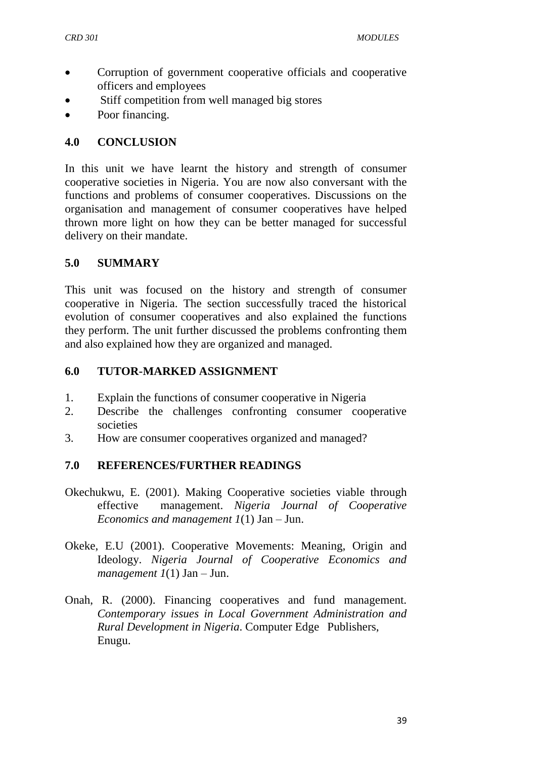- Corruption of government cooperative officials and cooperative officers and employees
- Stiff competition from well managed big stores
- Poor financing.

## 4.0 CONCLUSION

In this unit we have learnt the history and strength of consumer cooperative societies in Nigeria. You are now also conversant with the functions and problems of consumer cooperatives. Discussions on the organisation and management of consumer cooperatives have helped thrown more light on how they can be better managed for successful delivery on their mandate.

## 5.0 SUMMARY

This unit was focused on the history and strength of consumer cooperative in Nigeria. The section successfully traced the historical evolution of consumer cooperatives and also explained the functions they perform. The unit further discussed the problems confronting them and also explained how they are organized and managed.

## 6.0 TUTOR-MARKED ASSIGNMENT

1. Explain the functions of consumer cooperative in Nigeria
2. Describe the challenges confronting consumer cooperative societies
3. How are consumer cooperatives organized and managed?

## 7.0 REFERENCES/FURTHER READINGS

Okechukwu, E. (2001). Making Cooperative societies viable through effective management. *Nigeria Journal of Cooperative Economics and management 1*(1) Jan – Jun.

Okeke, E.U (2001). Cooperative Movements: Meaning, Origin and Ideology. *Nigeria Journal of Cooperative Economics and management 1*(1) Jan – Jun.

Onah, R. (2000). Financing cooperatives and fund management. *Contemporary issues in Local Government Administration and Rural Development in Nigeria*. Computer Edge Publishers, Enugu.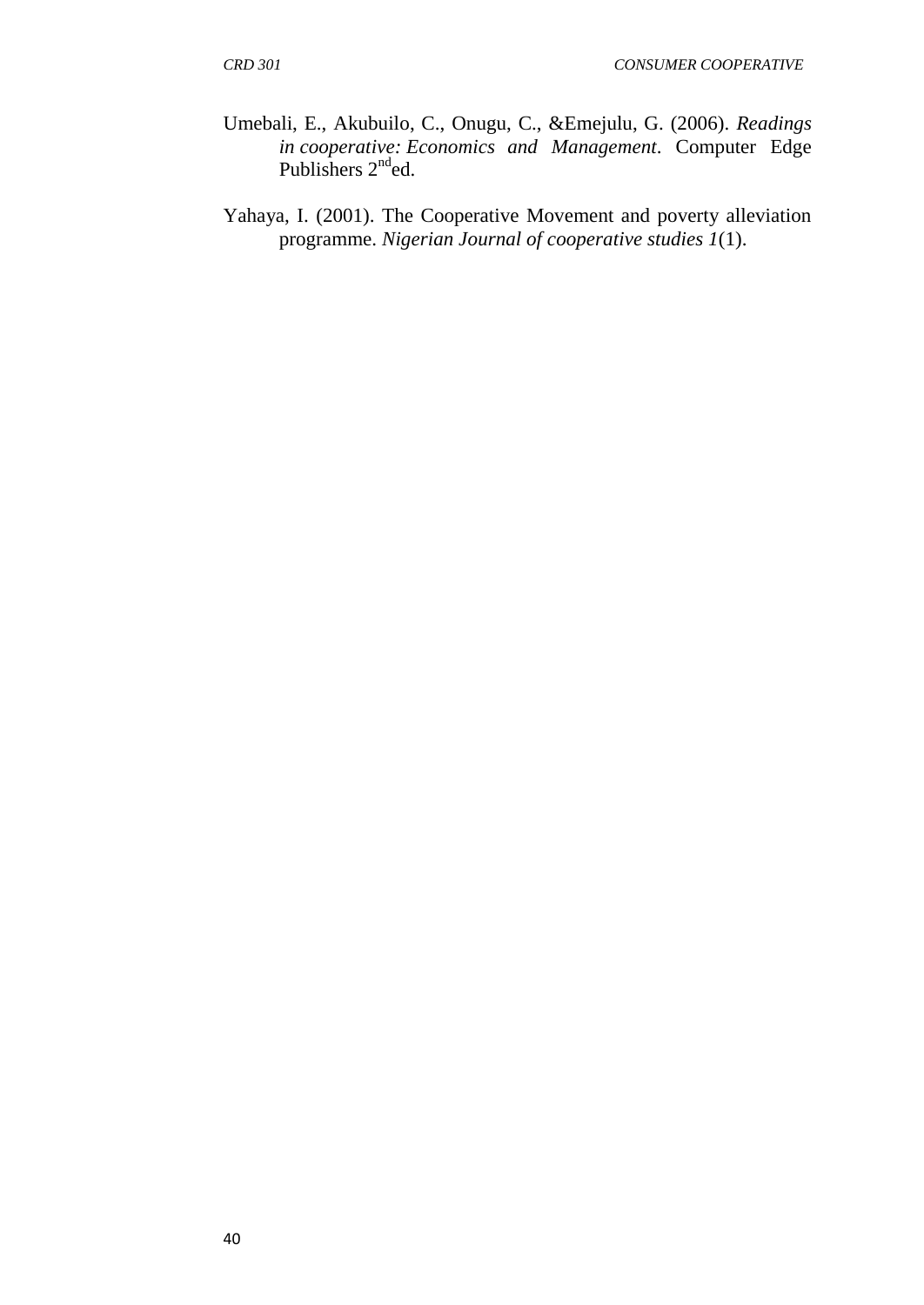Umebali, E., Akubuilo, C., Onugu, C., &Emejulu, G. (2006). *Readings in cooperative: Economics and Management*. Computer Edge Publishers 2nd ed.

Yahaya, I. (2001). The Cooperative Movement and poverty alleviation programme. *Nigerian Journal of cooperative studies 1*(1).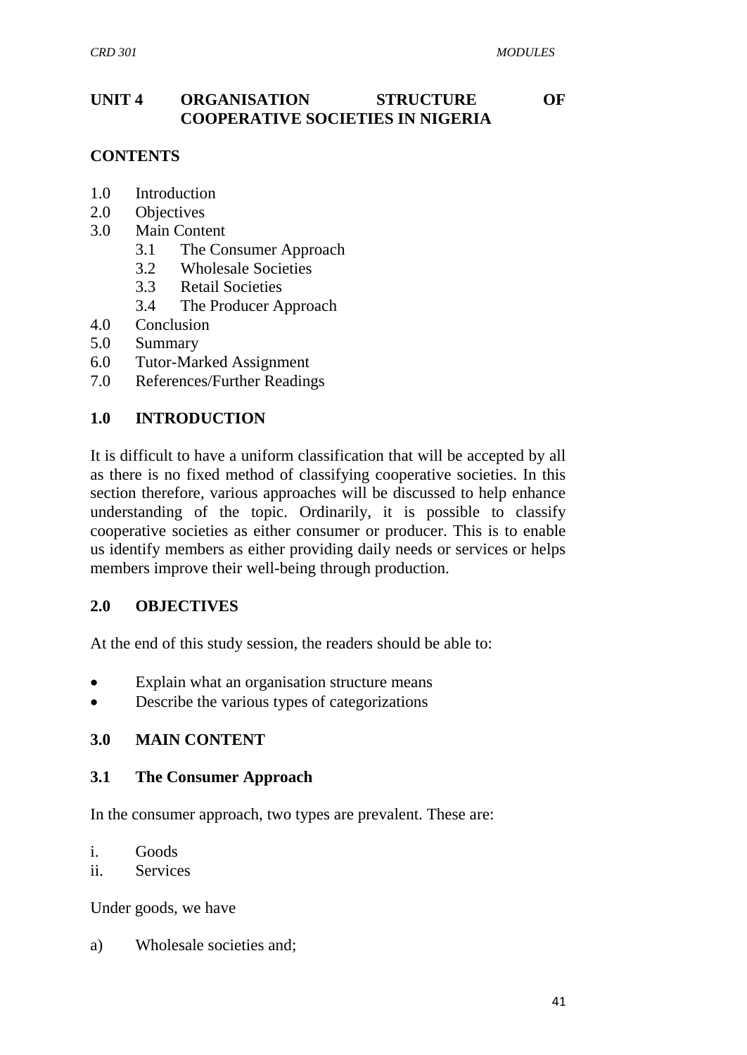## UNIT 4 ORGANISATION STRUCTURE OF COOPERATIVE SOCIETIES IN NIGERIA

### CONTENTS

1.0 Introduction
2.0 Objectives
3.0 Main Content
    3.1 The Consumer Approach
    3.2 Wholesale Societies
    3.3 Retail Societies
    3.4 The Producer Approach
4.0 Conclusion
5.0 Summary
6.0 Tutor-Marked Assignment
7.0 References/Further Readings

### 1.0 INTRODUCTION

It is difficult to have a uniform classification that will be accepted by all as there is no fixed method of classifying cooperative societies. In this section therefore, various approaches will be discussed to help enhance understanding of the topic. Ordinarily, it is possible to classify cooperative societies as either consumer or producer. This is to enable us identify members as either providing daily needs or services or helps members improve their well-being through production.

### 2.0 OBJECTIVES

At the end of this study session, the readers should be able to:

- Explain what an organisation structure means
- Describe the various types of categorizations

### 3.0 MAIN CONTENT

#### 3.1 The Consumer Approach

In the consumer approach, two types are prevalent. These are:

i. Goods
ii. Services

Under goods, we have

a) Wholesale societies and;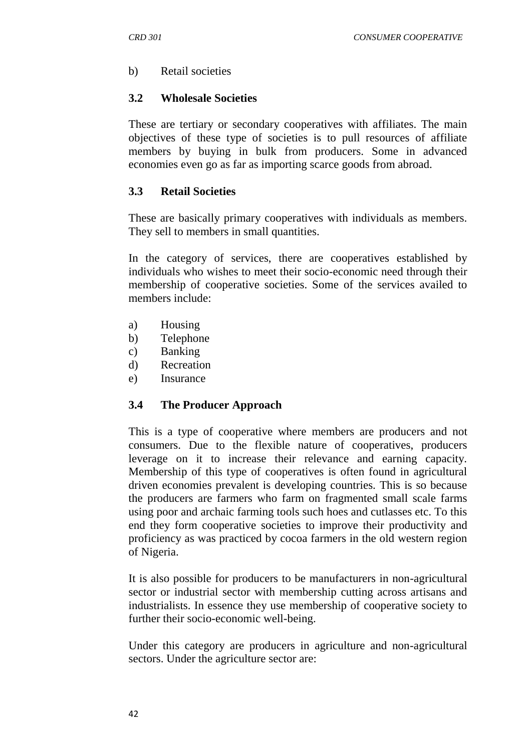b) Retail societies

### 3.2 Wholesale Societies

These are tertiary or secondary cooperatives with affiliates. The main objectives of these type of societies is to pull resources of affiliate members by buying in bulk from producers. Some in advanced economies even go as far as importing scarce goods from abroad.

### 3.3 Retail Societies

These are basically primary cooperatives with individuals as members. They sell to members in small quantities.

In the category of services, there are cooperatives established by individuals who wishes to meet their socio-economic need through their membership of cooperative societies. Some of the services availed to members include:

a) Housing
b) Telephone
c) Banking
d) Recreation
e) Insurance

### 3.4 The Producer Approach

This is a type of cooperative where members are producers and not consumers. Due to the flexible nature of cooperatives, producers leverage on it to increase their relevance and earning capacity. Membership of this type of cooperatives is often found in agricultural driven economies prevalent is developing countries. This is so because the producers are farmers who farm on fragmented small scale farms using poor and archaic farming tools such hoes and cutlasses etc. To this end they form cooperative societies to improve their productivity and proficiency as was practiced by cocoa farmers in the old western region of Nigeria.

It is also possible for producers to be manufacturers in non-agricultural sector or industrial sector with membership cutting across artisans and industrialists. In essence they use membership of cooperative society to further their socio-economic well-being.

Under this category are producers in agriculture and non-agricultural sectors. Under the agriculture sector are: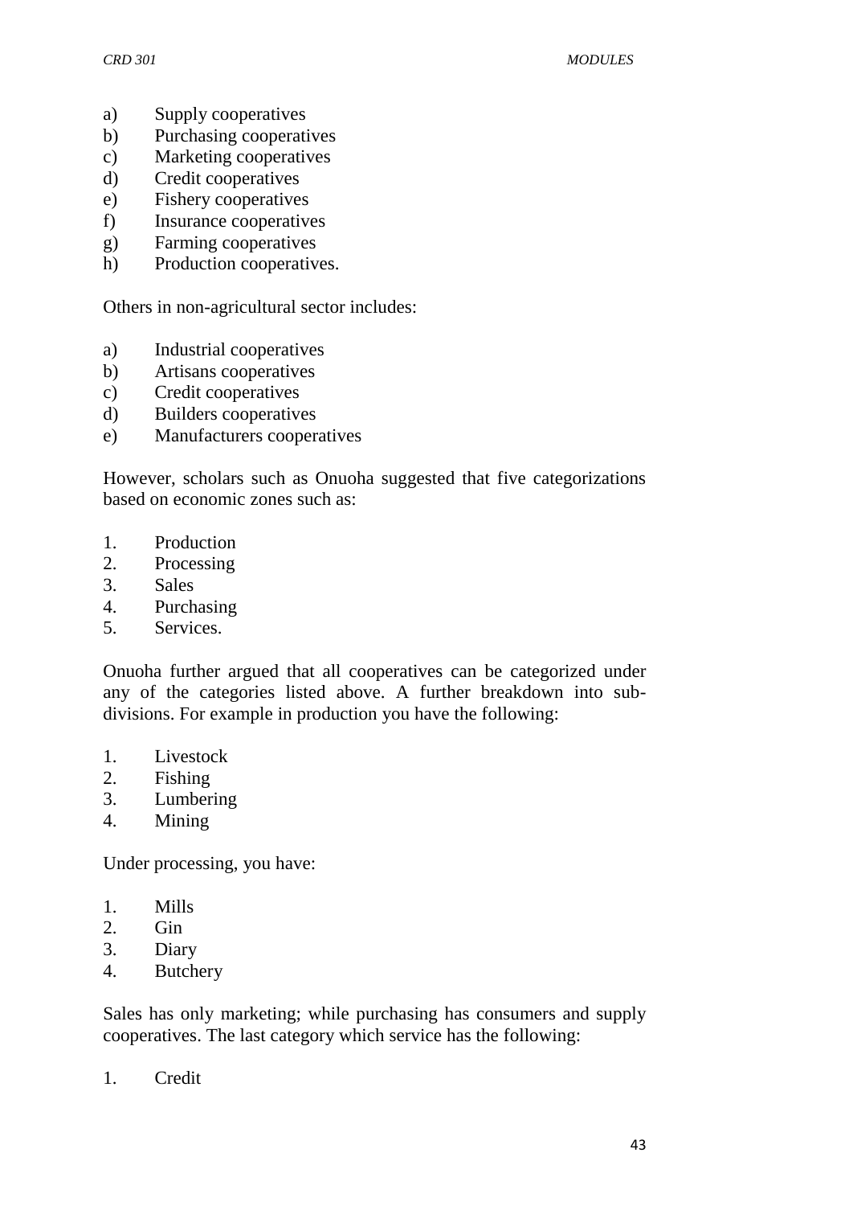a) Supply cooperatives
b) Purchasing cooperatives
c) Marketing cooperatives
d) Credit cooperatives
e) Fishery cooperatives
f) Insurance cooperatives
g) Farming cooperatives
h) Production cooperatives.

Others in non-agricultural sector includes:

a) Industrial cooperatives
b) Artisans cooperatives
c) Credit cooperatives
d) Builders cooperatives
e) Manufacturers cooperatives

However, scholars such as Onuoha suggested that five categorizations based on economic zones such as:

1. Production
2. Processing
3. Sales
4. Purchasing
5. Services.

Onuoha further argued that all cooperatives can be categorized under any of the categories listed above. A further breakdown into sub-divisions. For example in production you have the following:

1. Livestock
2. Fishing
3. Lumbering
4. Mining

Under processing, you have:

1. Mills
2. Gin
3. Diary
4. Butchery

Sales has only marketing; while purchasing has consumers and supply cooperatives. The last category which service has the following:

1. Credit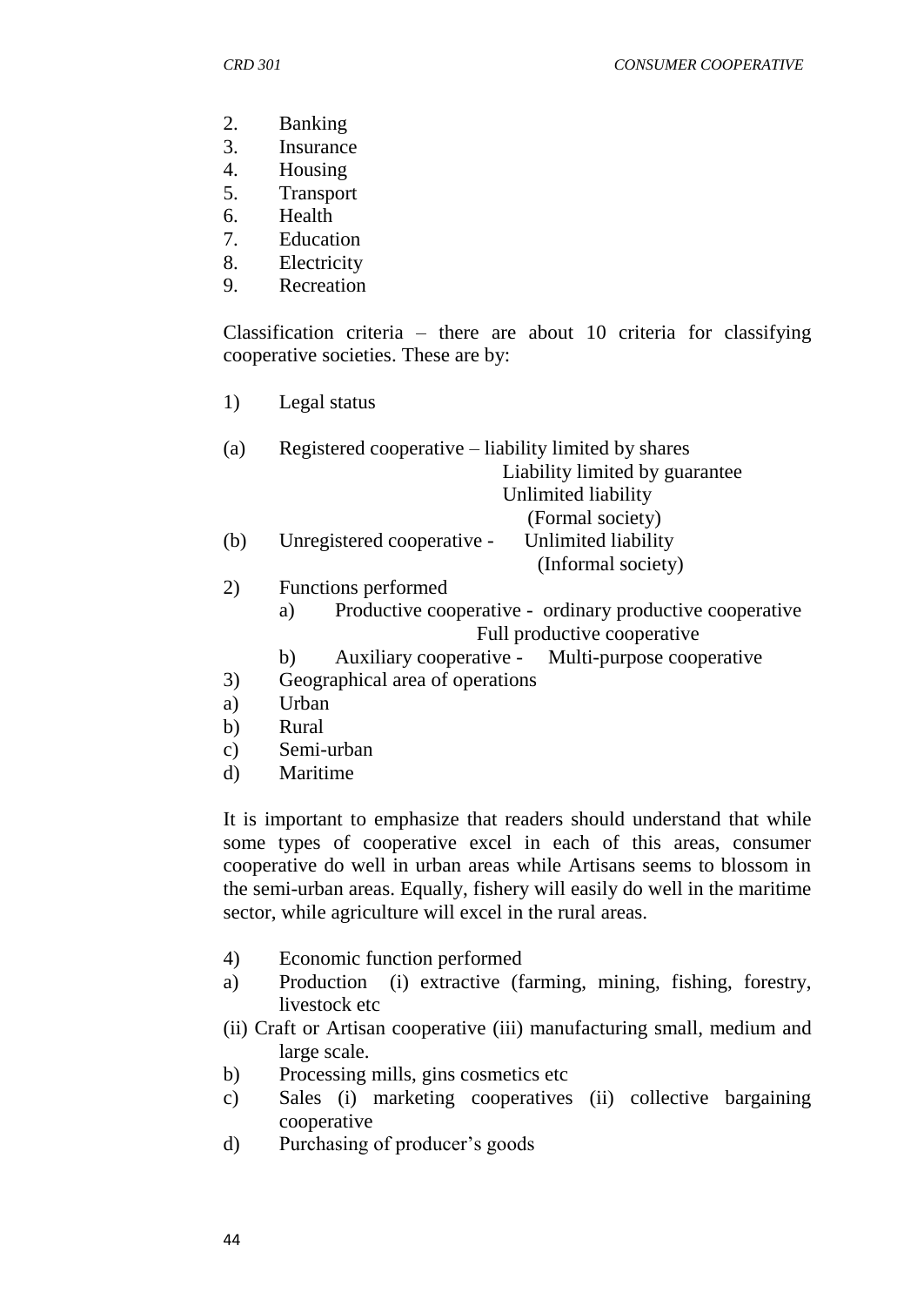2. Banking
3. Insurance
4. Housing
5. Transport
6. Health
7. Education
8. Electricity
9. Recreation

Classification criteria – there are about 10 criteria for classifying cooperative societies. These are by:

1) Legal status

(a) Registered cooperative – liability limited by shares
Liability limited by guarantee
Unlimited liability
(Formal society)

(b) Unregistered cooperative - Unlimited liability
(Informal society)

2) Functions performed
   a) Productive cooperative - ordinary productive cooperative
   Full productive cooperative
   b) Auxiliary cooperative - Multi-purpose cooperative

3) Geographical area of operations

a) Urban
b) Rural
c) Semi-urban
d) Maritime

It is important to emphasize that readers should understand that while some types of cooperative excel in each of this areas, consumer cooperative do well in urban areas while Artisans seems to blossom in the semi-urban areas. Equally, fishery will easily do well in the maritime sector, while agriculture will excel in the rural areas.

4) Economic function performed

a) Production (i) extractive (farming, mining, fishing, forestry, livestock etc
(ii) Craft or Artisan cooperative (iii) manufacturing small, medium and large scale.
b) Processing mills, gins cosmetics etc
c) Sales (i) marketing cooperatives (ii) collective bargaining cooperative
d) Purchasing of producer's goods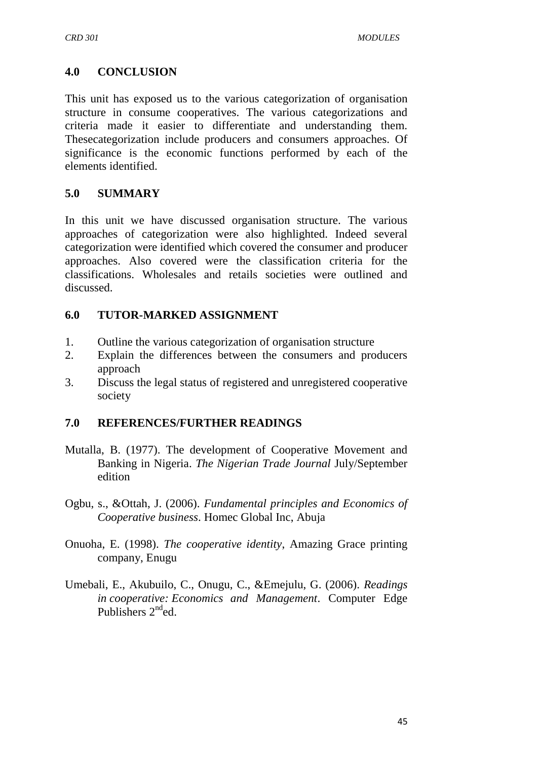## 4.0 CONCLUSION

This unit has exposed us to the various categorization of organisation structure in consume cooperatives. The various categorizations and criteria made it easier to differentiate and understanding them. Thesecategorization include producers and consumers approaches. Of significance is the economic functions performed by each of the elements identified.

## 5.0 SUMMARY

In this unit we have discussed organisation structure. The various approaches of categorization were also highlighted. Indeed several categorization were identified which covered the consumer and producer approaches. Also covered were the classification criteria for the classifications. Wholesales and retails societies were outlined and discussed.

## 6.0 TUTOR-MARKED ASSIGNMENT

1. Outline the various categorization of organisation structure
2. Explain the differences between the consumers and producers approach
3. Discuss the legal status of registered and unregistered cooperative society

## 7.0 REFERENCES/FURTHER READINGS

Mutalla, B. (1977). The development of Cooperative Movement and Banking in Nigeria. *The Nigerian Trade Journal* July/September edition

Ogbu, s., &Ottah, J. (2006). *Fundamental principles and Economics of Cooperative business*. Homec Global Inc, Abuja

Onuoha, E. (1998). *The cooperative identity*, Amazing Grace printing company, Enugu

Umebali, E., Akubuilo, C., Onugu, C., &Emejulu, G. (2006). *Readings in cooperative: Economics and Management*. Computer Edge Publishers 2nd ed.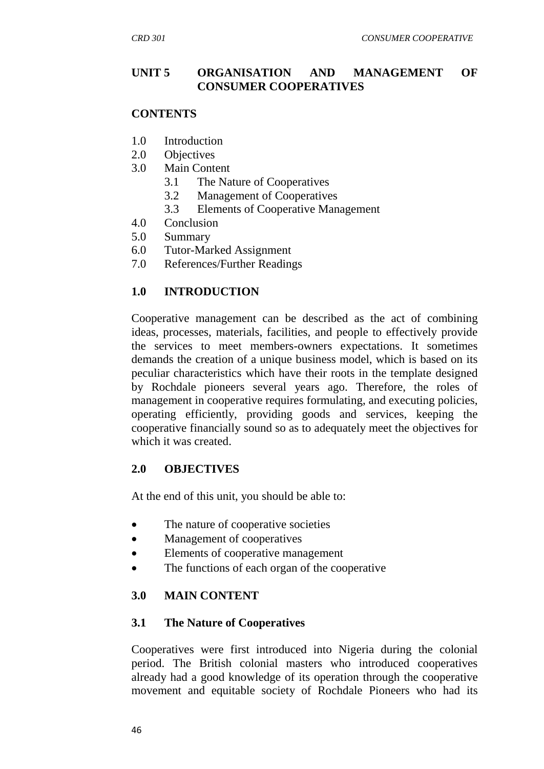# UNIT 5 ORGANISATION AND MANAGEMENT OF CONSUMER COOPERATIVES

## CONTENTS

1.0 Introduction
2.0 Objectives
3.0 Main Content
    3.1 The Nature of Cooperatives
    3.2 Management of Cooperatives
    3.3 Elements of Cooperative Management
4.0 Conclusion
5.0 Summary
6.0 Tutor-Marked Assignment
7.0 References/Further Readings

## 1.0 INTRODUCTION

Cooperative management can be described as the act of combining ideas, processes, materials, facilities, and people to effectively provide the services to meet members-owners expectations. It sometimes demands the creation of a unique business model, which is based on its peculiar characteristics which have their roots in the template designed by Rochdale pioneers several years ago. Therefore, the roles of management in cooperative requires formulating, and executing policies, operating efficiently, providing goods and services, keeping the cooperative financially sound so as to adequately meet the objectives for which it was created.

## 2.0 OBJECTIVES

At the end of this unit, you should be able to:

- The nature of cooperative societies
- Management of cooperatives
- Elements of cooperative management
- The functions of each organ of the cooperative

## 3.0 MAIN CONTENT

### 3.1 The Nature of Cooperatives

Cooperatives were first introduced into Nigeria during the colonial period. The British colonial masters who introduced cooperatives already had a good knowledge of its operation through the cooperative movement and equitable society of Rochdale Pioneers who had its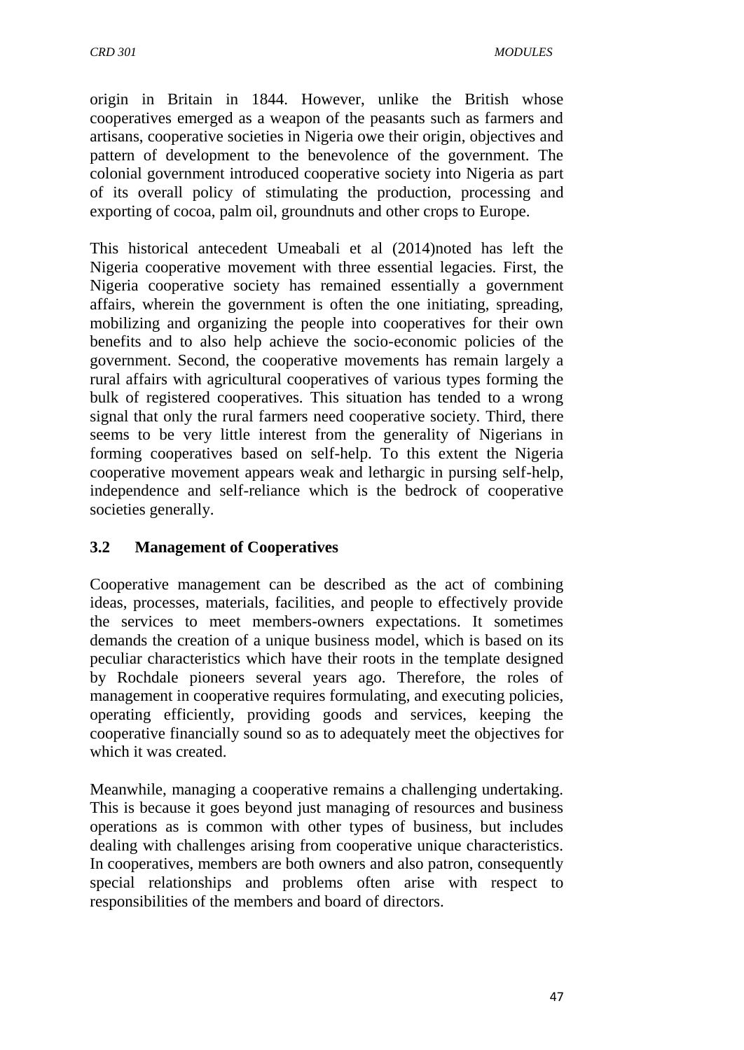origin in Britain in 1844. However, unlike the British whose cooperatives emerged as a weapon of the peasants such as farmers and artisans, cooperative societies in Nigeria owe their origin, objectives and pattern of development to the benevolence of the government. The colonial government introduced cooperative society into Nigeria as part of its overall policy of stimulating the production, processing and exporting of cocoa, palm oil, groundnuts and other crops to Europe.

This historical antecedent Umeabali et al (2014)noted has left the Nigeria cooperative movement with three essential legacies. First, the Nigeria cooperative society has remained essentially a government affairs, wherein the government is often the one initiating, spreading, mobilizing and organizing the people into cooperatives for their own benefits and to also help achieve the socio-economic policies of the government. Second, the cooperative movements has remain largely a rural affairs with agricultural cooperatives of various types forming the bulk of registered cooperatives. This situation has tended to a wrong signal that only the rural farmers need cooperative society. Third, there seems to be very little interest from the generality of Nigerians in forming cooperatives based on self-help. To this extent the Nigeria cooperative movement appears weak and lethargic in pursing self-help, independence and self-reliance which is the bedrock of cooperative societies generally.

### 3.2 Management of Cooperatives

Cooperative management can be described as the act of combining ideas, processes, materials, facilities, and people to effectively provide the services to meet members-owners expectations. It sometimes demands the creation of a unique business model, which is based on its peculiar characteristics which have their roots in the template designed by Rochdale pioneers several years ago. Therefore, the roles of management in cooperative requires formulating, and executing policies, operating efficiently, providing goods and services, keeping the cooperative financially sound so as to adequately meet the objectives for which it was created.

Meanwhile, managing a cooperative remains a challenging undertaking. This is because it goes beyond just managing of resources and business operations as is common with other types of business, but includes dealing with challenges arising from cooperative unique characteristics. In cooperatives, members are both owners and also patron, consequently special relationships and problems often arise with respect to responsibilities of the members and board of directors.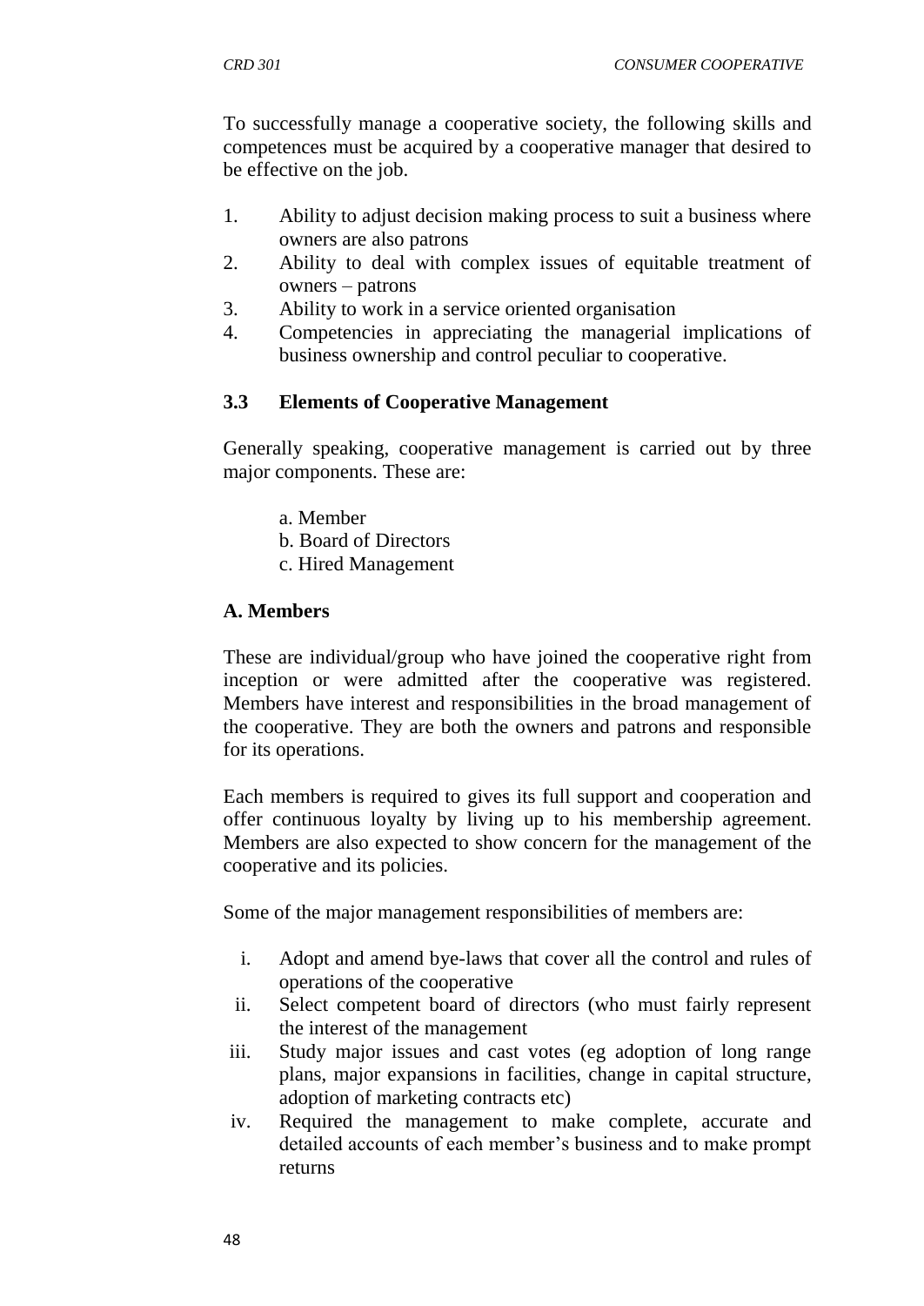To successfully manage a cooperative society, the following skills and competences must be acquired by a cooperative manager that desired to be effective on the job.

1. Ability to adjust decision making process to suit a business where owners are also patrons
2. Ability to deal with complex issues of equitable treatment of owners – patrons
3. Ability to work in a service oriented organisation
4. Competencies in appreciating the managerial implications of business ownership and control peculiar to cooperative.

### 3.3 Elements of Cooperative Management

Generally speaking, cooperative management is carried out by three major components. These are:

a. Member
b. Board of Directors
c. Hired Management

**A. Members**

These are individual/group who have joined the cooperative right from inception or were admitted after the cooperative was registered. Members have interest and responsibilities in the broad management of the cooperative. They are both the owners and patrons and responsible for its operations.

Each members is required to gives its full support and cooperation and offer continuous loyalty by living up to his membership agreement. Members are also expected to show concern for the management of the cooperative and its policies.

Some of the major management responsibilities of members are:

i. Adopt and amend bye-laws that cover all the control and rules of operations of the cooperative
ii. Select competent board of directors (who must fairly represent the interest of the management
iii. Study major issues and cast votes (eg adoption of long range plans, major expansions in facilities, change in capital structure, adoption of marketing contracts etc)
iv. Required the management to make complete, accurate and detailed accounts of each member's business and to make prompt returns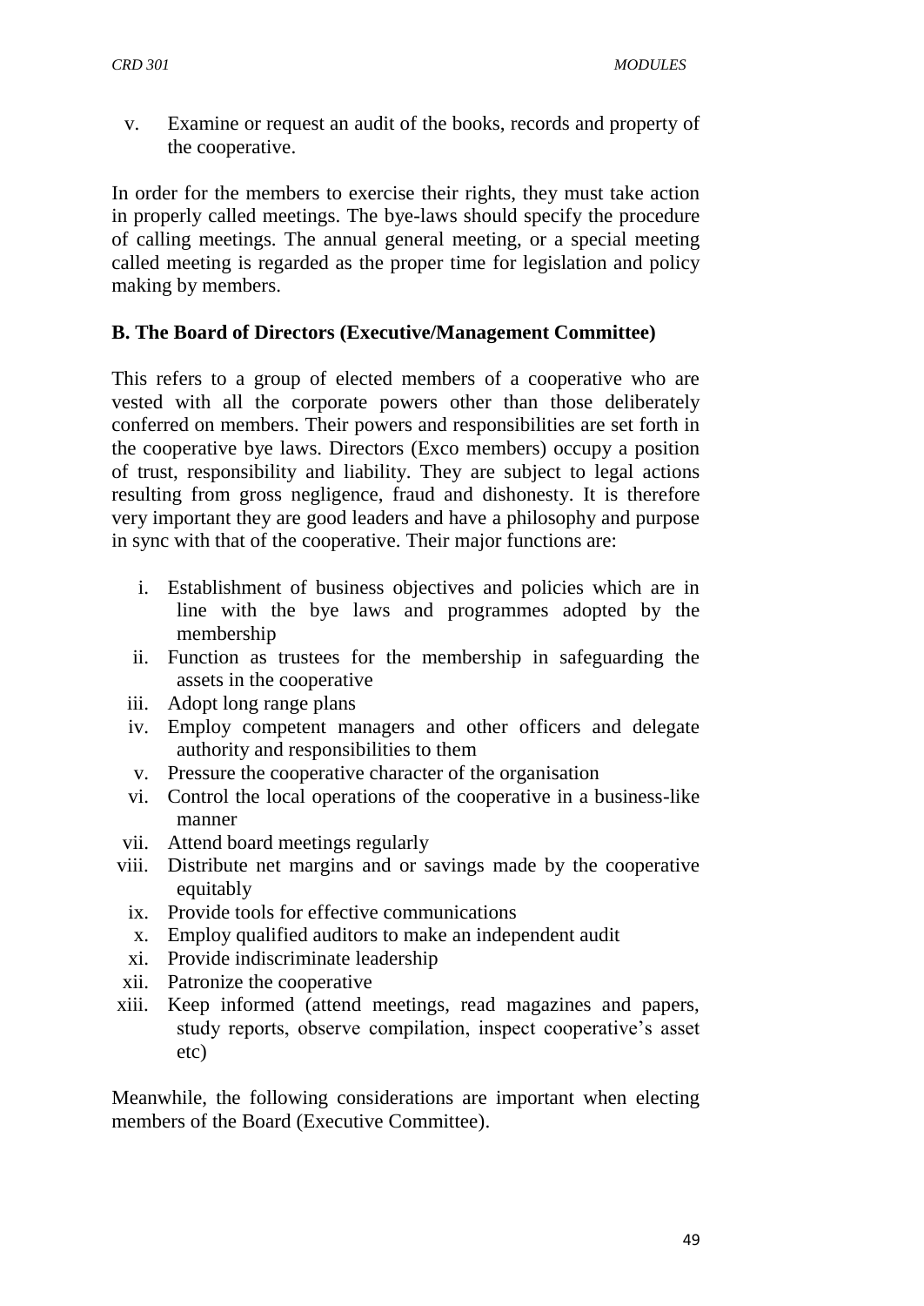v. Examine or request an audit of the books, records and property of the cooperative.

In order for the members to exercise their rights, they must take action in properly called meetings. The bye-laws should specify the procedure of calling meetings. The annual general meeting, or a special meeting called meeting is regarded as the proper time for legislation and policy making by members.

**B. The Board of Directors (Executive/Management Committee)**

This refers to a group of elected members of a cooperative who are vested with all the corporate powers other than those deliberately conferred on members. Their powers and responsibilities are set forth in the cooperative bye laws. Directors (Exco members) occupy a position of trust, responsibility and liability. They are subject to legal actions resulting from gross negligence, fraud and dishonesty. It is therefore very important they are good leaders and have a philosophy and purpose in sync with that of the cooperative. Their major functions are:

i. Establishment of business objectives and policies which are in line with the bye laws and programmes adopted by the membership
ii. Function as trustees for the membership in safeguarding the assets in the cooperative
iii. Adopt long range plans
iv. Employ competent managers and other officers and delegate authority and responsibilities to them
v. Pressure the cooperative character of the organisation
vi. Control the local operations of the cooperative in a business-like manner
vii. Attend board meetings regularly
viii. Distribute net margins and or savings made by the cooperative equitably
ix. Provide tools for effective communications
x. Employ qualified auditors to make an independent audit
xi. Provide indiscriminate leadership
xii. Patronize the cooperative
xiii. Keep informed (attend meetings, read magazines and papers, study reports, observe compilation, inspect cooperative's asset etc)

Meanwhile, the following considerations are important when electing members of the Board (Executive Committee).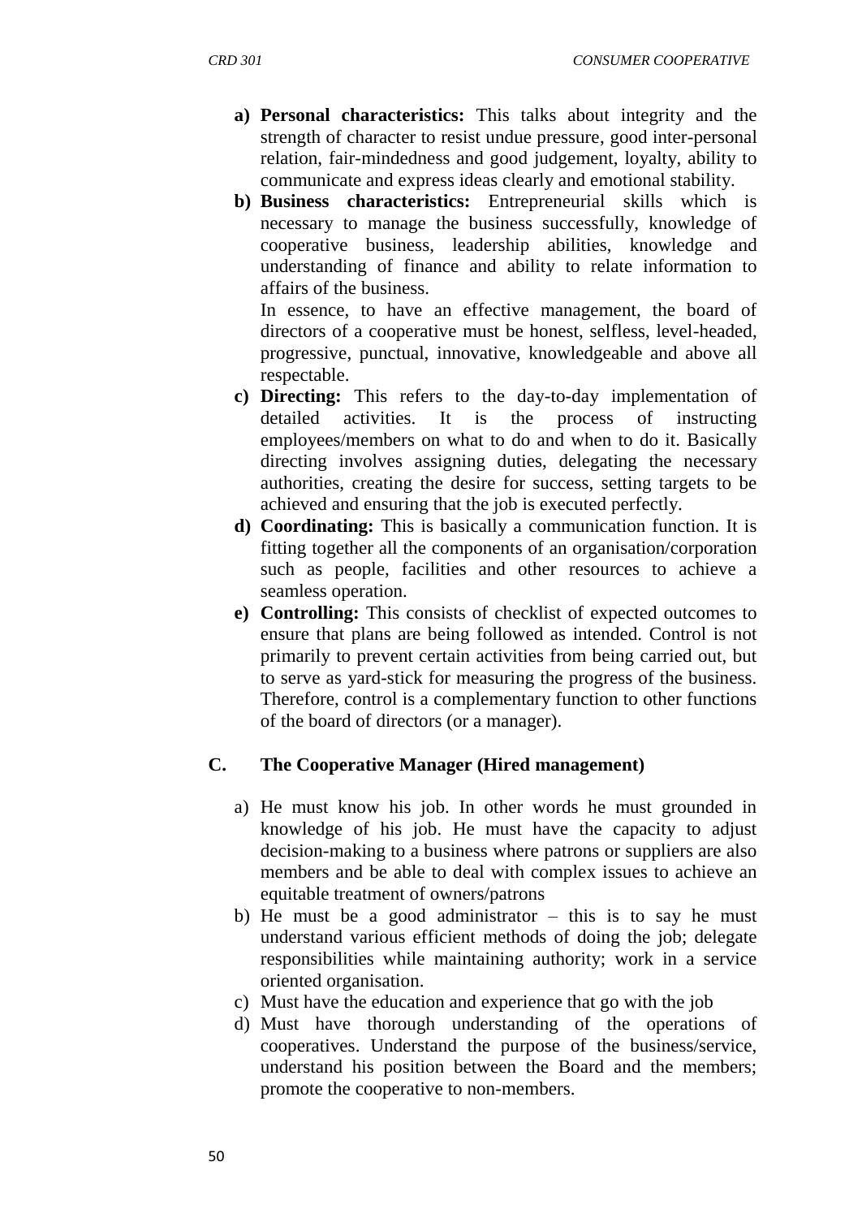- **a) Personal characteristics:** This talks about integrity and the strength of character to resist undue pressure, good inter-personal relation, fair-mindedness and good judgement, loyalty, ability to communicate and express ideas clearly and emotional stability.
- **b) Business characteristics:** Entrepreneurial skills which is necessary to manage the business successfully, knowledge of cooperative business, leadership abilities, knowledge and understanding of finance and ability to relate information to affairs of the business.

  In essence, to have an effective management, the board of directors of a cooperative must be honest, selfless, level-headed, progressive, punctual, innovative, knowledgeable and above all respectable.
- **c) Directing:** This refers to the day-to-day implementation of detailed activities. It is the process of instructing employees/members on what to do and when to do it. Basically directing involves assigning duties, delegating the necessary authorities, creating the desire for success, setting targets to be achieved and ensuring that the job is executed perfectly.
- **d) Coordinating:** This is basically a communication function. It is fitting together all the components of an organisation/corporation such as people, facilities and other resources to achieve a seamless operation.
- **e) Controlling:** This consists of checklist of expected outcomes to ensure that plans are being followed as intended. Control is not primarily to prevent certain activities from being carried out, but to serve as yard-stick for measuring the progress of the business. Therefore, control is a complementary function to other functions of the board of directors (or a manager).

## C. The Cooperative Manager (Hired management)

a) He must know his job. In other words he must grounded in knowledge of his job. He must have the capacity to adjust decision-making to a business where patrons or suppliers are also members and be able to deal with complex issues to achieve an equitable treatment of owners/patrons

b) He must be a good administrator – this is to say he must understand various efficient methods of doing the job; delegate responsibilities while maintaining authority; work in a service oriented organisation.

c) Must have the education and experience that go with the job

d) Must have thorough understanding of the operations of cooperatives. Understand the purpose of the business/service, understand his position between the Board and the members; promote the cooperative to non-members.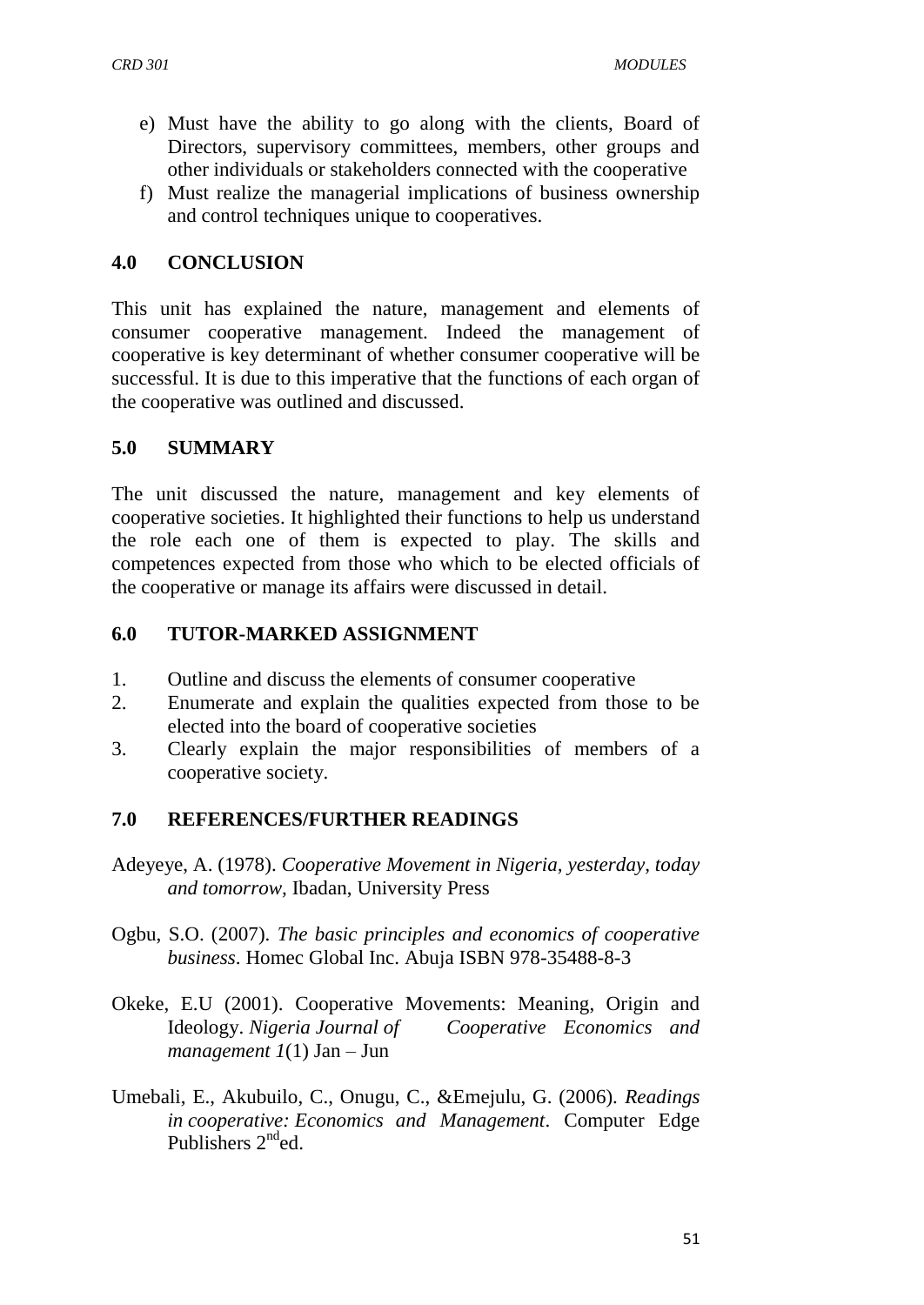e) Must have the ability to go along with the clients, Board of Directors, supervisory committees, members, other groups and other individuals or stakeholders connected with the cooperative
f) Must realize the managerial implications of business ownership and control techniques unique to cooperatives.

## 4.0 CONCLUSION

This unit has explained the nature, management and elements of consumer cooperative management. Indeed the management of cooperative is key determinant of whether consumer cooperative will be successful. It is due to this imperative that the functions of each organ of the cooperative was outlined and discussed.

## 5.0 SUMMARY

The unit discussed the nature, management and key elements of cooperative societies. It highlighted their functions to help us understand the role each one of them is expected to play. The skills and competences expected from those who which to be elected officials of the cooperative or manage its affairs were discussed in detail.

## 6.0 TUTOR-MARKED ASSIGNMENT

1. Outline and discuss the elements of consumer cooperative
2. Enumerate and explain the qualities expected from those to be elected into the board of cooperative societies
3. Clearly explain the major responsibilities of members of a cooperative society.

## 7.0 REFERENCES/FURTHER READINGS

Adeyeye, A. (1978). *Cooperative Movement in Nigeria, yesterday, today and tomorrow,* Ibadan, University Press

Ogbu, S.O. (2007). *The basic principles and economics of cooperative business*. Homec Global Inc. Abuja ISBN 978-35488-8-3

Okeke, E.U (2001). Cooperative Movements: Meaning, Origin and Ideology. *Nigeria Journal of Cooperative Economics and management 1*(1) Jan – Jun

Umebali, E., Akubuilo, C., Onugu, C., &Emejulu, G. (2006). *Readings in cooperative: Economics and Management*. Computer Edge Publishers 2nd ed.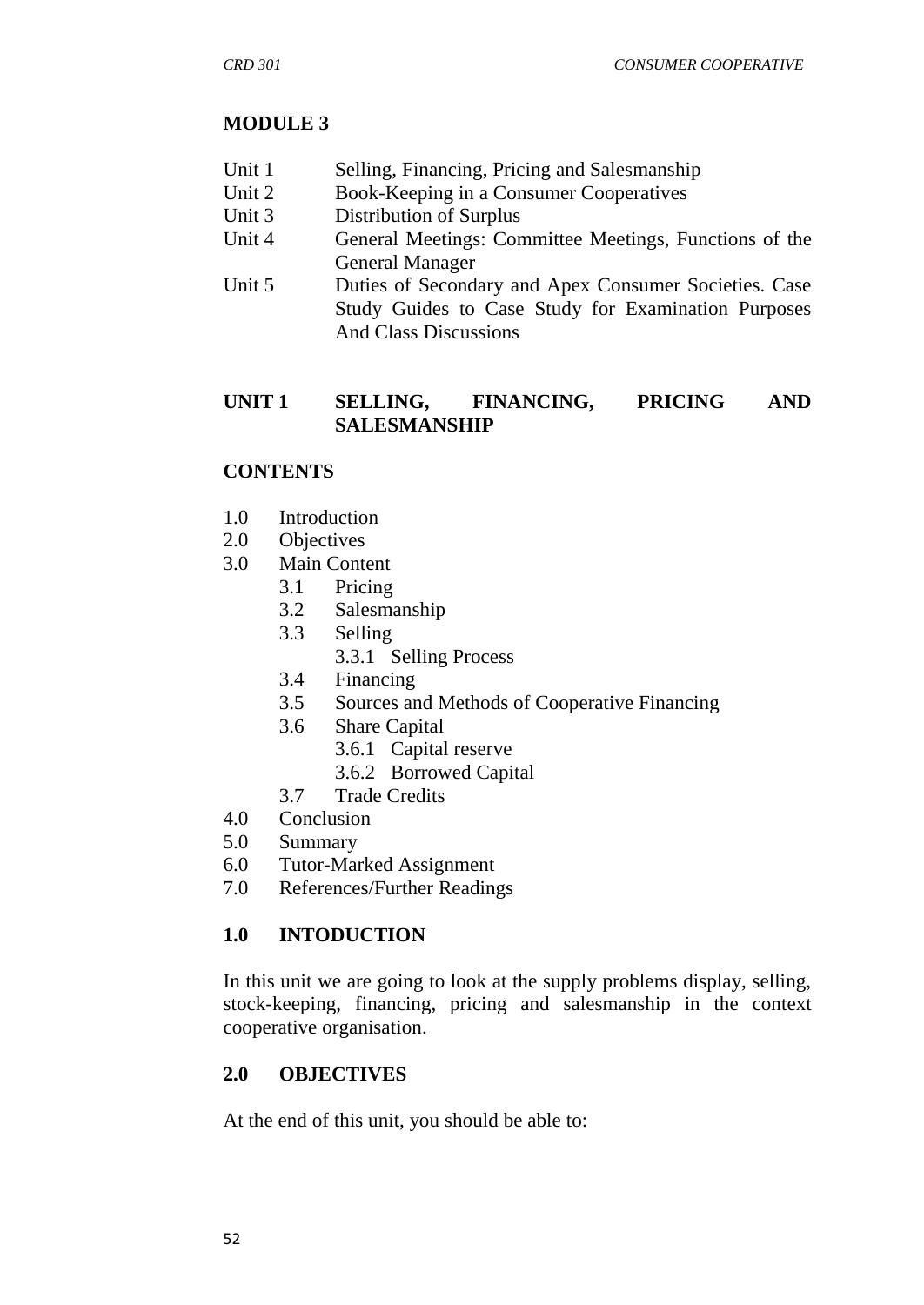## MODULE 3

| | |
|---|---|
| Unit 1 | Selling, Financing, Pricing and Salesmanship |
| Unit 2 | Book-Keeping in a Consumer Cooperatives |
| Unit 3 | Distribution of Surplus |
| Unit 4 | General Meetings: Committee Meetings, Functions of the General Manager |
| Unit 5 | Duties of Secondary and Apex Consumer Societies. Case Study Guides to Case Study for Examination Purposes And Class Discussions |

## UNIT 1 SELLING, FINANCING, PRICING AND SALESMANSHIP

### CONTENTS

- 1.0 Introduction
- 2.0 Objectives
- 3.0 Main Content
  - 3.1 Pricing
  - 3.2 Salesmanship
  - 3.3 Selling
    - 3.3.1 Selling Process
  - 3.4 Financing
  - 3.5 Sources and Methods of Cooperative Financing
  - 3.6 Share Capital
    - 3.6.1 Capital reserve
    - 3.6.2 Borrowed Capital
  - 3.7 Trade Credits
- 4.0 Conclusion
- 5.0 Summary
- 6.0 Tutor-Marked Assignment
- 7.0 References/Further Readings

### 1.0 INTODUCTION

In this unit we are going to look at the supply problems display, selling, stock-keeping, financing, pricing and salesmanship in the context cooperative organisation.

### 2.0 OBJECTIVES

At the end of this unit, you should be able to: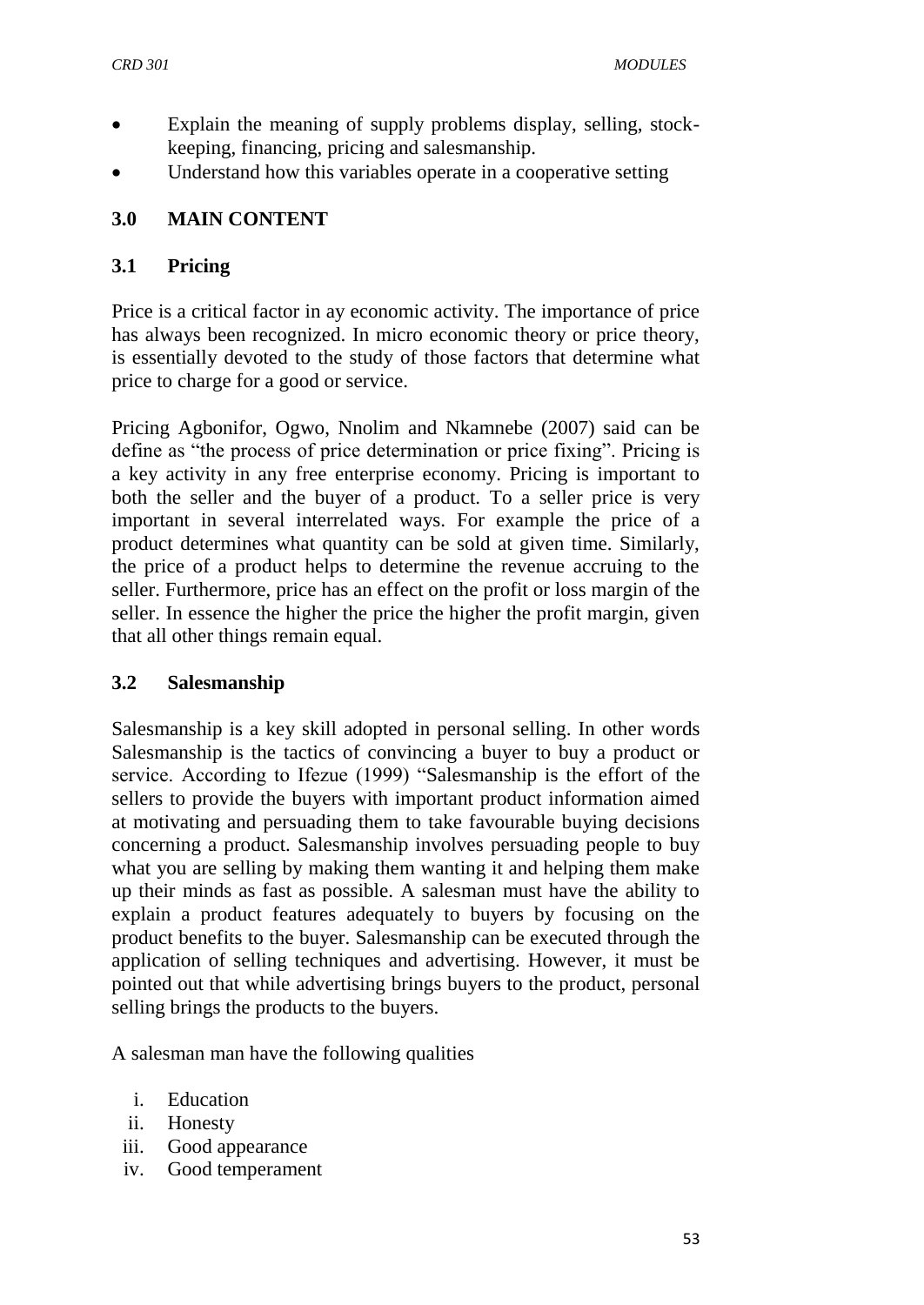- Explain the meaning of supply problems display, selling, stock-keeping, financing, pricing and salesmanship.
- Understand how this variables operate in a cooperative setting

## 3.0 MAIN CONTENT

### 3.1 Pricing

Price is a critical factor in ay economic activity. The importance of price has always been recognized. In micro economic theory or price theory, is essentially devoted to the study of those factors that determine what price to charge for a good or service.

Pricing Agbonifor, Ogwo, Nnolim and Nkamnebe (2007) said can be define as "the process of price determination or price fixing". Pricing is a key activity in any free enterprise economy. Pricing is important to both the seller and the buyer of a product. To a seller price is very important in several interrelated ways. For example the price of a product determines what quantity can be sold at given time. Similarly, the price of a product helps to determine the revenue accruing to the seller. Furthermore, price has an effect on the profit or loss margin of the seller. In essence the higher the price the higher the profit margin, given that all other things remain equal.

### 3.2 Salesmanship

Salesmanship is a key skill adopted in personal selling. In other words Salesmanship is the tactics of convincing a buyer to buy a product or service. According to Ifezue (1999) "Salesmanship is the effort of the sellers to provide the buyers with important product information aimed at motivating and persuading them to take favourable buying decisions concerning a product. Salesmanship involves persuading people to buy what you are selling by making them wanting it and helping them make up their minds as fast as possible. A salesman must have the ability to explain a product features adequately to buyers by focusing on the product benefits to the buyer. Salesmanship can be executed through the application of selling techniques and advertising. However, it must be pointed out that while advertising brings buyers to the product, personal selling brings the products to the buyers.

A salesman man have the following qualities

i. Education
ii. Honesty
iii. Good appearance
iv. Good temperament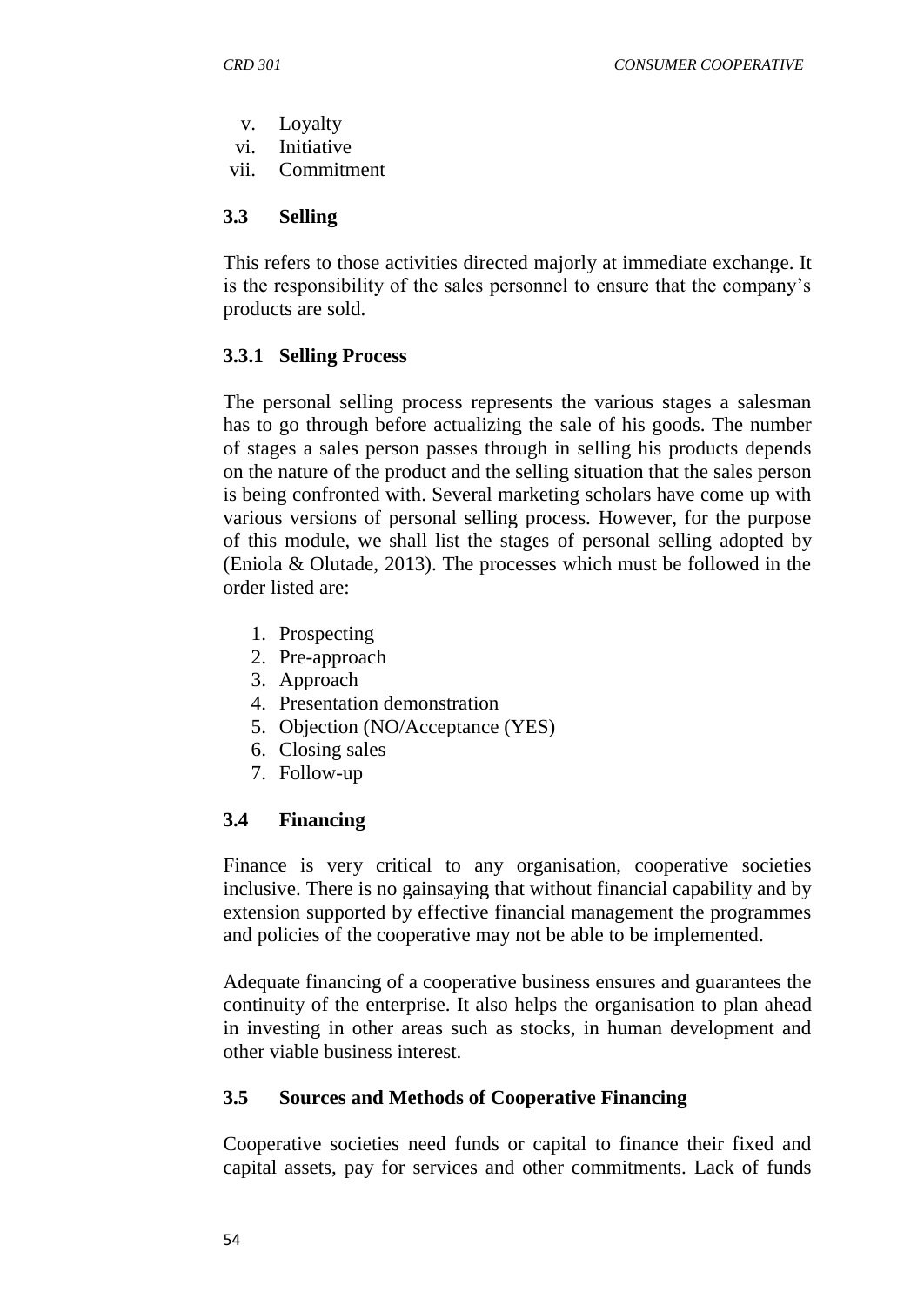v. Loyalty
vi. Initiative
vii. Commitment

### 3.3 Selling

This refers to those activities directed majorly at immediate exchange. It is the responsibility of the sales personnel to ensure that the company's products are sold.

#### 3.3.1 Selling Process

The personal selling process represents the various stages a salesman has to go through before actualizing the sale of his goods. The number of stages a sales person passes through in selling his products depends on the nature of the product and the selling situation that the sales person is being confronted with. Several marketing scholars have come up with various versions of personal selling process. However, for the purpose of this module, we shall list the stages of personal selling adopted by (Eniola & Olutade, 2013). The processes which must be followed in the order listed are:

1. Prospecting
2. Pre-approach
3. Approach
4. Presentation demonstration
5. Objection (NO/Acceptance (YES)
6. Closing sales
7. Follow-up

### 3.4 Financing

Finance is very critical to any organisation, cooperative societies inclusive. There is no gainsaying that without financial capability and by extension supported by effective financial management the programmes and policies of the cooperative may not be able to be implemented.

Adequate financing of a cooperative business ensures and guarantees the continuity of the enterprise. It also helps the organisation to plan ahead in investing in other areas such as stocks, in human development and other viable business interest.

### 3.5 Sources and Methods of Cooperative Financing

Cooperative societies need funds or capital to finance their fixed and capital assets, pay for services and other commitments. Lack of funds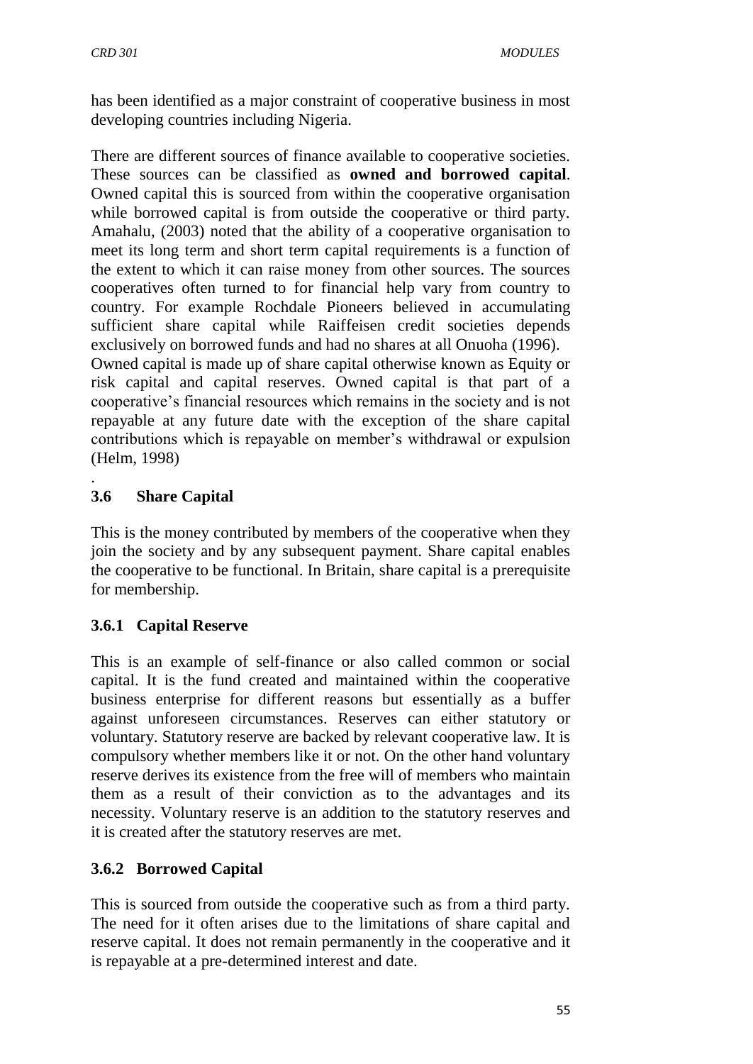has been identified as a major constraint of cooperative business in most developing countries including Nigeria.

There are different sources of finance available to cooperative societies. These sources can be classified as **owned and borrowed capital**. Owned capital this is sourced from within the cooperative organisation while borrowed capital is from outside the cooperative or third party. Amahalu, (2003) noted that the ability of a cooperative organisation to meet its long term and short term capital requirements is a function of the extent to which it can raise money from other sources. The sources cooperatives often turned to for financial help vary from country to country. For example Rochdale Pioneers believed in accumulating sufficient share capital while Raiffeisen credit societies depends exclusively on borrowed funds and had no shares at all Onuoha (1996).
Owned capital is made up of share capital otherwise known as Equity or risk capital and capital reserves. Owned capital is that part of a cooperative's financial resources which remains in the society and is not repayable at any future date with the exception of the share capital contributions which is repayable on member's withdrawal or expulsion (Helm, 1998)
.

### 3.6 Share Capital

This is the money contributed by members of the cooperative when they join the society and by any subsequent payment. Share capital enables the cooperative to be functional. In Britain, share capital is a prerequisite for membership.

#### 3.6.1 Capital Reserve

This is an example of self-finance or also called common or social capital. It is the fund created and maintained within the cooperative business enterprise for different reasons but essentially as a buffer against unforeseen circumstances. Reserves can either statutory or voluntary. Statutory reserve are backed by relevant cooperative law. It is compulsory whether members like it or not. On the other hand voluntary reserve derives its existence from the free will of members who maintain them as a result of their conviction as to the advantages and its necessity. Voluntary reserve is an addition to the statutory reserves and it is created after the statutory reserves are met.

#### 3.6.2 Borrowed Capital

This is sourced from outside the cooperative such as from a third party. The need for it often arises due to the limitations of share capital and reserve capital. It does not remain permanently in the cooperative and it is repayable at a pre-determined interest and date.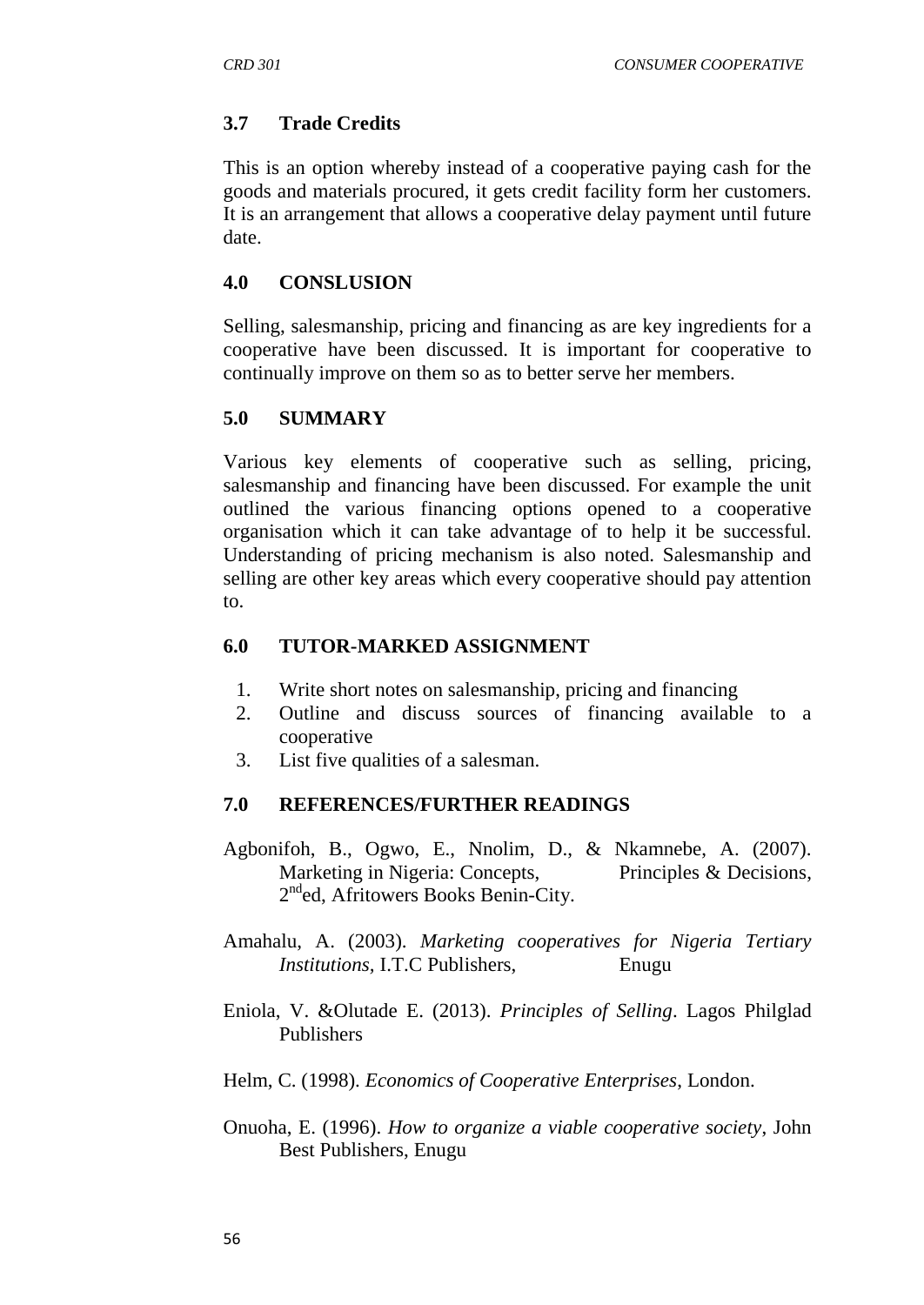### 3.7 Trade Credits

This is an option whereby instead of a cooperative paying cash for the goods and materials procured, it gets credit facility form her customers. It is an arrangement that allows a cooperative delay payment until future date.

## 4.0 CONSLUSION

Selling, salesmanship, pricing and financing as are key ingredients for a cooperative have been discussed. It is important for cooperative to continually improve on them so as to better serve her members.

## 5.0 SUMMARY

Various key elements of cooperative such as selling, pricing, salesmanship and financing have been discussed. For example the unit outlined the various financing options opened to a cooperative organisation which it can take advantage of to help it be successful. Understanding of pricing mechanism is also noted. Salesmanship and selling are other key areas which every cooperative should pay attention to.

## 6.0 TUTOR-MARKED ASSIGNMENT

1. Write short notes on salesmanship, pricing and financing
2. Outline and discuss sources of financing available to a cooperative
3. List five qualities of a salesman.

## 7.0 REFERENCES/FURTHER READINGS

Agbonifoh, B., Ogwo, E., Nnolim, D., & Nkamnebe, A. (2007). Marketing in Nigeria: Concepts, Principles & Decisions, 2nd ed, Afritowers Books Benin-City.

Amahalu, A. (2003). *Marketing cooperatives for Nigeria Tertiary Institutions*, I.T.C Publishers, Enugu

Eniola, V. &Olutade E. (2013). *Principles of Selling*. Lagos Philglad Publishers

Helm, C. (1998). *Economics of Cooperative Enterprises*, London.

Onuoha, E. (1996). *How to organize a viable cooperative society*, John Best Publishers, Enugu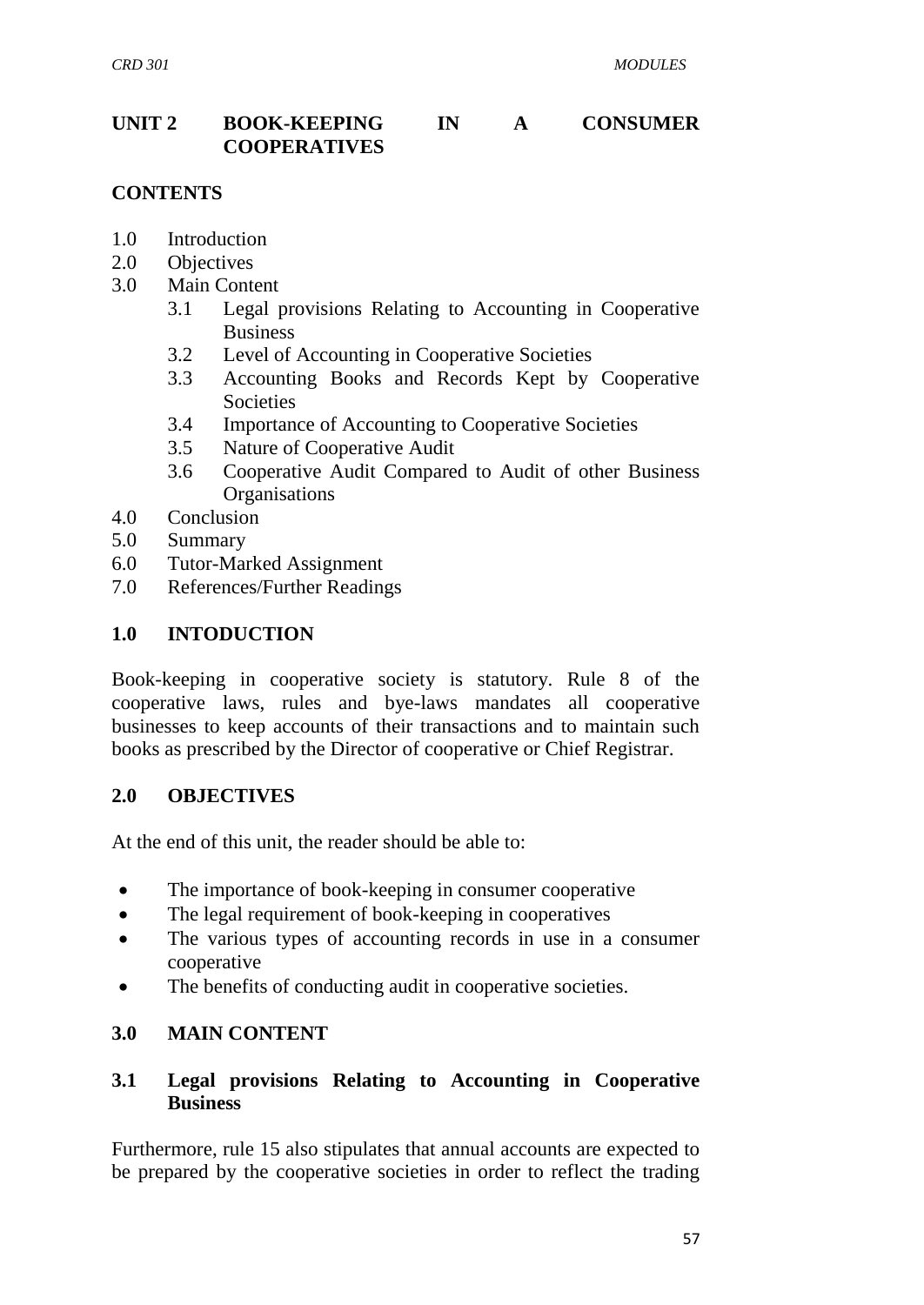## UNIT 2 BOOK-KEEPING IN A CONSUMER COOPERATIVES

**CONTENTS**

1.0 Introduction
2.0 Objectives
3.0 Main Content
   3.1 Legal provisions Relating to Accounting in Cooperative Business
   3.2 Level of Accounting in Cooperative Societies
   3.3 Accounting Books and Records Kept by Cooperative Societies
   3.4 Importance of Accounting to Cooperative Societies
   3.5 Nature of Cooperative Audit
   3.6 Cooperative Audit Compared to Audit of other Business Organisations
4.0 Conclusion
5.0 Summary
6.0 Tutor-Marked Assignment
7.0 References/Further Readings

### 1.0 INTODUCTION

Book-keeping in cooperative society is statutory. Rule 8 of the cooperative laws, rules and bye-laws mandates all cooperative businesses to keep accounts of their transactions and to maintain such books as prescribed by the Director of cooperative or Chief Registrar.

### 2.0 OBJECTIVES

At the end of this unit, the reader should be able to:

- The importance of book-keeping in consumer cooperative
- The legal requirement of book-keeping in cooperatives
- The various types of accounting records in use in a consumer cooperative
- The benefits of conducting audit in cooperative societies.

### 3.0 MAIN CONTENT

#### 3.1 Legal provisions Relating to Accounting in Cooperative Business

Furthermore, rule 15 also stipulates that annual accounts are expected to be prepared by the cooperative societies in order to reflect the trading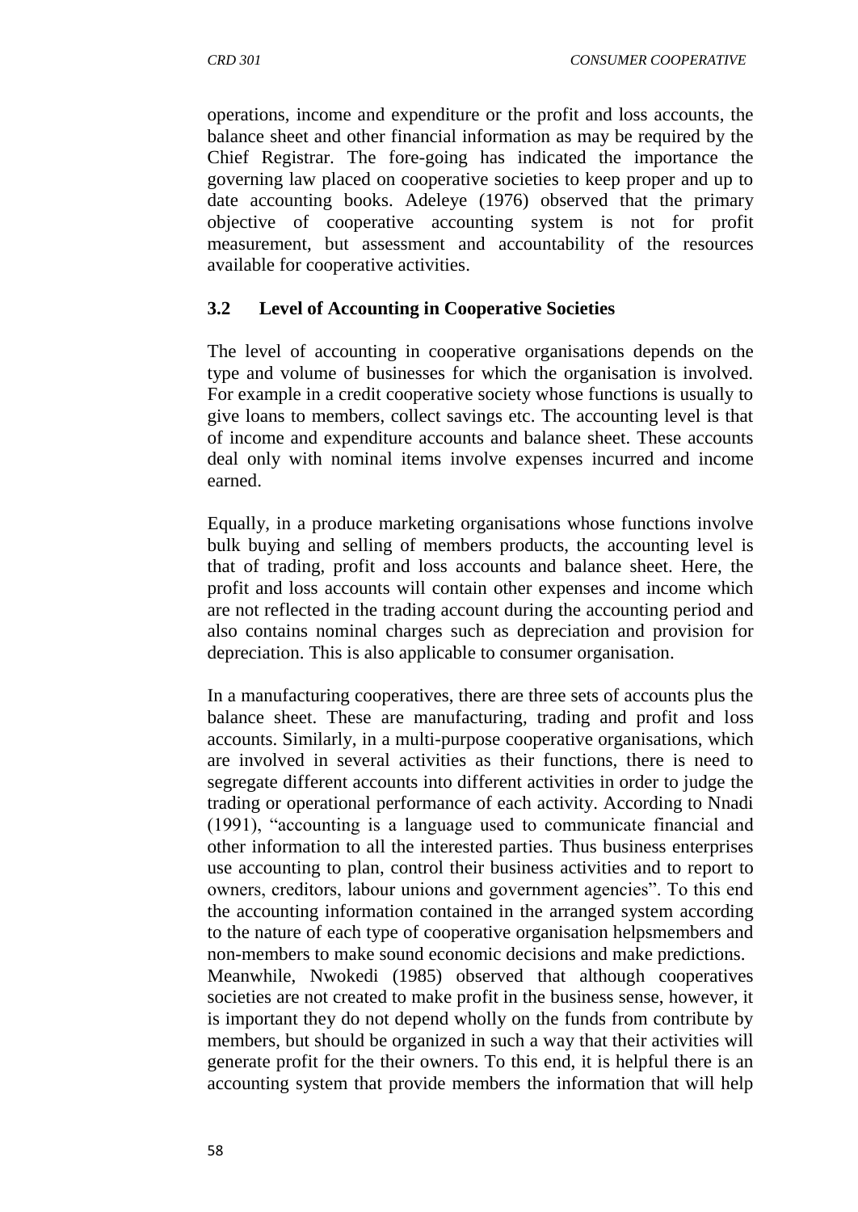operations, income and expenditure or the profit and loss accounts, the balance sheet and other financial information as may be required by the Chief Registrar. The fore-going has indicated the importance the governing law placed on cooperative societies to keep proper and up to date accounting books. Adeleye (1976) observed that the primary objective of cooperative accounting system is not for profit measurement, but assessment and accountability of the resources available for cooperative activities.

### 3.2 Level of Accounting in Cooperative Societies

The level of accounting in cooperative organisations depends on the type and volume of businesses for which the organisation is involved. For example in a credit cooperative society whose functions is usually to give loans to members, collect savings etc. The accounting level is that of income and expenditure accounts and balance sheet. These accounts deal only with nominal items involve expenses incurred and income earned.

Equally, in a produce marketing organisations whose functions involve bulk buying and selling of members products, the accounting level is that of trading, profit and loss accounts and balance sheet. Here, the profit and loss accounts will contain other expenses and income which are not reflected in the trading account during the accounting period and also contains nominal charges such as depreciation and provision for depreciation. This is also applicable to consumer organisation.

In a manufacturing cooperatives, there are three sets of accounts plus the balance sheet. These are manufacturing, trading and profit and loss accounts. Similarly, in a multi-purpose cooperative organisations, which are involved in several activities as their functions, there is need to segregate different accounts into different activities in order to judge the trading or operational performance of each activity. According to Nnadi (1991), "accounting is a language used to communicate financial and other information to all the interested parties. Thus business enterprises use accounting to plan, control their business activities and to report to owners, creditors, labour unions and government agencies". To this end the accounting information contained in the arranged system according to the nature of each type of cooperative organisation helpsmembers and non-members to make sound economic decisions and make predictions.
Meanwhile, Nwokedi (1985) observed that although cooperatives societies are not created to make profit in the business sense, however, it is important they do not depend wholly on the funds from contribute by members, but should be organized in such a way that their activities will generate profit for the their owners. To this end, it is helpful there is an accounting system that provide members the information that will help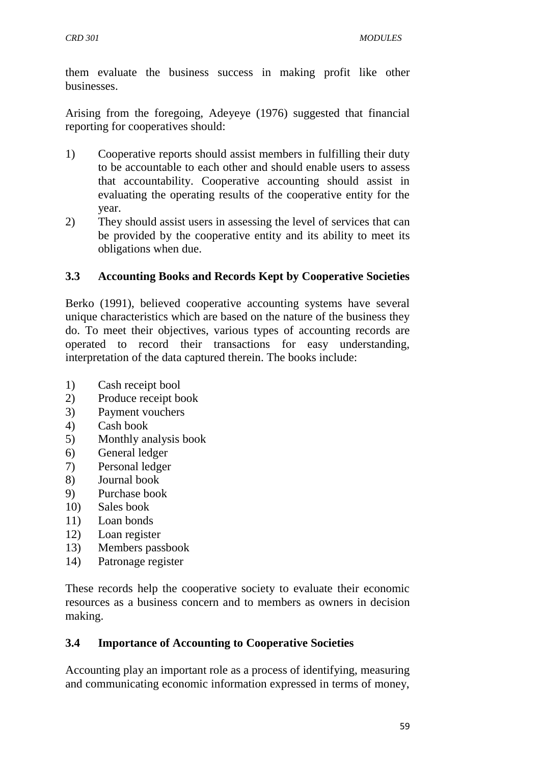them evaluate the business success in making profit like other businesses.

Arising from the foregoing, Adeyeye (1976) suggested that financial reporting for cooperatives should:

1) Cooperative reports should assist members in fulfilling their duty to be accountable to each other and should enable users to assess that accountability. Cooperative accounting should assist in evaluating the operating results of the cooperative entity for the year.
2) They should assist users in assessing the level of services that can be provided by the cooperative entity and its ability to meet its obligations when due.

### 3.3 Accounting Books and Records Kept by Cooperative Societies

Berko (1991), believed cooperative accounting systems have several unique characteristics which are based on the nature of the business they do. To meet their objectives, various types of accounting records are operated to record their transactions for easy understanding, interpretation of the data captured therein. The books include:

1) Cash receipt bool
2) Produce receipt book
3) Payment vouchers
4) Cash book
5) Monthly analysis book
6) General ledger
7) Personal ledger
8) Journal book
9) Purchase book
10) Sales book
11) Loan bonds
12) Loan register
13) Members passbook
14) Patronage register

These records help the cooperative society to evaluate their economic resources as a business concern and to members as owners in decision making.

### 3.4 Importance of Accounting to Cooperative Societies

Accounting play an important role as a process of identifying, measuring and communicating economic information expressed in terms of money,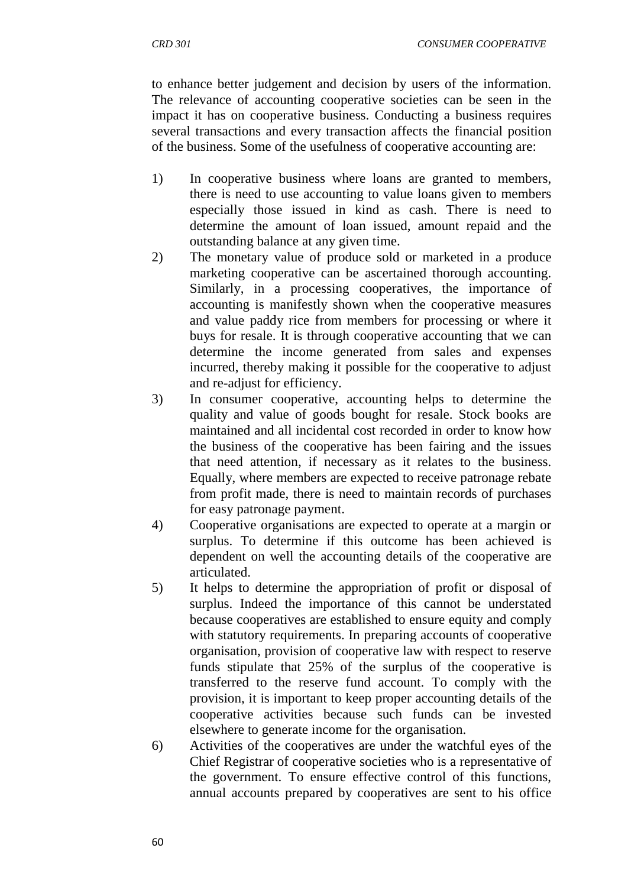to enhance better judgement and decision by users of the information. The relevance of accounting cooperative societies can be seen in the impact it has on cooperative business. Conducting a business requires several transactions and every transaction affects the financial position of the business. Some of the usefulness of cooperative accounting are:

1) In cooperative business where loans are granted to members, there is need to use accounting to value loans given to members especially those issued in kind as cash. There is need to determine the amount of loan issued, amount repaid and the outstanding balance at any given time.
2) The monetary value of produce sold or marketed in a produce marketing cooperative can be ascertained thorough accounting. Similarly, in a processing cooperatives, the importance of accounting is manifestly shown when the cooperative measures and value paddy rice from members for processing or where it buys for resale. It is through cooperative accounting that we can determine the income generated from sales and expenses incurred, thereby making it possible for the cooperative to adjust and re-adjust for efficiency.
3) In consumer cooperative, accounting helps to determine the quality and value of goods bought for resale. Stock books are maintained and all incidental cost recorded in order to know how the business of the cooperative has been fairing and the issues that need attention, if necessary as it relates to the business. Equally, where members are expected to receive patronage rebate from profit made, there is need to maintain records of purchases for easy patronage payment.
4) Cooperative organisations are expected to operate at a margin or surplus. To determine if this outcome has been achieved is dependent on well the accounting details of the cooperative are articulated.
5) It helps to determine the appropriation of profit or disposal of surplus. Indeed the importance of this cannot be understated because cooperatives are established to ensure equity and comply with statutory requirements. In preparing accounts of cooperative organisation, provision of cooperative law with respect to reserve funds stipulate that 25% of the surplus of the cooperative is transferred to the reserve fund account. To comply with the provision, it is important to keep proper accounting details of the cooperative activities because such funds can be invested elsewhere to generate income for the organisation.
6) Activities of the cooperatives are under the watchful eyes of the Chief Registrar of cooperative societies who is a representative of the government. To ensure effective control of this functions, annual accounts prepared by cooperatives are sent to his office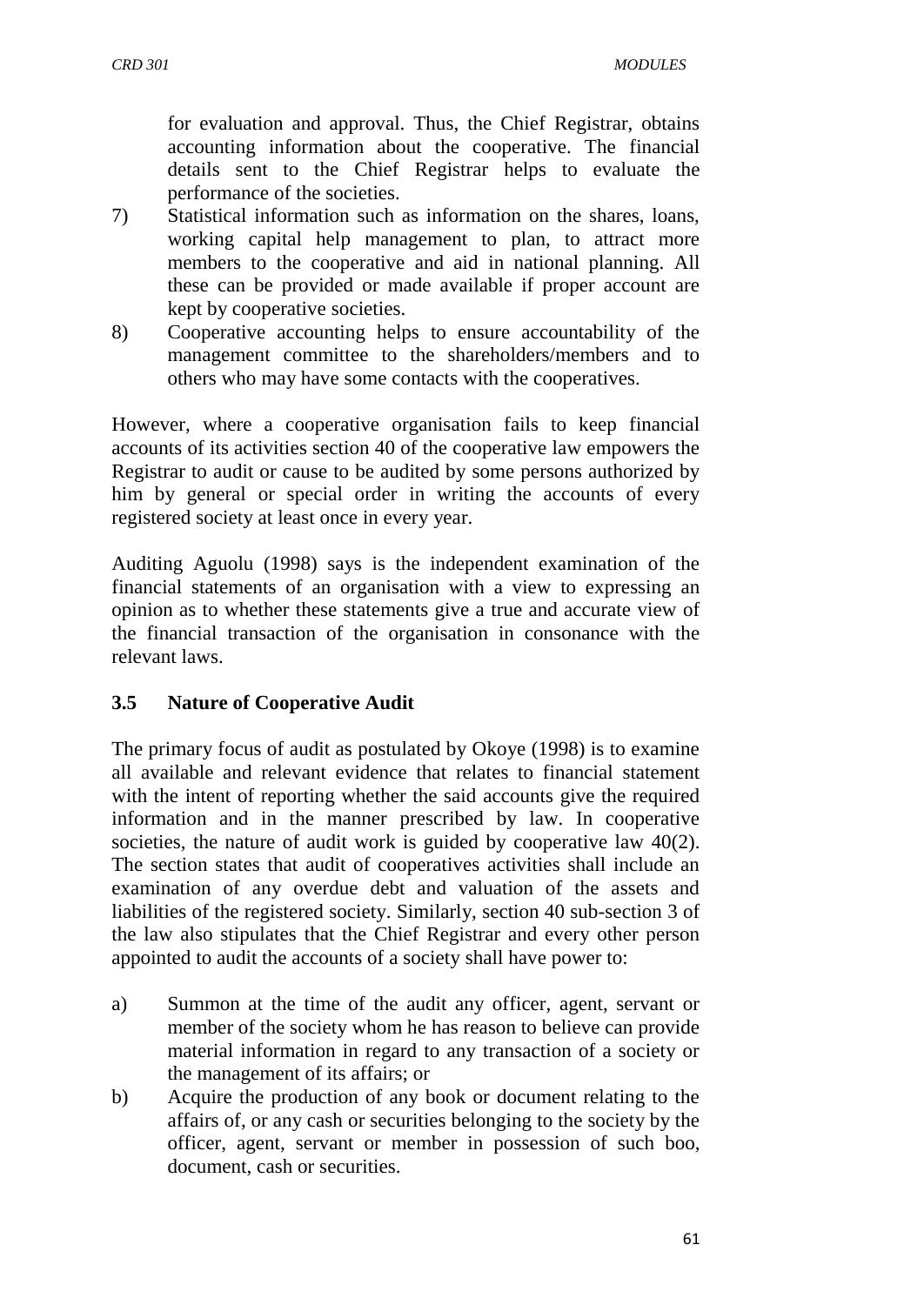for evaluation and approval. Thus, the Chief Registrar, obtains accounting information about the cooperative. The financial details sent to the Chief Registrar helps to evaluate the performance of the societies.

7) Statistical information such as information on the shares, loans, working capital help management to plan, to attract more members to the cooperative and aid in national planning. All these can be provided or made available if proper account are kept by cooperative societies.
8) Cooperative accounting helps to ensure accountability of the management committee to the shareholders/members and to others who may have some contacts with the cooperatives.

However, where a cooperative organisation fails to keep financial accounts of its activities section 40 of the cooperative law empowers the Registrar to audit or cause to be audited by some persons authorized by him by general or special order in writing the accounts of every registered society at least once in every year.

Auditing Aguolu (1998) says is the independent examination of the financial statements of an organisation with a view to expressing an opinion as to whether these statements give a true and accurate view of the financial transaction of the organisation in consonance with the relevant laws.

### 3.5 Nature of Cooperative Audit

The primary focus of audit as postulated by Okoye (1998) is to examine all available and relevant evidence that relates to financial statement with the intent of reporting whether the said accounts give the required information and in the manner prescribed by law. In cooperative societies, the nature of audit work is guided by cooperative law 40(2). The section states that audit of cooperatives activities shall include an examination of any overdue debt and valuation of the assets and liabilities of the registered society. Similarly, section 40 sub-section 3 of the law also stipulates that the Chief Registrar and every other person appointed to audit the accounts of a society shall have power to:

a) Summon at the time of the audit any officer, agent, servant or member of the society whom he has reason to believe can provide material information in regard to any transaction of a society or the management of its affairs; or
b) Acquire the production of any book or document relating to the affairs of, or any cash or securities belonging to the society by the officer, agent, servant or member in possession of such boo, document, cash or securities.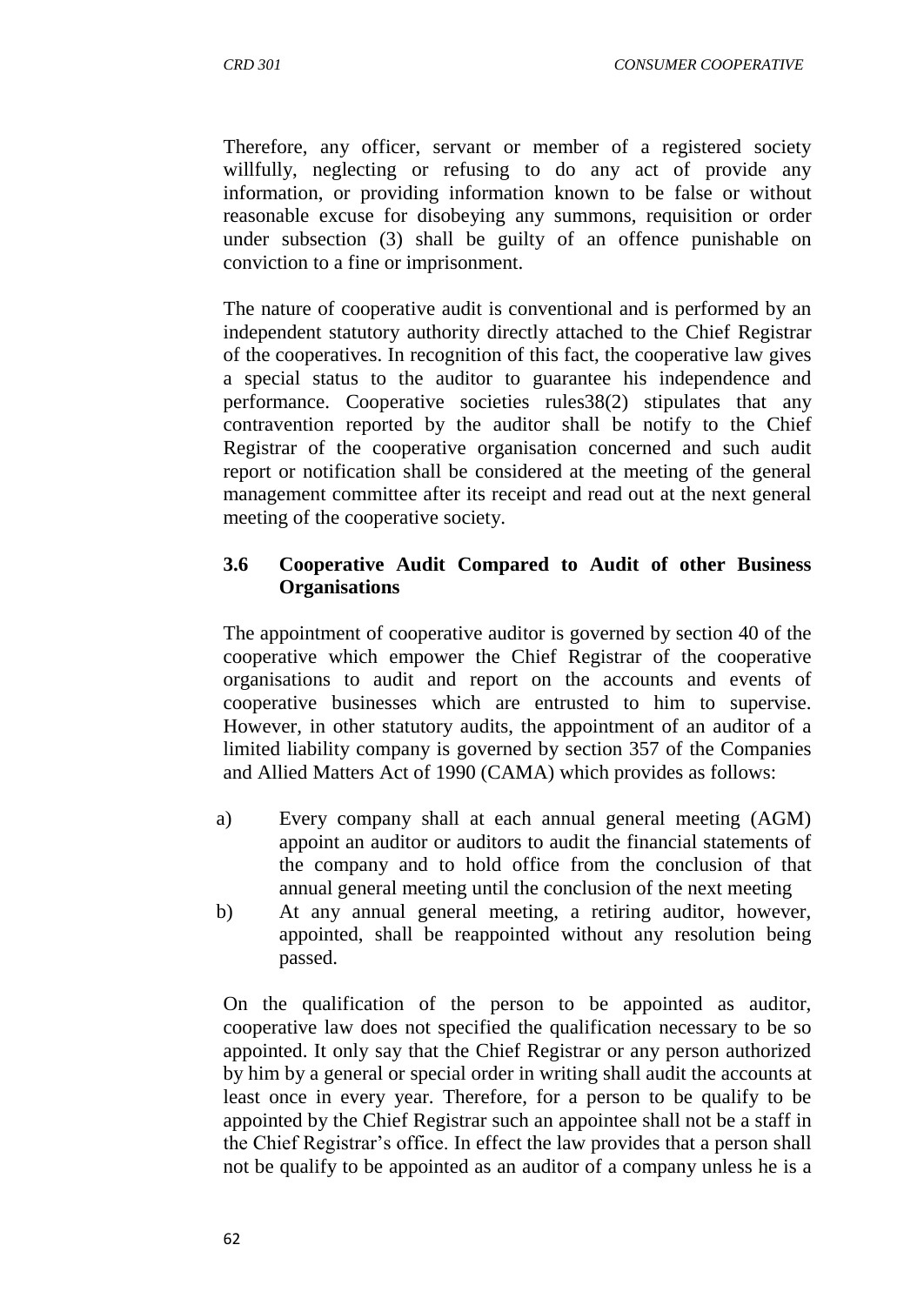Therefore, any officer, servant or member of a registered society willfully, neglecting or refusing to do any act of provide any information, or providing information known to be false or without reasonable excuse for disobeying any summons, requisition or order under subsection (3) shall be guilty of an offence punishable on conviction to a fine or imprisonment.

The nature of cooperative audit is conventional and is performed by an independent statutory authority directly attached to the Chief Registrar of the cooperatives. In recognition of this fact, the cooperative law gives a special status to the auditor to guarantee his independence and performance. Cooperative societies rules38(2) stipulates that any contravention reported by the auditor shall be notify to the Chief Registrar of the cooperative organisation concerned and such audit report or notification shall be considered at the meeting of the general management committee after its receipt and read out at the next general meeting of the cooperative society.

### 3.6 Cooperative Audit Compared to Audit of other Business Organisations

The appointment of cooperative auditor is governed by section 40 of the cooperative which empower the Chief Registrar of the cooperative organisations to audit and report on the accounts and events of cooperative businesses which are entrusted to him to supervise. However, in other statutory audits, the appointment of an auditor of a limited liability company is governed by section 357 of the Companies and Allied Matters Act of 1990 (CAMA) which provides as follows:

a) Every company shall at each annual general meeting (AGM) appoint an auditor or auditors to audit the financial statements of the company and to hold office from the conclusion of that annual general meeting until the conclusion of the next meeting
b) At any annual general meeting, a retiring auditor, however, appointed, shall be reappointed without any resolution being passed.

On the qualification of the person to be appointed as auditor, cooperative law does not specified the qualification necessary to be so appointed. It only say that the Chief Registrar or any person authorized by him by a general or special order in writing shall audit the accounts at least once in every year. Therefore, for a person to be qualify to be appointed by the Chief Registrar such an appointee shall not be a staff in the Chief Registrar's office. In effect the law provides that a person shall not be qualify to be appointed as an auditor of a company unless he is a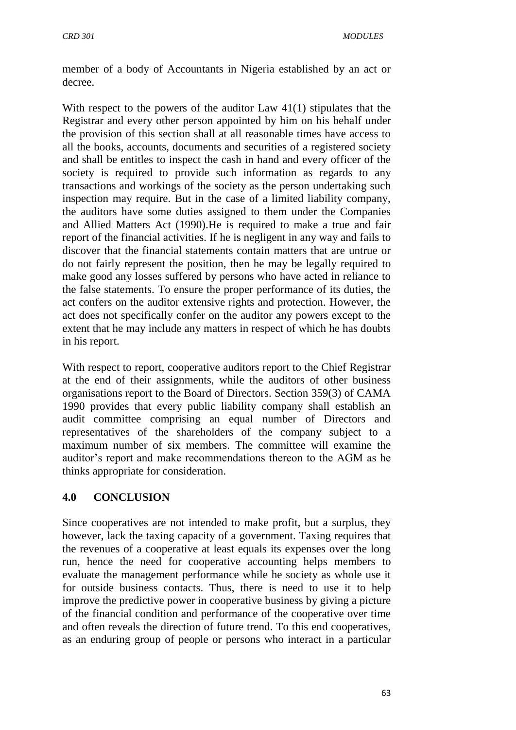member of a body of Accountants in Nigeria established by an act or decree.

With respect to the powers of the auditor Law 41(1) stipulates that the Registrar and every other person appointed by him on his behalf under the provision of this section shall at all reasonable times have access to all the books, accounts, documents and securities of a registered society and shall be entitles to inspect the cash in hand and every officer of the society is required to provide such information as regards to any transactions and workings of the society as the person undertaking such inspection may require. But in the case of a limited liability company, the auditors have some duties assigned to them under the Companies and Allied Matters Act (1990).He is required to make a true and fair report of the financial activities. If he is negligent in any way and fails to discover that the financial statements contain matters that are untrue or do not fairly represent the position, then he may be legally required to make good any losses suffered by persons who have acted in reliance to the false statements. To ensure the proper performance of its duties, the act confers on the auditor extensive rights and protection. However, the act does not specifically confer on the auditor any powers except to the extent that he may include any matters in respect of which he has doubts in his report.

With respect to report, cooperative auditors report to the Chief Registrar at the end of their assignments, while the auditors of other business organisations report to the Board of Directors. Section 359(3) of CAMA 1990 provides that every public liability company shall establish an audit committee comprising an equal number of Directors and representatives of the shareholders of the company subject to a maximum number of six members. The committee will examine the auditor's report and make recommendations thereon to the AGM as he thinks appropriate for consideration.

## 4.0 CONCLUSION

Since cooperatives are not intended to make profit, but a surplus, they however, lack the taxing capacity of a government. Taxing requires that the revenues of a cooperative at least equals its expenses over the long run, hence the need for cooperative accounting helps members to evaluate the management performance while he society as whole use it for outside business contacts. Thus, there is need to use it to help improve the predictive power in cooperative business by giving a picture of the financial condition and performance of the cooperative over time and often reveals the direction of future trend. To this end cooperatives, as an enduring group of people or persons who interact in a particular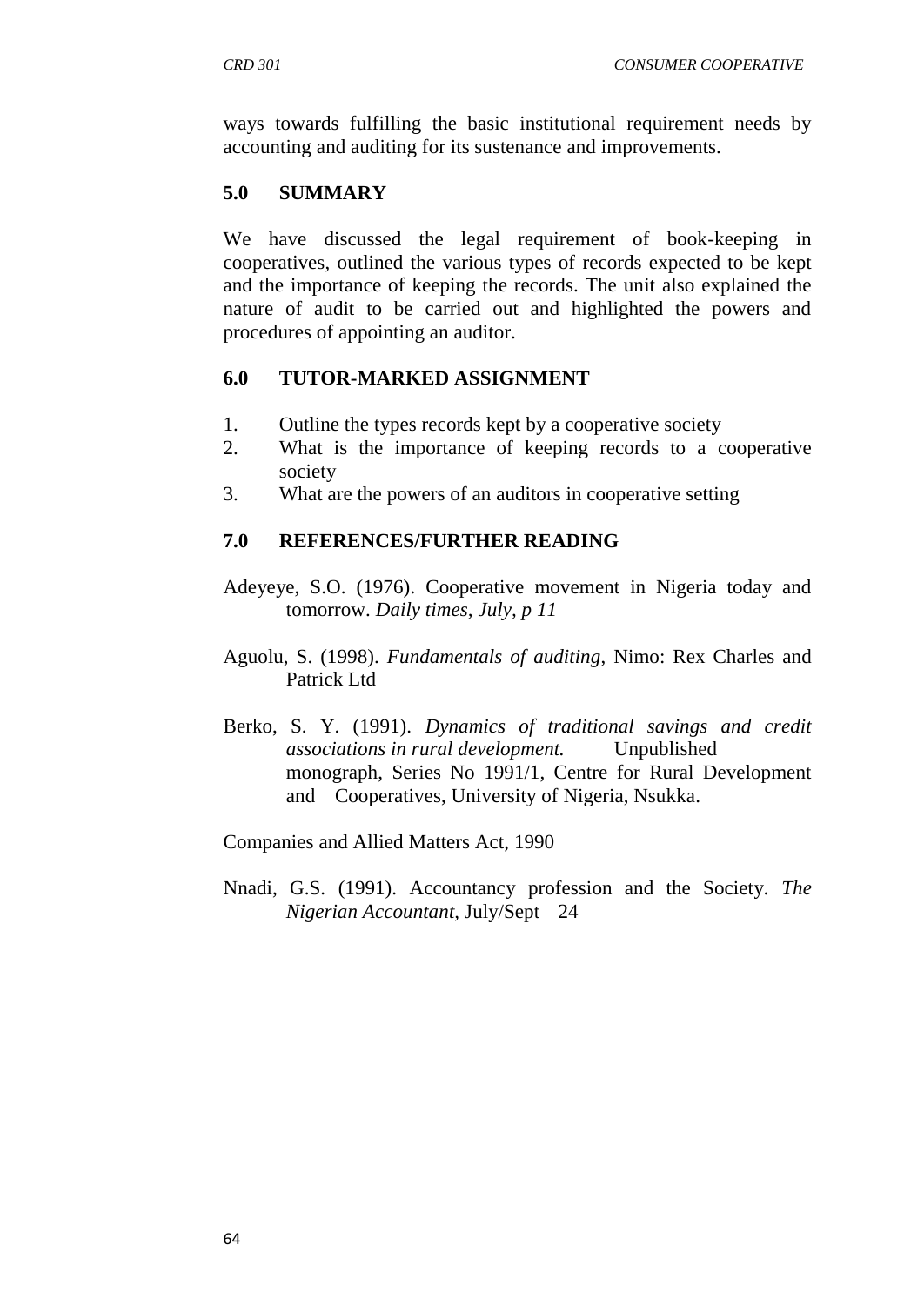ways towards fulfilling the basic institutional requirement needs by accounting and auditing for its sustenance and improvements.

## 5.0 SUMMARY

We have discussed the legal requirement of book-keeping in cooperatives, outlined the various types of records expected to be kept and the importance of keeping the records. The unit also explained the nature of audit to be carried out and highlighted the powers and procedures of appointing an auditor.

## 6.0 TUTOR-MARKED ASSIGNMENT

1. Outline the types records kept by a cooperative society
2. What is the importance of keeping records to a cooperative society
3. What are the powers of an auditors in cooperative setting

## 7.0 REFERENCES/FURTHER READING

Adeyeye, S.O. (1976). Cooperative movement in Nigeria today and tomorrow. *Daily times, July, p 11*

Aguolu, S. (1998). *Fundamentals of auditing*, Nimo: Rex Charles and Patrick Ltd

Berko, S. Y. (1991). *Dynamics of traditional savings and credit associations in rural development.* Unpublished monograph, Series No 1991/1, Centre for Rural Development and Cooperatives, University of Nigeria, Nsukka.

Companies and Allied Matters Act, 1990

Nnadi, G.S. (1991). Accountancy profession and the Society. *The Nigerian Accountant,* July/Sept 24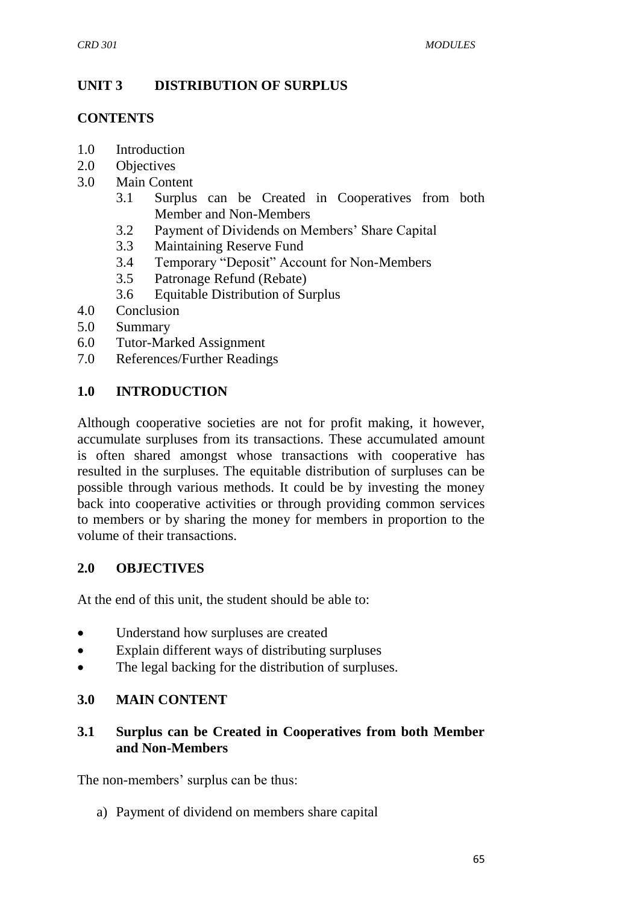## UNIT 3 DISTRIBUTION OF SURPLUS

### CONTENTS

1.0 Introduction
2.0 Objectives
3.0 Main Content
    3.1 Surplus can be Created in Cooperatives from both Member and Non-Members
    3.2 Payment of Dividends on Members' Share Capital
    3.3 Maintaining Reserve Fund
    3.4 Temporary "Deposit" Account for Non-Members
    3.5 Patronage Refund (Rebate)
    3.6 Equitable Distribution of Surplus
4.0 Conclusion
5.0 Summary
6.0 Tutor-Marked Assignment
7.0 References/Further Readings

### 1.0 INTRODUCTION

Although cooperative societies are not for profit making, it however, accumulate surpluses from its transactions. These accumulated amount is often shared amongst whose transactions with cooperative has resulted in the surpluses. The equitable distribution of surpluses can be possible through various methods. It could be by investing the money back into cooperative activities or through providing common services to members or by sharing the money for members in proportion to the volume of their transactions.

### 2.0 OBJECTIVES

At the end of this unit, the student should be able to:

- Understand how surpluses are created
- Explain different ways of distributing surpluses
- The legal backing for the distribution of surpluses.

### 3.0 MAIN CONTENT

#### 3.1 Surplus can be Created in Cooperatives from both Member and Non-Members

The non-members' surplus can be thus:

a) Payment of dividend on members share capital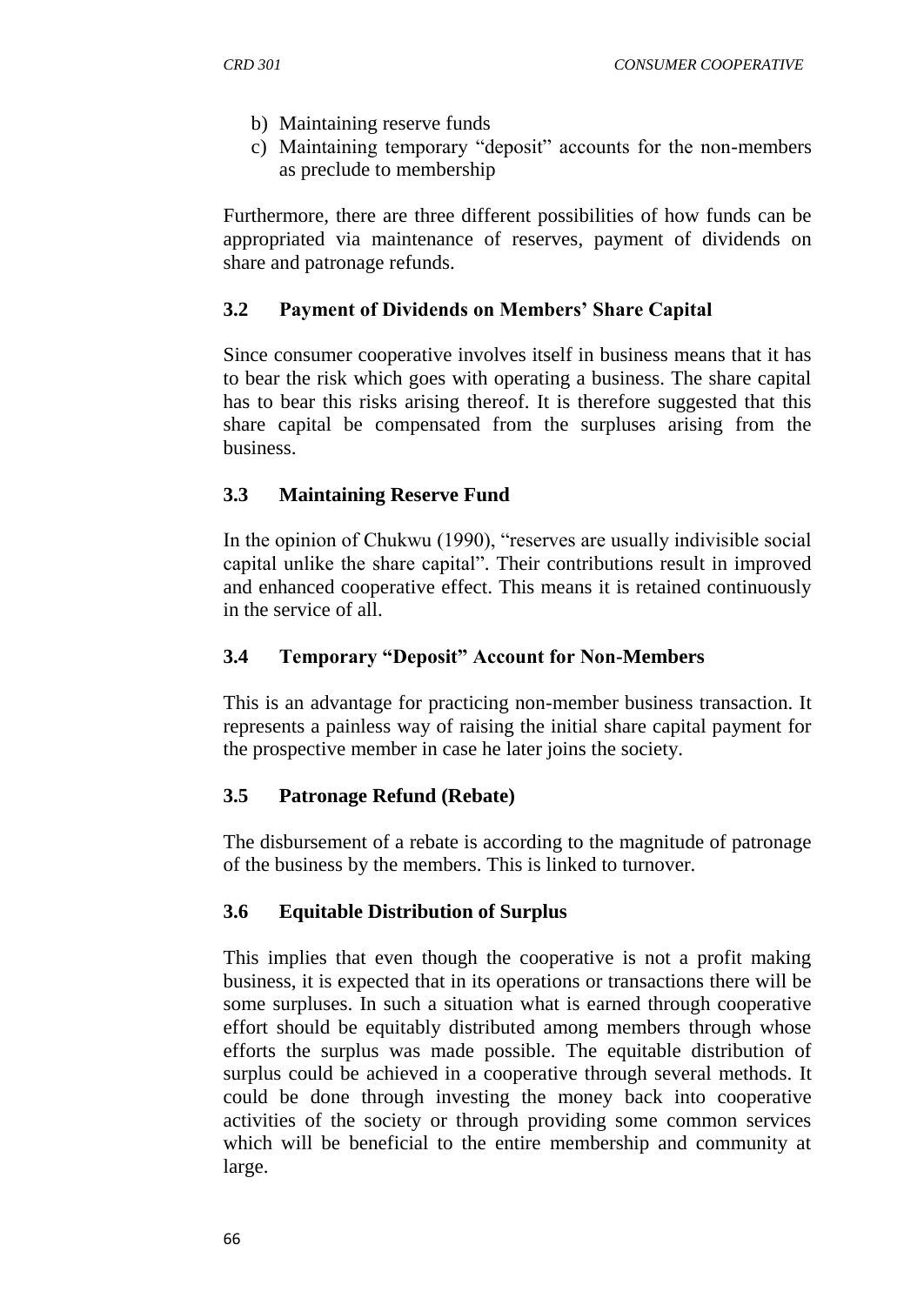b) Maintaining reserve funds
c) Maintaining temporary "deposit" accounts for the non-members as preclude to membership

Furthermore, there are three different possibilities of how funds can be appropriated via maintenance of reserves, payment of dividends on share and patronage refunds.

### 3.2 Payment of Dividends on Members' Share Capital

Since consumer cooperative involves itself in business means that it has to bear the risk which goes with operating a business. The share capital has to bear this risks arising thereof. It is therefore suggested that this share capital be compensated from the surpluses arising from the business.

### 3.3 Maintaining Reserve Fund

In the opinion of Chukwu (1990), "reserves are usually indivisible social capital unlike the share capital". Their contributions result in improved and enhanced cooperative effect. This means it is retained continuously in the service of all.

### 3.4 Temporary "Deposit" Account for Non-Members

This is an advantage for practicing non-member business transaction. It represents a painless way of raising the initial share capital payment for the prospective member in case he later joins the society.

### 3.5 Patronage Refund (Rebate)

The disbursement of a rebate is according to the magnitude of patronage of the business by the members. This is linked to turnover.

### 3.6 Equitable Distribution of Surplus

This implies that even though the cooperative is not a profit making business, it is expected that in its operations or transactions there will be some surpluses. In such a situation what is earned through cooperative effort should be equitably distributed among members through whose efforts the surplus was made possible. The equitable distribution of surplus could be achieved in a cooperative through several methods. It could be done through investing the money back into cooperative activities of the society or through providing some common services which will be beneficial to the entire membership and community at large.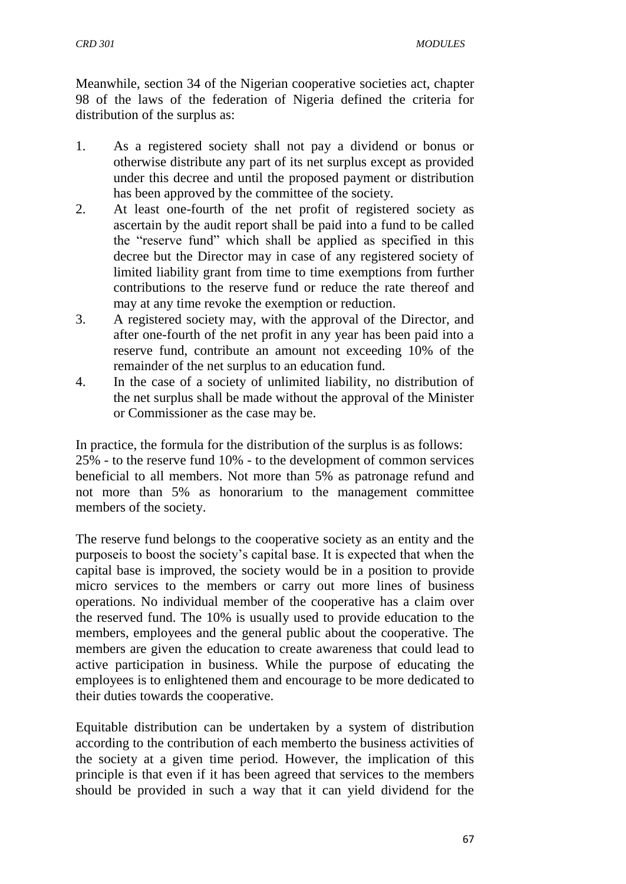Meanwhile, section 34 of the Nigerian cooperative societies act, chapter 98 of the laws of the federation of Nigeria defined the criteria for distribution of the surplus as:

1. As a registered society shall not pay a dividend or bonus or otherwise distribute any part of its net surplus except as provided under this decree and until the proposed payment or distribution has been approved by the committee of the society.
2. At least one-fourth of the net profit of registered society as ascertain by the audit report shall be paid into a fund to be called the "reserve fund" which shall be applied as specified in this decree but the Director may in case of any registered society of limited liability grant from time to time exemptions from further contributions to the reserve fund or reduce the rate thereof and may at any time revoke the exemption or reduction.
3. A registered society may, with the approval of the Director, and after one-fourth of the net profit in any year has been paid into a reserve fund, contribute an amount not exceeding 10% of the remainder of the net surplus to an education fund.
4. In the case of a society of unlimited liability, no distribution of the net surplus shall be made without the approval of the Minister or Commissioner as the case may be.

In practice, the formula for the distribution of the surplus is as follows: 25% - to the reserve fund 10% - to the development of common services beneficial to all members. Not more than 5% as patronage refund and not more than 5% as honorarium to the management committee members of the society.

The reserve fund belongs to the cooperative society as an entity and the purposeis to boost the society's capital base. It is expected that when the capital base is improved, the society would be in a position to provide micro services to the members or carry out more lines of business operations. No individual member of the cooperative has a claim over the reserved fund. The 10% is usually used to provide education to the members, employees and the general public about the cooperative. The members are given the education to create awareness that could lead to active participation in business. While the purpose of educating the employees is to enlightened them and encourage to be more dedicated to their duties towards the cooperative.

Equitable distribution can be undertaken by a system of distribution according to the contribution of each memberto the business activities of the society at a given time period. However, the implication of this principle is that even if it has been agreed that services to the members should be provided in such a way that it can yield dividend for the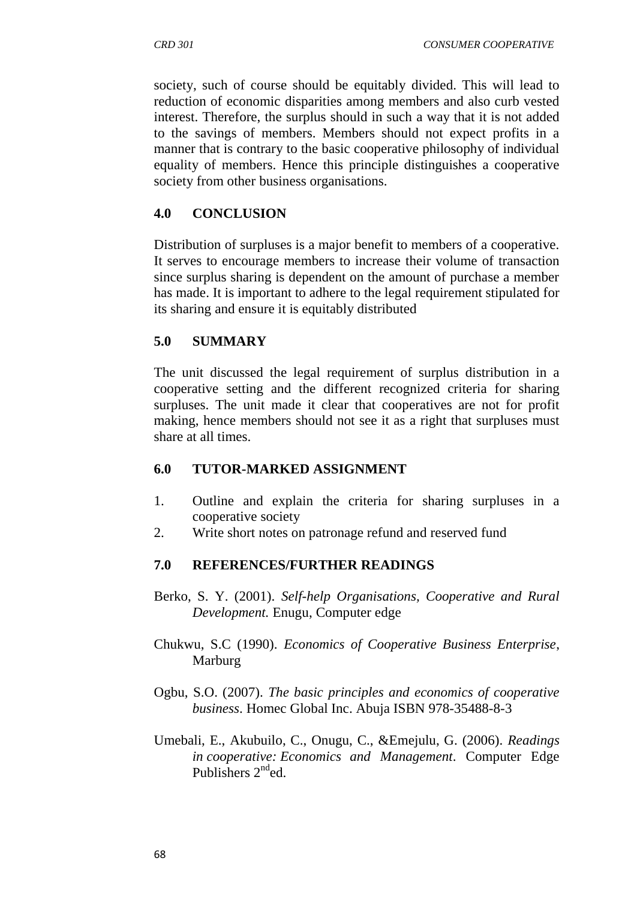society, such of course should be equitably divided. This will lead to reduction of economic disparities among members and also curb vested interest. Therefore, the surplus should in such a way that it is not added to the savings of members. Members should not expect profits in a manner that is contrary to the basic cooperative philosophy of individual equality of members. Hence this principle distinguishes a cooperative society from other business organisations.

## 4.0 CONCLUSION

Distribution of surpluses is a major benefit to members of a cooperative. It serves to encourage members to increase their volume of transaction since surplus sharing is dependent on the amount of purchase a member has made. It is important to adhere to the legal requirement stipulated for its sharing and ensure it is equitably distributed

## 5.0 SUMMARY

The unit discussed the legal requirement of surplus distribution in a cooperative setting and the different recognized criteria for sharing surpluses. The unit made it clear that cooperatives are not for profit making, hence members should not see it as a right that surpluses must share at all times.

## 6.0 TUTOR-MARKED ASSIGNMENT

1. Outline and explain the criteria for sharing surpluses in a cooperative society
2. Write short notes on patronage refund and reserved fund

## 7.0 REFERENCES/FURTHER READINGS

Berko, S. Y. (2001). *Self-help Organisations, Cooperative and Rural Development.* Enugu, Computer edge

Chukwu, S.C (1990). *Economics of Cooperative Business Enterprise*, Marburg

Ogbu, S.O. (2007). *The basic principles and economics of cooperative business*. Homec Global Inc. Abuja ISBN 978-35488-8-3

Umebali, E., Akubuilo, C., Onugu, C., &Emejulu, G. (2006). *Readings in cooperative: Economics and Management*. Computer Edge Publishers 2nd ed.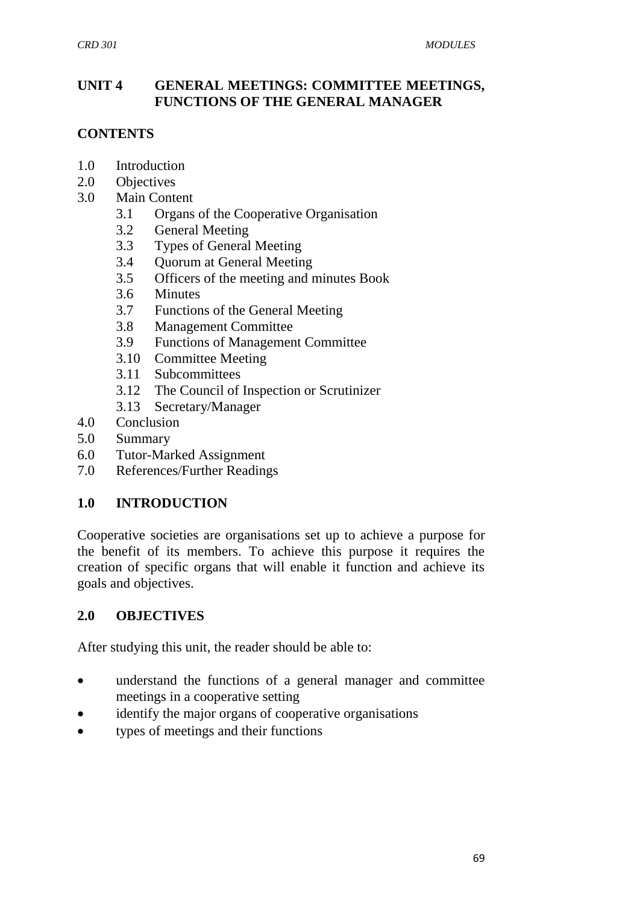## UNIT 4 GENERAL MEETINGS: COMMITTEE MEETINGS, FUNCTIONS OF THE GENERAL MANAGER

### CONTENTS

1.0 Introduction
2.0 Objectives
3.0 Main Content
   - 3.1 Organs of the Cooperative Organisation
   - 3.2 General Meeting
   - 3.3 Types of General Meeting
   - 3.4 Quorum at General Meeting
   - 3.5 Officers of the meeting and minutes Book
   - 3.6 Minutes
   - 3.7 Functions of the General Meeting
   - 3.8 Management Committee
   - 3.9 Functions of Management Committee
   - 3.10 Committee Meeting
   - 3.11 Subcommittees
   - 3.12 The Council of Inspection or Scrutinizer
   - 3.13 Secretary/Manager

4.0 Conclusion
5.0 Summary
6.0 Tutor-Marked Assignment
7.0 References/Further Readings

### 1.0 INTRODUCTION

Cooperative societies are organisations set up to achieve a purpose for the benefit of its members. To achieve this purpose it requires the creation of specific organs that will enable it function and achieve its goals and objectives.

### 2.0 OBJECTIVES

After studying this unit, the reader should be able to:

- understand the functions of a general manager and committee meetings in a cooperative setting
- identify the major organs of cooperative organisations
- types of meetings and their functions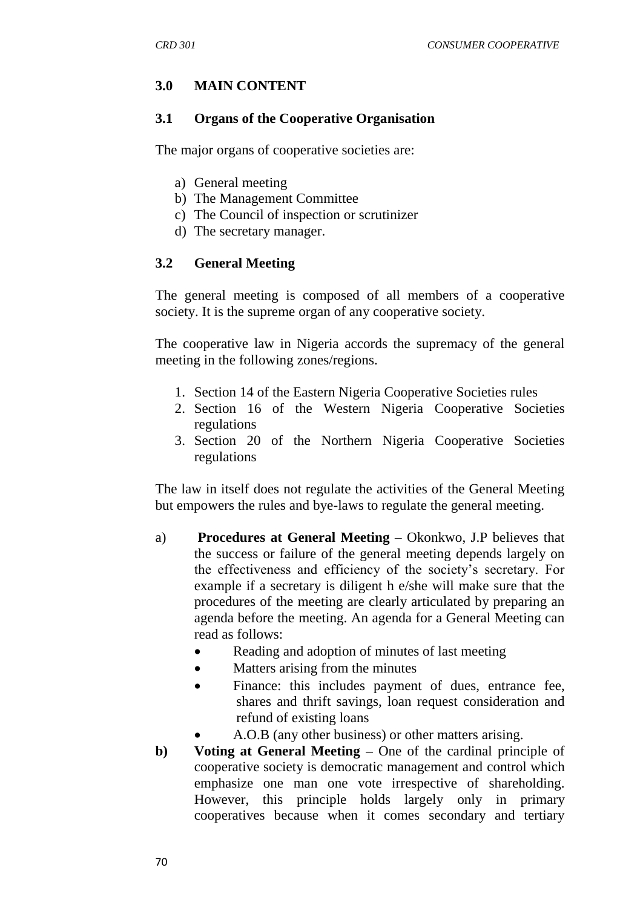## 3.0 MAIN CONTENT

### 3.1 Organs of the Cooperative Organisation

The major organs of cooperative societies are:

a) General meeting
b) The Management Committee
c) The Council of inspection or scrutinizer
d) The secretary manager.

### 3.2 General Meeting

The general meeting is composed of all members of a cooperative society. It is the supreme organ of any cooperative society.

The cooperative law in Nigeria accords the supremacy of the general meeting in the following zones/regions.

1. Section 14 of the Eastern Nigeria Cooperative Societies rules
2. Section 16 of the Western Nigeria Cooperative Societies regulations
3. Section 20 of the Northern Nigeria Cooperative Societies regulations

The law in itself does not regulate the activities of the General Meeting but empowers the rules and bye-laws to regulate the general meeting.

a) **Procedures at General Meeting** – Okonkwo, J.P believes that the success or failure of the general meeting depends largely on the effectiveness and efficiency of the society's secretary. For example if a secretary is diligent h e/she will make sure that the procedures of the meeting are clearly articulated by preparing an agenda before the meeting. An agenda for a General Meeting can read as follows:
    - Reading and adoption of minutes of last meeting
    - Matters arising from the minutes
    - Finance: this includes payment of dues, entrance fee, shares and thrift savings, loan request consideration and refund of existing loans
    - A.O.B (any other business) or other matters arising.

**b) Voting at General Meeting –** One of the cardinal principle of cooperative society is democratic management and control which emphasize one man one vote irrespective of shareholding. However, this principle holds largely only in primary cooperatives because when it comes secondary and tertiary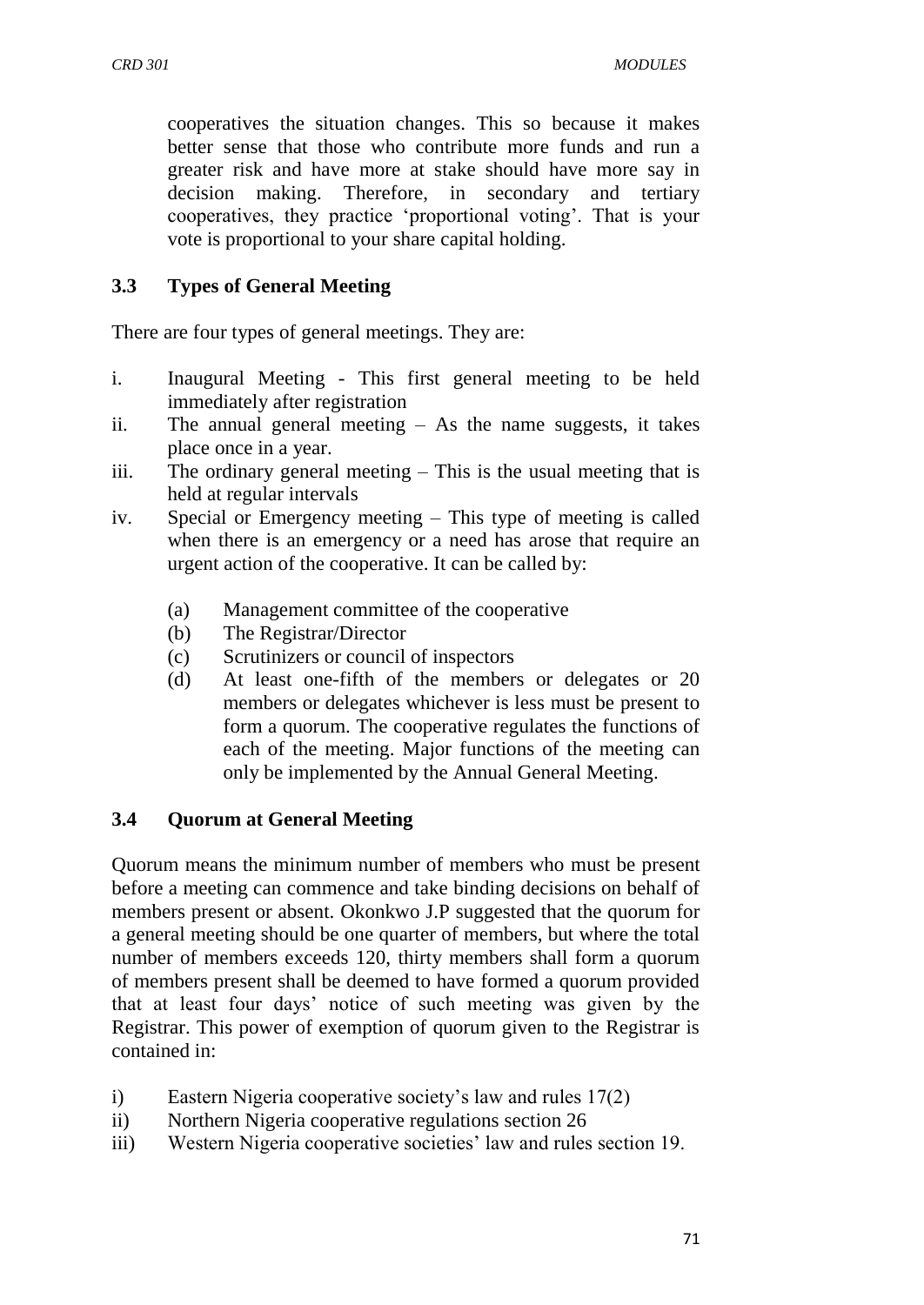cooperatives the situation changes. This so because it makes better sense that those who contribute more funds and run a greater risk and have more at stake should have more say in decision making. Therefore, in secondary and tertiary cooperatives, they practice 'proportional voting'. That is your vote is proportional to your share capital holding.

### 3.3 Types of General Meeting

There are four types of general meetings. They are:

i. Inaugural Meeting - This first general meeting to be held immediately after registration
ii. The annual general meeting – As the name suggests, it takes place once in a year.
iii. The ordinary general meeting – This is the usual meeting that is held at regular intervals
iv. Special or Emergency meeting – This type of meeting is called when there is an emergency or a need has arose that require an urgent action of the cooperative. It can be called by:

    (a) Management committee of the cooperative
    (b) The Registrar/Director
    (c) Scrutinizers or council of inspectors
    (d) At least one-fifth of the members or delegates or 20 members or delegates whichever is less must be present to form a quorum. The cooperative regulates the functions of each of the meeting. Major functions of the meeting can only be implemented by the Annual General Meeting.

### 3.4 Quorum at General Meeting

Quorum means the minimum number of members who must be present before a meeting can commence and take binding decisions on behalf of members present or absent. Okonkwo J.P suggested that the quorum for a general meeting should be one quarter of members, but where the total number of members exceeds 120, thirty members shall form a quorum of members present shall be deemed to have formed a quorum provided that at least four days' notice of such meeting was given by the Registrar. This power of exemption of quorum given to the Registrar is contained in:

i) Eastern Nigeria cooperative society's law and rules 17(2)
ii) Northern Nigeria cooperative regulations section 26
iii) Western Nigeria cooperative societies' law and rules section 19.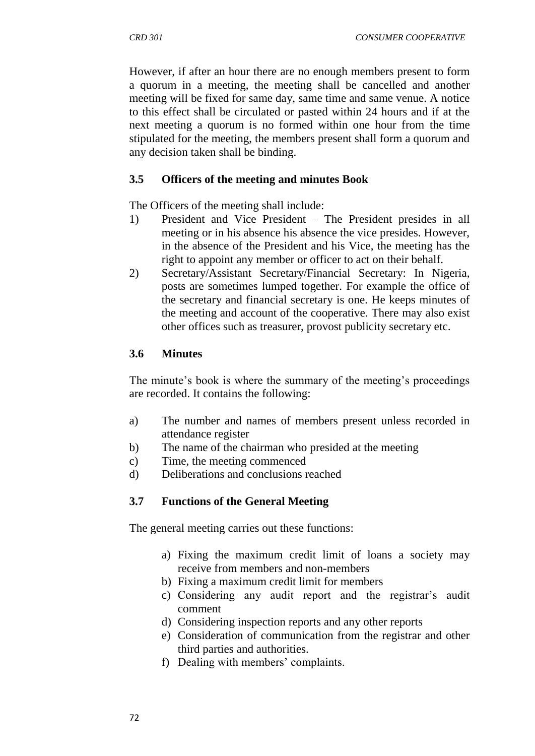However, if after an hour there are no enough members present to form a quorum in a meeting, the meeting shall be cancelled and another meeting will be fixed for same day, same time and same venue. A notice to this effect shall be circulated or pasted within 24 hours and if at the next meeting a quorum is no formed within one hour from the time stipulated for the meeting, the members present shall form a quorum and any decision taken shall be binding.

### 3.5 Officers of the meeting and minutes Book

The Officers of the meeting shall include:

1) President and Vice President – The President presides in all meeting or in his absence his absence the vice presides. However, in the absence of the President and his Vice, the meeting has the right to appoint any member or officer to act on their behalf.
2) Secretary/Assistant Secretary/Financial Secretary: In Nigeria, posts are sometimes lumped together. For example the office of the secretary and financial secretary is one. He keeps minutes of the meeting and account of the cooperative. There may also exist other offices such as treasurer, provost publicity secretary etc.

### 3.6 Minutes

The minute's book is where the summary of the meeting's proceedings are recorded. It contains the following:

a) The number and names of members present unless recorded in attendance register
b) The name of the chairman who presided at the meeting
c) Time, the meeting commenced
d) Deliberations and conclusions reached

### 3.7 Functions of the General Meeting

The general meeting carries out these functions:

a) Fixing the maximum credit limit of loans a society may receive from members and non-members
b) Fixing a maximum credit limit for members
c) Considering any audit report and the registrar's audit comment
d) Considering inspection reports and any other reports
e) Consideration of communication from the registrar and other third parties and authorities.
f) Dealing with members' complaints.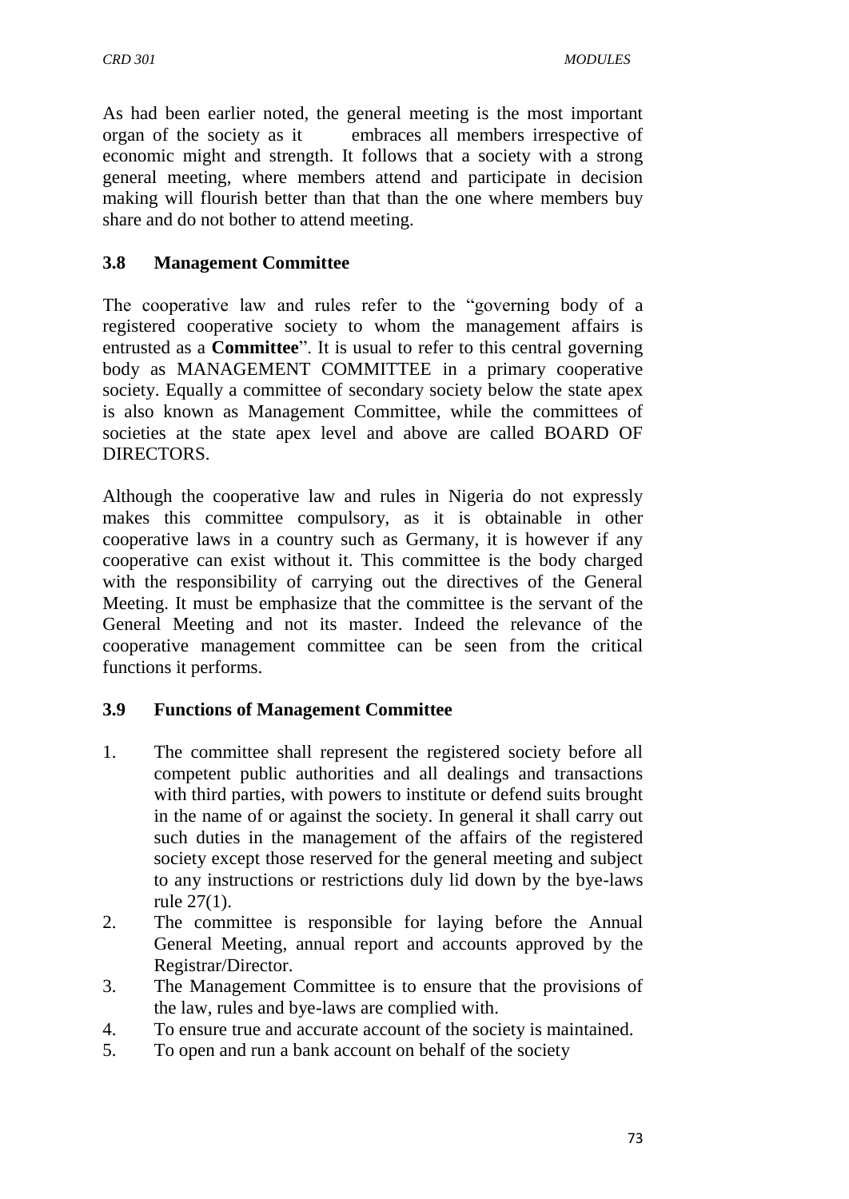As had been earlier noted, the general meeting is the most important organ of the society as it embraces all members irrespective of economic might and strength. It follows that a society with a strong general meeting, where members attend and participate in decision making will flourish better than that than the one where members buy share and do not bother to attend meeting.

### 3.8 Management Committee

The cooperative law and rules refer to the "governing body of a registered cooperative society to whom the management affairs is entrusted as a **Committee**". It is usual to refer to this central governing body as MANAGEMENT COMMITTEE in a primary cooperative society. Equally a committee of secondary society below the state apex is also known as Management Committee, while the committees of societies at the state apex level and above are called BOARD OF DIRECTORS.

Although the cooperative law and rules in Nigeria do not expressly makes this committee compulsory, as it is obtainable in other cooperative laws in a country such as Germany, it is however if any cooperative can exist without it. This committee is the body charged with the responsibility of carrying out the directives of the General Meeting. It must be emphasize that the committee is the servant of the General Meeting and not its master. Indeed the relevance of the cooperative management committee can be seen from the critical functions it performs.

### 3.9 Functions of Management Committee

1. The committee shall represent the registered society before all competent public authorities and all dealings and transactions with third parties, with powers to institute or defend suits brought in the name of or against the society. In general it shall carry out such duties in the management of the affairs of the registered society except those reserved for the general meeting and subject to any instructions or restrictions duly lid down by the bye-laws rule 27(1).
2. The committee is responsible for laying before the Annual General Meeting, annual report and accounts approved by the Registrar/Director.
3. The Management Committee is to ensure that the provisions of the law, rules and bye-laws are complied with.
4. To ensure true and accurate account of the society is maintained.
5. To open and run a bank account on behalf of the society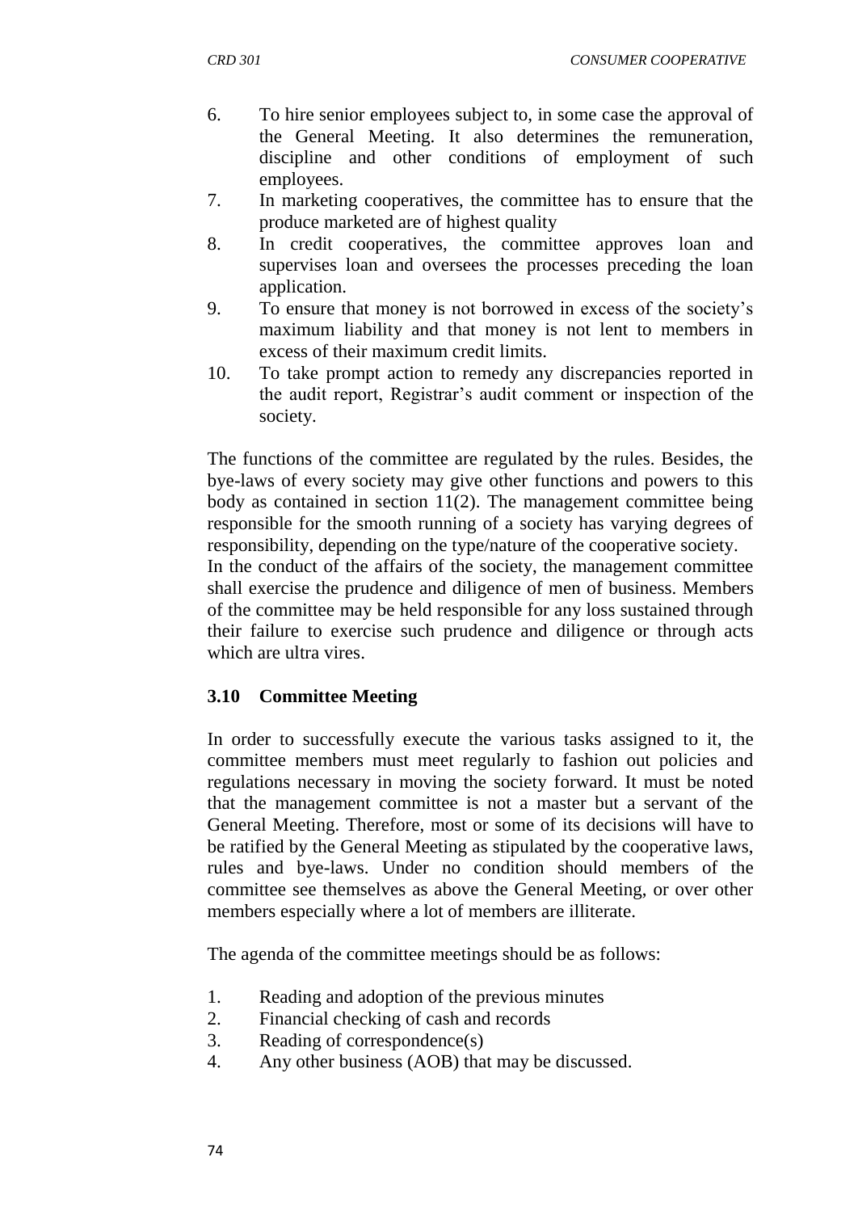6. To hire senior employees subject to, in some case the approval of the General Meeting. It also determines the remuneration, discipline and other conditions of employment of such employees.
7. In marketing cooperatives, the committee has to ensure that the produce marketed are of highest quality
8. In credit cooperatives, the committee approves loan and supervises loan and oversees the processes preceding the loan application.
9. To ensure that money is not borrowed in excess of the society's maximum liability and that money is not lent to members in excess of their maximum credit limits.
10. To take prompt action to remedy any discrepancies reported in the audit report, Registrar's audit comment or inspection of the society.

The functions of the committee are regulated by the rules. Besides, the bye-laws of every society may give other functions and powers to this body as contained in section 11(2). The management committee being responsible for the smooth running of a society has varying degrees of responsibility, depending on the type/nature of the cooperative society.
In the conduct of the affairs of the society, the management committee shall exercise the prudence and diligence of men of business. Members of the committee may be held responsible for any loss sustained through their failure to exercise such prudence and diligence or through acts which are ultra vires.

### 3.10 Committee Meeting

In order to successfully execute the various tasks assigned to it, the committee members must meet regularly to fashion out policies and regulations necessary in moving the society forward. It must be noted that the management committee is not a master but a servant of the General Meeting. Therefore, most or some of its decisions will have to be ratified by the General Meeting as stipulated by the cooperative laws, rules and bye-laws. Under no condition should members of the committee see themselves as above the General Meeting, or over other members especially where a lot of members are illiterate.

The agenda of the committee meetings should be as follows:

1. Reading and adoption of the previous minutes
2. Financial checking of cash and records
3. Reading of correspondence(s)
4. Any other business (AOB) that may be discussed.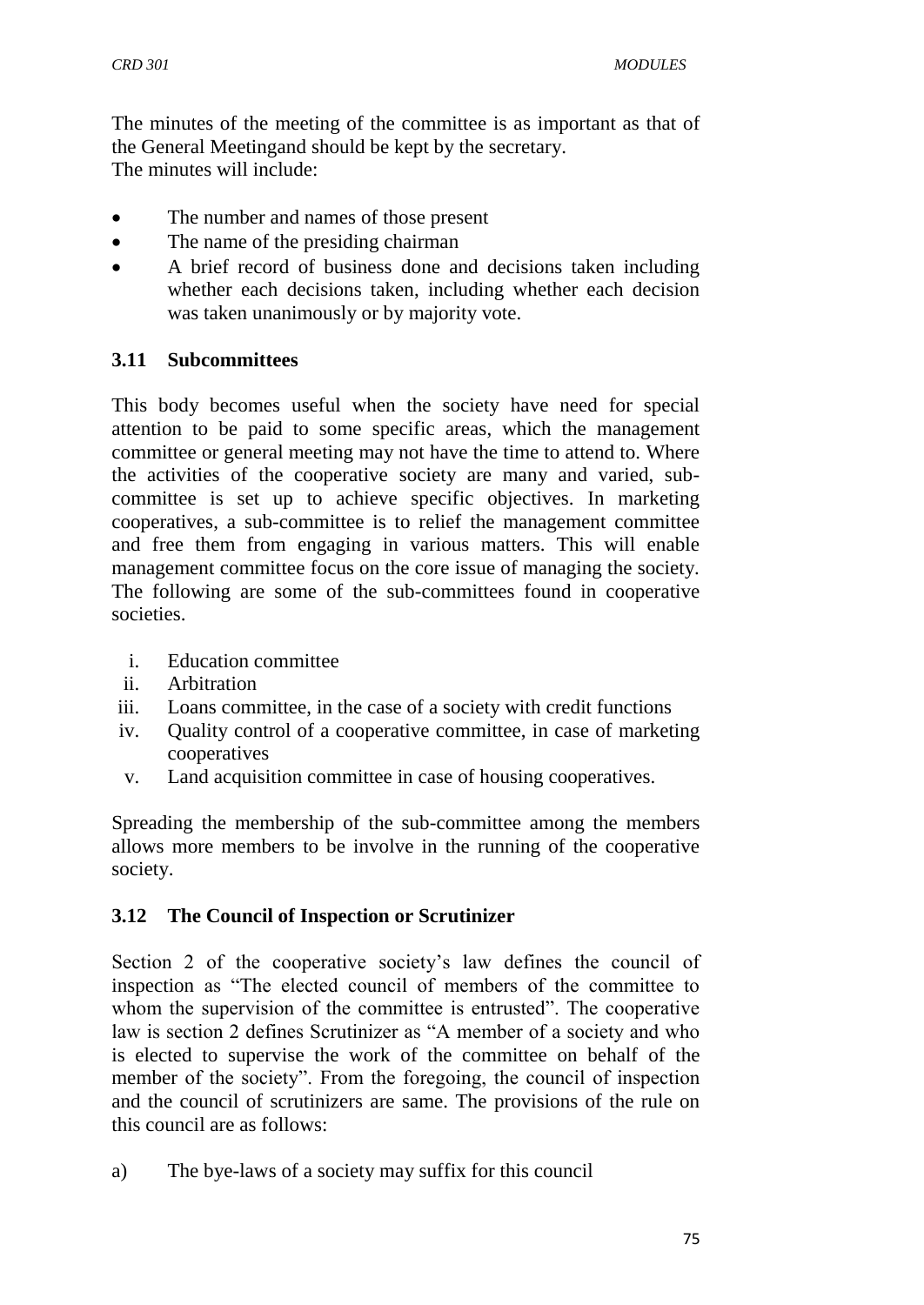The minutes of the meeting of the committee is as important as that of the General Meetingand should be kept by the secretary.
The minutes will include:

- The number and names of those present
- The name of the presiding chairman
- A brief record of business done and decisions taken including whether each decisions taken, including whether each decision was taken unanimously or by majority vote.

### 3.11 Subcommittees

This body becomes useful when the society have need for special attention to be paid to some specific areas, which the management committee or general meeting may not have the time to attend to. Where the activities of the cooperative society are many and varied, sub-committee is set up to achieve specific objectives. In marketing cooperatives, a sub-committee is to relief the management committee and free them from engaging in various matters. This will enable management committee focus on the core issue of managing the society. The following are some of the sub-committees found in cooperative societies.

i. Education committee
ii. Arbitration
iii. Loans committee, in the case of a society with credit functions
iv. Quality control of a cooperative committee, in case of marketing cooperatives
v. Land acquisition committee in case of housing cooperatives.

Spreading the membership of the sub-committee among the members allows more members to be involve in the running of the cooperative society.

### 3.12 The Council of Inspection or Scrutinizer

Section 2 of the cooperative society's law defines the council of inspection as "The elected council of members of the committee to whom the supervision of the committee is entrusted". The cooperative law is section 2 defines Scrutinizer as "A member of a society and who is elected to supervise the work of the committee on behalf of the member of the society". From the foregoing, the council of inspection and the council of scrutinizers are same. The provisions of the rule on this council are as follows:

a) The bye-laws of a society may suffix for this council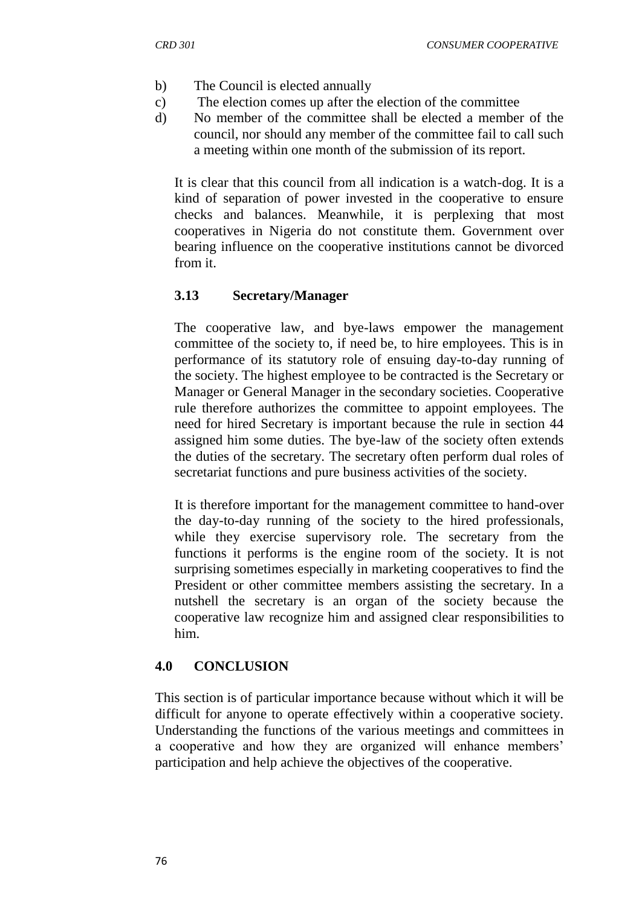b) The Council is elected annually
c) The election comes up after the election of the committee
d) No member of the committee shall be elected a member of the council, nor should any member of the committee fail to call such a meeting within one month of the submission of its report.

It is clear that this council from all indication is a watch-dog. It is a kind of separation of power invested in the cooperative to ensure checks and balances. Meanwhile, it is perplexing that most cooperatives in Nigeria do not constitute them. Government over bearing influence on the cooperative institutions cannot be divorced from it.

### 3.13 Secretary/Manager

The cooperative law, and bye-laws empower the management committee of the society to, if need be, to hire employees. This is in performance of its statutory role of ensuing day-to-day running of the society. The highest employee to be contracted is the Secretary or Manager or General Manager in the secondary societies. Cooperative rule therefore authorizes the committee to appoint employees. The need for hired Secretary is important because the rule in section 44 assigned him some duties. The bye-law of the society often extends the duties of the secretary. The secretary often perform dual roles of secretariat functions and pure business activities of the society.

It is therefore important for the management committee to hand-over the day-to-day running of the society to the hired professionals, while they exercise supervisory role. The secretary from the functions it performs is the engine room of the society. It is not surprising sometimes especially in marketing cooperatives to find the President or other committee members assisting the secretary. In a nutshell the secretary is an organ of the society because the cooperative law recognize him and assigned clear responsibilities to him.

## 4.0 CONCLUSION

This section is of particular importance because without which it will be difficult for anyone to operate effectively within a cooperative society. Understanding the functions of the various meetings and committees in a cooperative and how they are organized will enhance members' participation and help achieve the objectives of the cooperative.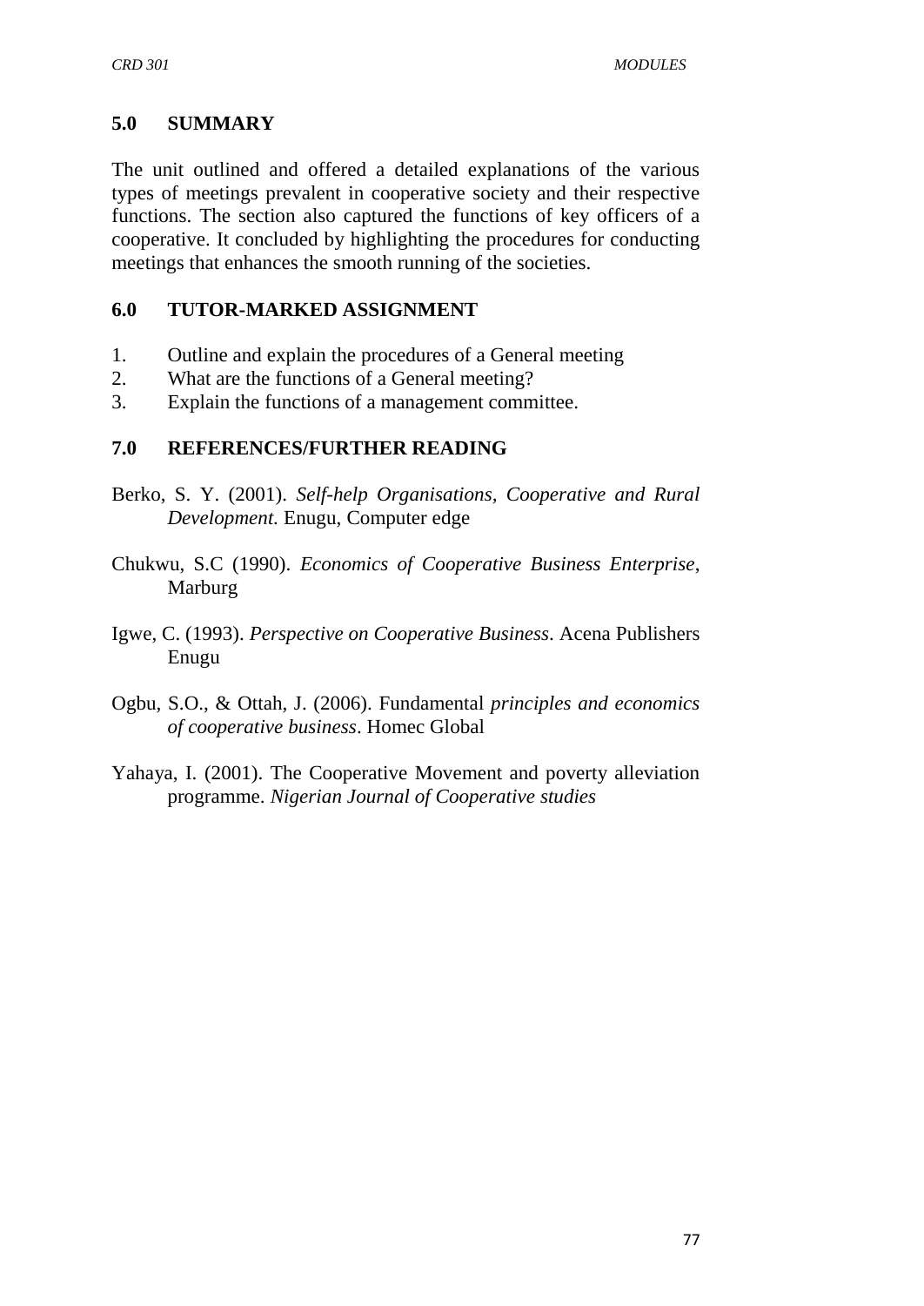## 5.0 SUMMARY

The unit outlined and offered a detailed explanations of the various types of meetings prevalent in cooperative society and their respective functions. The section also captured the functions of key officers of a cooperative. It concluded by highlighting the procedures for conducting meetings that enhances the smooth running of the societies.

## 6.0 TUTOR-MARKED ASSIGNMENT

1. Outline and explain the procedures of a General meeting
2. What are the functions of a General meeting?
3. Explain the functions of a management committee.

## 7.0 REFERENCES/FURTHER READING

Berko, S. Y. (2001). *Self-help Organisations, Cooperative and Rural Development.* Enugu, Computer edge

Chukwu, S.C (1990). *Economics of Cooperative Business Enterprise*, Marburg

Igwe, C. (1993). *Perspective on Cooperative Business*. Acena Publishers Enugu

Ogbu, S.O., & Ottah, J. (2006). Fundamental *principles and economics of cooperative business*. Homec Global

Yahaya, I. (2001). The Cooperative Movement and poverty alleviation programme. *Nigerian Journal of Cooperative studies*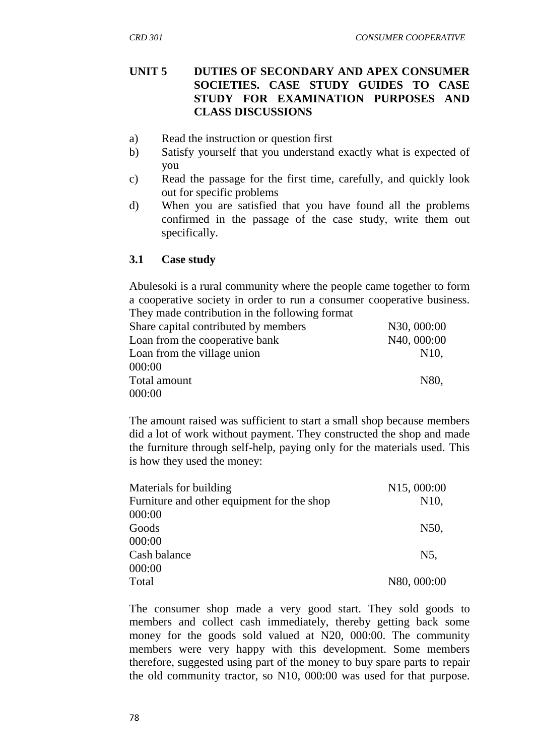## UNIT 5 DUTIES OF SECONDARY AND APEX CONSUMER SOCIETIES. CASE STUDY GUIDES TO CASE STUDY FOR EXAMINATION PURPOSES AND CLASS DISCUSSIONS

a) Read the instruction or question first
b) Satisfy yourself that you understand exactly what is expected of you
c) Read the passage for the first time, carefully, and quickly look out for specific problems
d) When you are satisfied that you have found all the problems confirmed in the passage of the case study, write them out specifically.

### 3.1 Case study

Abulesoki is a rural community where the people came together to form a cooperative society in order to run a consumer cooperative business. They made contribution in the following format

| | |
|---|---|
| Share capital contributed by members | N30, 000:00 |
| Loan from the cooperative bank | N40, 000:00 |
| Loan from the village union | N10, 000:00 |
| Total amount | N80, 000:00 |

The amount raised was sufficient to start a small shop because members did a lot of work without payment. They constructed the shop and made the furniture through self-help, paying only for the materials used. This is how they used the money:

| | |
|---|---|
| Materials for building | N15, 000:00 |
| Furniture and other equipment for the shop | N10, 000:00 |
| Goods | N50, 000:00 |
| Cash balance | N5, 000:00 |
| Total | N80, 000:00 |

The consumer shop made a very good start. They sold goods to members and collect cash immediately, thereby getting back some money for the goods sold valued at N20, 000:00. The community members were very happy with this development. Some members therefore, suggested using part of the money to buy spare parts to repair the old community tractor, so N10, 000:00 was used for that purpose.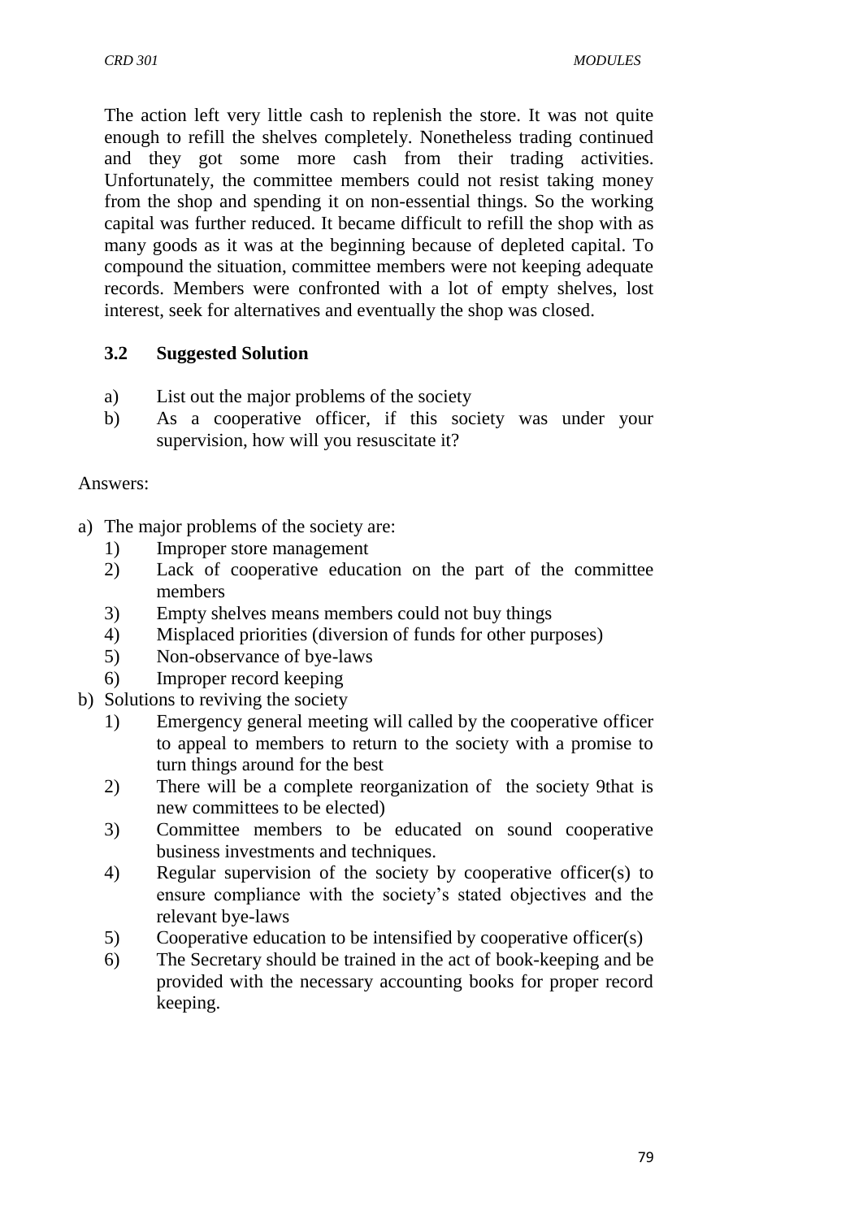The action left very little cash to replenish the store. It was not quite enough to refill the shelves completely. Nonetheless trading continued and they got some more cash from their trading activities. Unfortunately, the committee members could not resist taking money from the shop and spending it on non-essential things. So the working capital was further reduced. It became difficult to refill the shop with as many goods as it was at the beginning because of depleted capital. To compound the situation, committee members were not keeping adequate records. Members were confronted with a lot of empty shelves, lost interest, seek for alternatives and eventually the shop was closed.

### 3.2 Suggested Solution

a) List out the major problems of the society

b) As a cooperative officer, if this society was under your supervision, how will you resuscitate it?

Answers:

a) The major problems of the society are:
   1) Improper store management
   2) Lack of cooperative education on the part of the committee members
   3) Empty shelves means members could not buy things
   4) Misplaced priorities (diversion of funds for other purposes)
   5) Non-observance of bye-laws
   6) Improper record keeping

b) Solutions to reviving the society
   1) Emergency general meeting will called by the cooperative officer to appeal to members to return to the society with a promise to turn things around for the best
   2) There will be a complete reorganization of the society 9that is new committees to be elected)
   3) Committee members to be educated on sound cooperative business investments and techniques.
   4) Regular supervision of the society by cooperative officer(s) to ensure compliance with the society's stated objectives and the relevant bye-laws
   5) Cooperative education to be intensified by cooperative officer(s)
   6) The Secretary should be trained in the act of book-keeping and be provided with the necessary accounting books for proper record keeping.